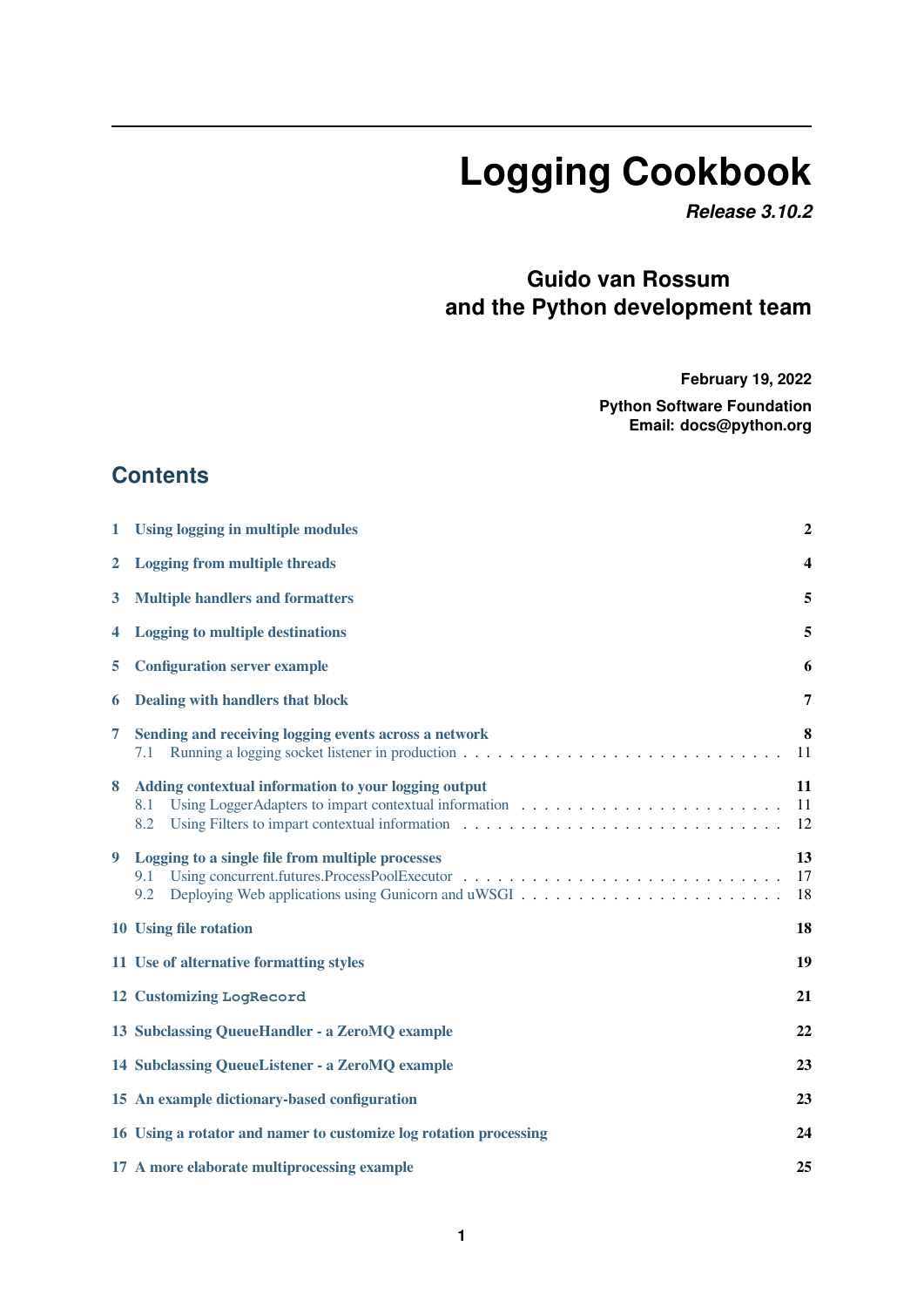# Logging Cookbook

***Release 3.10.2***

**Guido van Rossum and the Python development team**

**February 19, 2022**

**Python Software Foundation**
**Email: docs@python.org**

## Contents

**1 Using logging in multiple modules** **2**

**2 Logging from multiple threads** **4**

**3 Multiple handlers and formatters** **5**

**4 Logging to multiple destinations** **5**

**5 Configuration server example** **6**

**6 Dealing with handlers that block** **7**

**7 Sending and receiving logging events across a network** **8**
- 7.1 Running a logging socket listener in production . . . . . . . . . . . . . . . . . . . . . . . . . . . . 11

**8 Adding contextual information to your logging output** **11**
- 8.1 Using LoggerAdapters to impart contextual information . . . . . . . . . . . . . . . . . . . . . . . 11
- 8.2 Using Filters to impart contextual information . . . . . . . . . . . . . . . . . . . . . . . . . . . 12

**9 Logging to a single file from multiple processes** **13**
- 9.1 Using concurrent.futures.ProcessPoolExecutor . . . . . . . . . . . . . . . . . . . . . . . . . . . 17
- 9.2 Deploying Web applications using Gunicorn and uWSGI . . . . . . . . . . . . . . . . . . . . . . 18

**10 Using file rotation** **18**

**11 Use of alternative formatting styles** **19**

**12 Customizing `LogRecord`** **21**

**13 Subclassing QueueHandler - a ZeroMQ example** **22**

**14 Subclassing QueueListener - a ZeroMQ example** **23**

**15 An example dictionary-based configuration** **23**

**16 Using a rotator and namer to customize log rotation processing** **24**

**17 A more elaborate multiprocessing example** **25**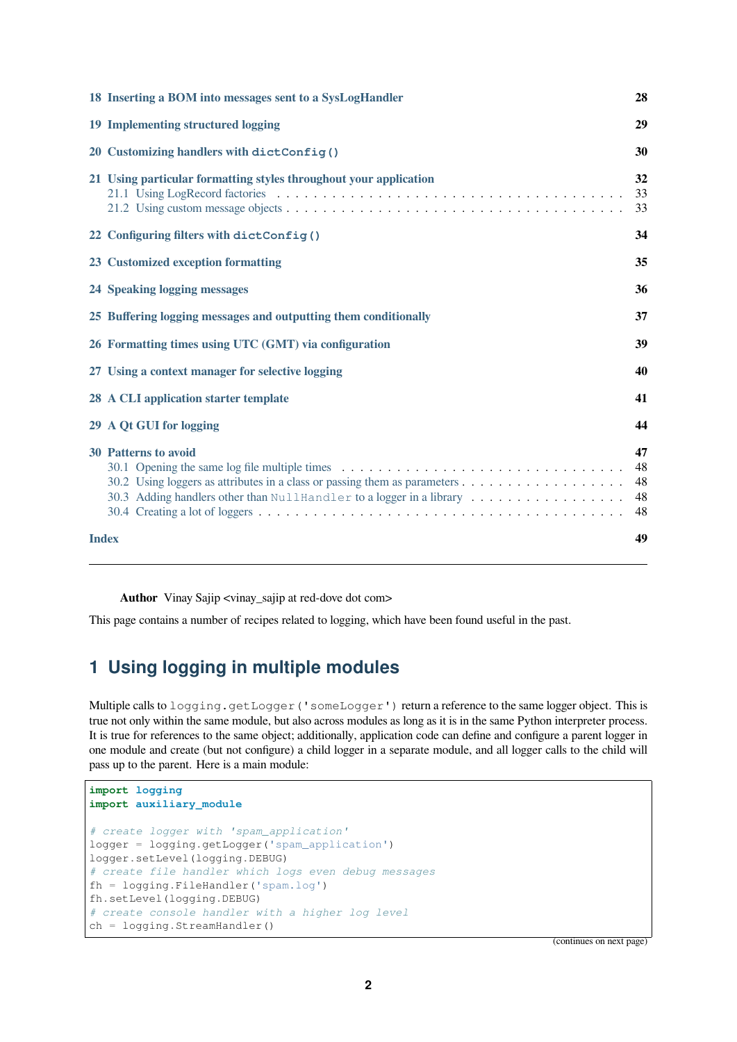| | |
|---|---|
| **18 Inserting a BOM into messages sent to a SysLogHandler** | **28** |
| **19 Implementing structured logging** | **29** |
| **20 Customizing handlers with `dictConfig()`** | **30** |
| **21 Using particular formatting styles throughout your application** | **32** |
| 21.1 Using LogRecord factories | 33 |
| 21.2 Using custom message objects | 33 |
| **22 Configuring filters with `dictConfig()`** | **34** |
| **23 Customized exception formatting** | **35** |
| **24 Speaking logging messages** | **36** |
| **25 Buffering logging messages and outputting them conditionally** | **37** |
| **26 Formatting times using UTC (GMT) via configuration** | **39** |
| **27 Using a context manager for selective logging** | **40** |
| **28 A CLI application starter template** | **41** |
| **29 A Qt GUI for logging** | **44** |
| **30 Patterns to avoid** | **47** |
| 30.1 Opening the same log file multiple times | 48 |
| 30.2 Using loggers as attributes in a class or passing them as parameters | 48 |
| 30.3 Adding handlers other than `NullHandler` to a logger in a library | 48 |
| 30.4 Creating a lot of loggers | 48 |
| **Index** | **49** |

---

**Author** Vinay Sajip <vinay_sajip at red-dove dot com>

This page contains a number of recipes related to logging, which have been found useful in the past.

# 1 Using logging in multiple modules

Multiple calls to `logging.getLogger('someLogger')` return a reference to the same logger object. This is true not only within the same module, but also across modules as long as it is in the same Python interpreter process. It is true for references to the same object; additionally, application code can define and configure a parent logger in one module and create (but not configure) a child logger in a separate module, and all logger calls to the child will pass up to the parent. Here is a main module:

```
import logging
import auxiliary_module

# create logger with 'spam_application'
logger = logging.getLogger('spam_application')
logger.setLevel(logging.DEBUG)
# create file handler which logs even debug messages
fh = logging.FileHandler('spam.log')
fh.setLevel(logging.DEBUG)
# create console handler with a higher log level
ch = logging.StreamHandler()
```

(continues on next page)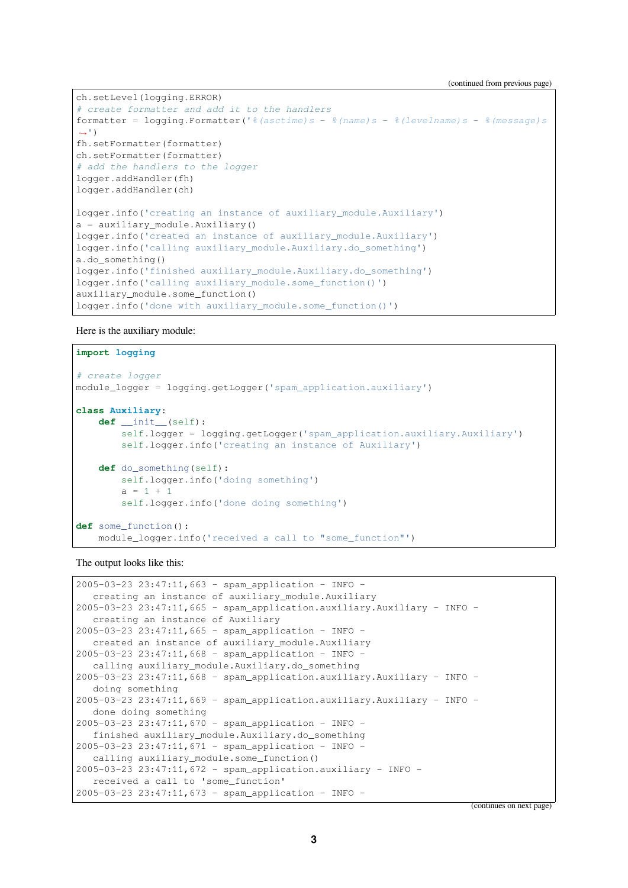(continued from previous page)

```
ch.setLevel(logging.ERROR)
# create formatter and add it to the handlers
formatter = logging.Formatter('%(asctime)s - %(name)s - %(levelname)s - %(message)s
↪')
fh.setFormatter(formatter)
ch.setFormatter(formatter)
# add the handlers to the logger
logger.addHandler(fh)
logger.addHandler(ch)

logger.info('creating an instance of auxiliary_module.Auxiliary')
a = auxiliary_module.Auxiliary()
logger.info('created an instance of auxiliary_module.Auxiliary')
logger.info('calling auxiliary_module.Auxiliary.do_something')
a.do_something()
logger.info('finished auxiliary_module.Auxiliary.do_something')
logger.info('calling auxiliary_module.some_function()')
auxiliary_module.some_function()
logger.info('done with auxiliary_module.some_function()')
```

Here is the auxiliary module:

```
import logging

# create logger
module_logger = logging.getLogger('spam_application.auxiliary')

class Auxiliary:
    def __init__(self):
        self.logger = logging.getLogger('spam_application.auxiliary.Auxiliary')
        self.logger.info('creating an instance of Auxiliary')

    def do_something(self):
        self.logger.info('doing something')
        a = 1 + 1
        self.logger.info('done doing something')

def some_function():
    module_logger.info('received a call to "some_function"')
```

The output looks like this:

```
2005-03-23 23:47:11,663 - spam_application - INFO -
   creating an instance of auxiliary_module.Auxiliary
2005-03-23 23:47:11,665 - spam_application.auxiliary.Auxiliary - INFO -
   creating an instance of Auxiliary
2005-03-23 23:47:11,665 - spam_application - INFO -
   created an instance of auxiliary_module.Auxiliary
2005-03-23 23:47:11,668 - spam_application - INFO -
   calling auxiliary_module.Auxiliary.do_something
2005-03-23 23:47:11,668 - spam_application.auxiliary.Auxiliary - INFO -
   doing something
2005-03-23 23:47:11,669 - spam_application.auxiliary.Auxiliary - INFO -
   done doing something
2005-03-23 23:47:11,670 - spam_application - INFO -
   finished auxiliary_module.Auxiliary.do_something
2005-03-23 23:47:11,671 - spam_application - INFO -
   calling auxiliary_module.some_function()
2005-03-23 23:47:11,672 - spam_application.auxiliary - INFO -
   received a call to 'some_function'
2005-03-23 23:47:11,673 - spam_application - INFO -
```

(continues on next page)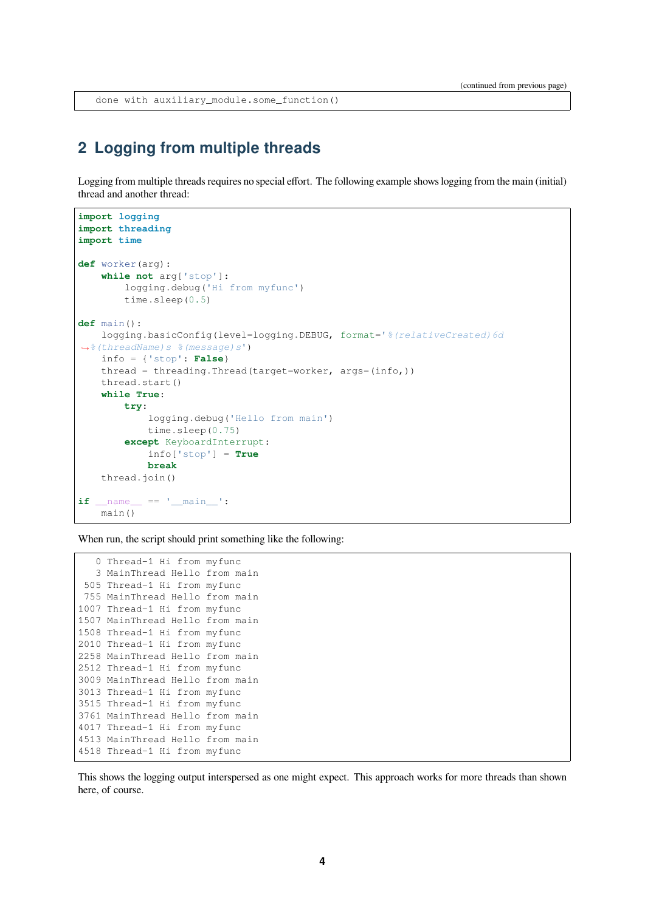```
done with auxiliary_module.some_function()
```

## 2 Logging from multiple threads

Logging from multiple threads requires no special effort. The following example shows logging from the main (initial) thread and another thread:

```
import logging
import threading
import time

def worker(arg):
    while not arg['stop']:
        logging.debug('Hi from myfunc')
        time.sleep(0.5)

def main():
    logging.basicConfig(level=logging.DEBUG, format='%(relativeCreated)6d
↪%(threadName)s %(message)s')
    info = {'stop': False}
    thread = threading.Thread(target=worker, args=(info,))
    thread.start()
    while True:
        try:
            logging.debug('Hello from main')
            time.sleep(0.75)
        except KeyboardInterrupt:
            info['stop'] = True
            break
    thread.join()

if __name__ == '__main__':
    main()
```

When run, the script should print something like the following:

```
   0 Thread-1 Hi from myfunc
   3 MainThread Hello from main
 505 Thread-1 Hi from myfunc
 755 MainThread Hello from main
1007 Thread-1 Hi from myfunc
1507 MainThread Hello from main
1508 Thread-1 Hi from myfunc
2010 Thread-1 Hi from myfunc
2258 MainThread Hello from main
2512 Thread-1 Hi from myfunc
3009 MainThread Hello from main
3013 Thread-1 Hi from myfunc
3515 Thread-1 Hi from myfunc
3761 MainThread Hello from main
4017 Thread-1 Hi from myfunc
4513 MainThread Hello from main
4518 Thread-1 Hi from myfunc
```

This shows the logging output interspersed as one might expect. This approach works for more threads than shown here, of course.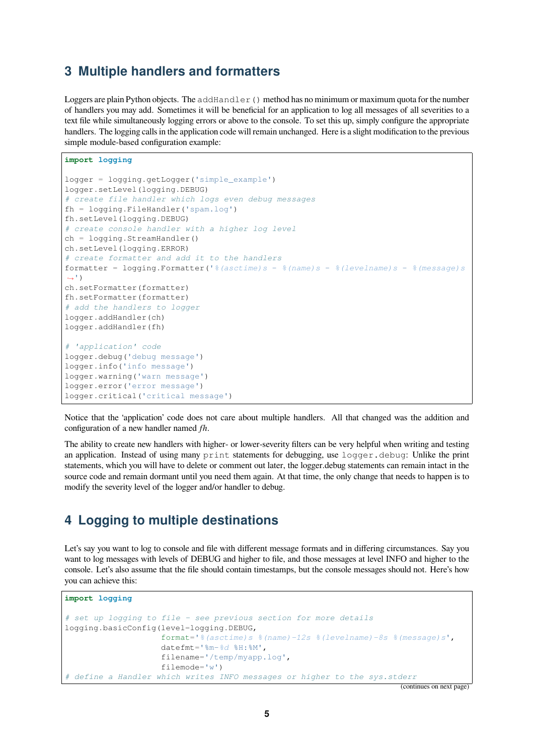## 3 Multiple handlers and formatters

Loggers are plain Python objects. The `addHandler()` method has no minimum or maximum quota for the number of handlers you may add. Sometimes it will be beneficial for an application to log all messages of all severities to a text file while simultaneously logging errors or above to the console. To set this up, simply configure the appropriate handlers. The logging calls in the application code will remain unchanged. Here is a slight modification to the previous simple module-based configuration example:

```
import logging

logger = logging.getLogger('simple_example')
logger.setLevel(logging.DEBUG)
# create file handler which logs even debug messages
fh = logging.FileHandler('spam.log')
fh.setLevel(logging.DEBUG)
# create console handler with a higher log level
ch = logging.StreamHandler()
ch.setLevel(logging.ERROR)
# create formatter and add it to the handlers
formatter = logging.Formatter('%(asctime)s - %(name)s - %(levelname)s - %(message)s')
ch.setFormatter(formatter)
fh.setFormatter(formatter)
# add the handlers to logger
logger.addHandler(ch)
logger.addHandler(fh)

# 'application' code
logger.debug('debug message')
logger.info('info message')
logger.warning('warn message')
logger.error('error message')
logger.critical('critical message')
```

Notice that the 'application' code does not care about multiple handlers. All that changed was the addition and configuration of a new handler named *fh*.

The ability to create new handlers with higher- or lower-severity filters can be very helpful when writing and testing an application. Instead of using many `print` statements for debugging, use `logger.debug`: Unlike the print statements, which you will have to delete or comment out later, the logger.debug statements can remain intact in the source code and remain dormant until you need them again. At that time, the only change that needs to happen is to modify the severity level of the logger and/or handler to debug.

## 4 Logging to multiple destinations

Let's say you want to log to console and file with different message formats and in differing circumstances. Say you want to log messages with levels of DEBUG and higher to file, and those messages at level INFO and higher to the console. Let's also assume that the file should contain timestamps, but the console messages should not. Here's how you can achieve this:

```
import logging

# set up logging to file - see previous section for more details
logging.basicConfig(level=logging.DEBUG,
                    format='%(asctime)s %(name)-12s %(levelname)-8s %(message)s',
                    datefmt='%m-%d %H:%M',
                    filename='/temp/myapp.log',
                    filemode='w')
# define a Handler which writes INFO messages or higher to the sys.stderr
```

(continues on next page)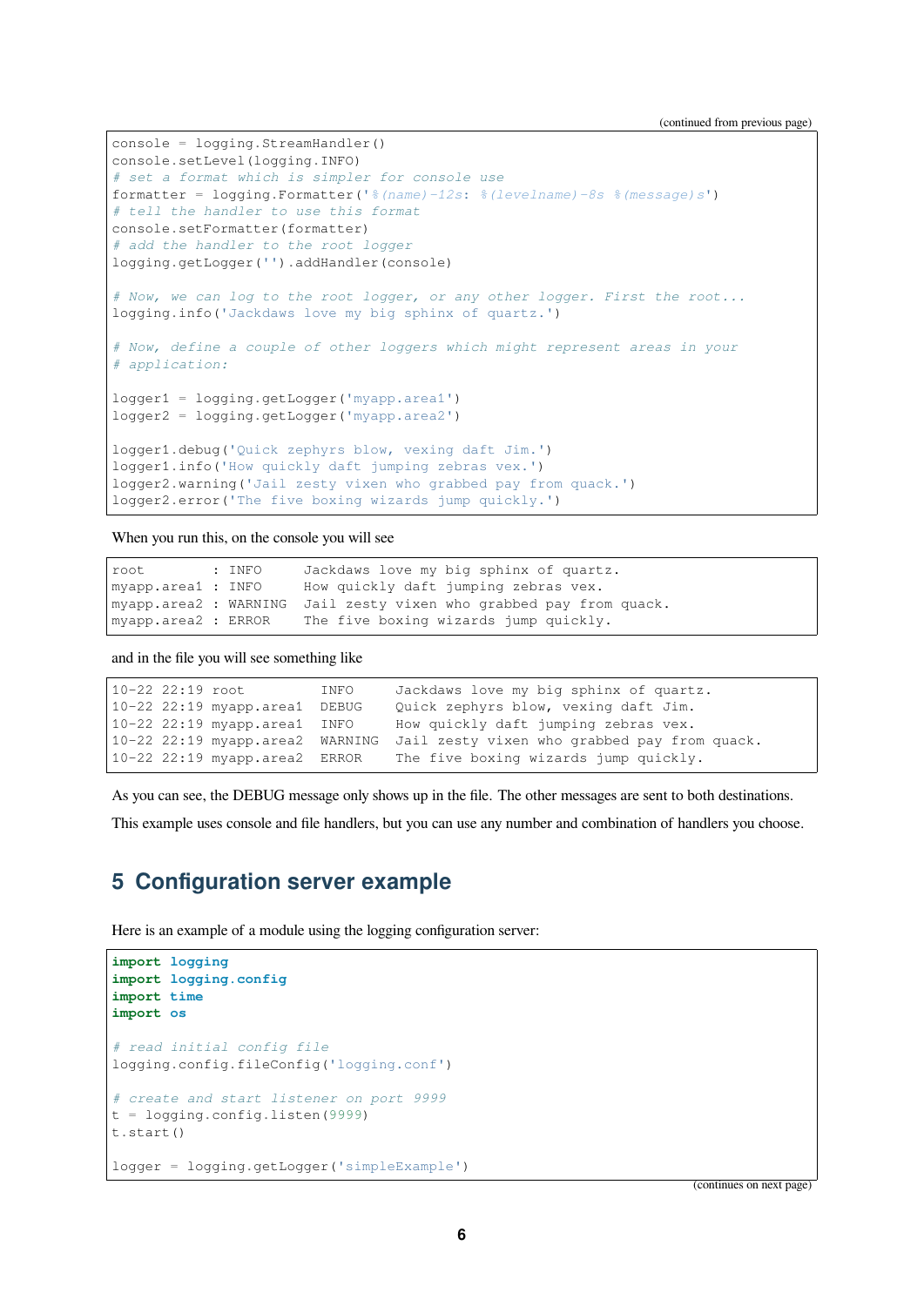(continued from previous page)

```
console = logging.StreamHandler()
console.setLevel(logging.INFO)
# set a format which is simpler for console use
formatter = logging.Formatter('%(name)-12s: %(levelname)-8s %(message)s')
# tell the handler to use this format
console.setFormatter(formatter)
# add the handler to the root logger
logging.getLogger('').addHandler(console)

# Now, we can log to the root logger, or any other logger. First the root...
logging.info('Jackdaws love my big sphinx of quartz.')

# Now, define a couple of other loggers which might represent areas in your
# application:

logger1 = logging.getLogger('myapp.area1')
logger2 = logging.getLogger('myapp.area2')

logger1.debug('Quick zephyrs blow, vexing daft Jim.')
logger1.info('How quickly daft jumping zebras vex.')
logger2.warning('Jail zesty vixen who grabbed pay from quack.')
logger2.error('The five boxing wizards jump quickly.')
```

When you run this, on the console you will see

```
root        : INFO     Jackdaws love my big sphinx of quartz.
myapp.area1 : INFO     How quickly daft jumping zebras vex.
myapp.area2 : WARNING  Jail zesty vixen who grabbed pay from quack.
myapp.area2 : ERROR    The five boxing wizards jump quickly.
```

and in the file you will see something like

```
10-22 22:19 root         INFO     Jackdaws love my big sphinx of quartz.
10-22 22:19 myapp.area1  DEBUG    Quick zephyrs blow, vexing daft Jim.
10-22 22:19 myapp.area1  INFO     How quickly daft jumping zebras vex.
10-22 22:19 myapp.area2  WARNING  Jail zesty vixen who grabbed pay from quack.
10-22 22:19 myapp.area2  ERROR    The five boxing wizards jump quickly.
```

As you can see, the DEBUG message only shows up in the file. The other messages are sent to both destinations.

This example uses console and file handlers, but you can use any number and combination of handlers you choose.

## 5 Configuration server example

Here is an example of a module using the logging configuration server:

```
import logging
import logging.config
import time
import os

# read initial config file
logging.config.fileConfig('logging.conf')

# create and start listener on port 9999
t = logging.config.listen(9999)
t.start()

logger = logging.getLogger('simpleExample')
```

(continues on next page)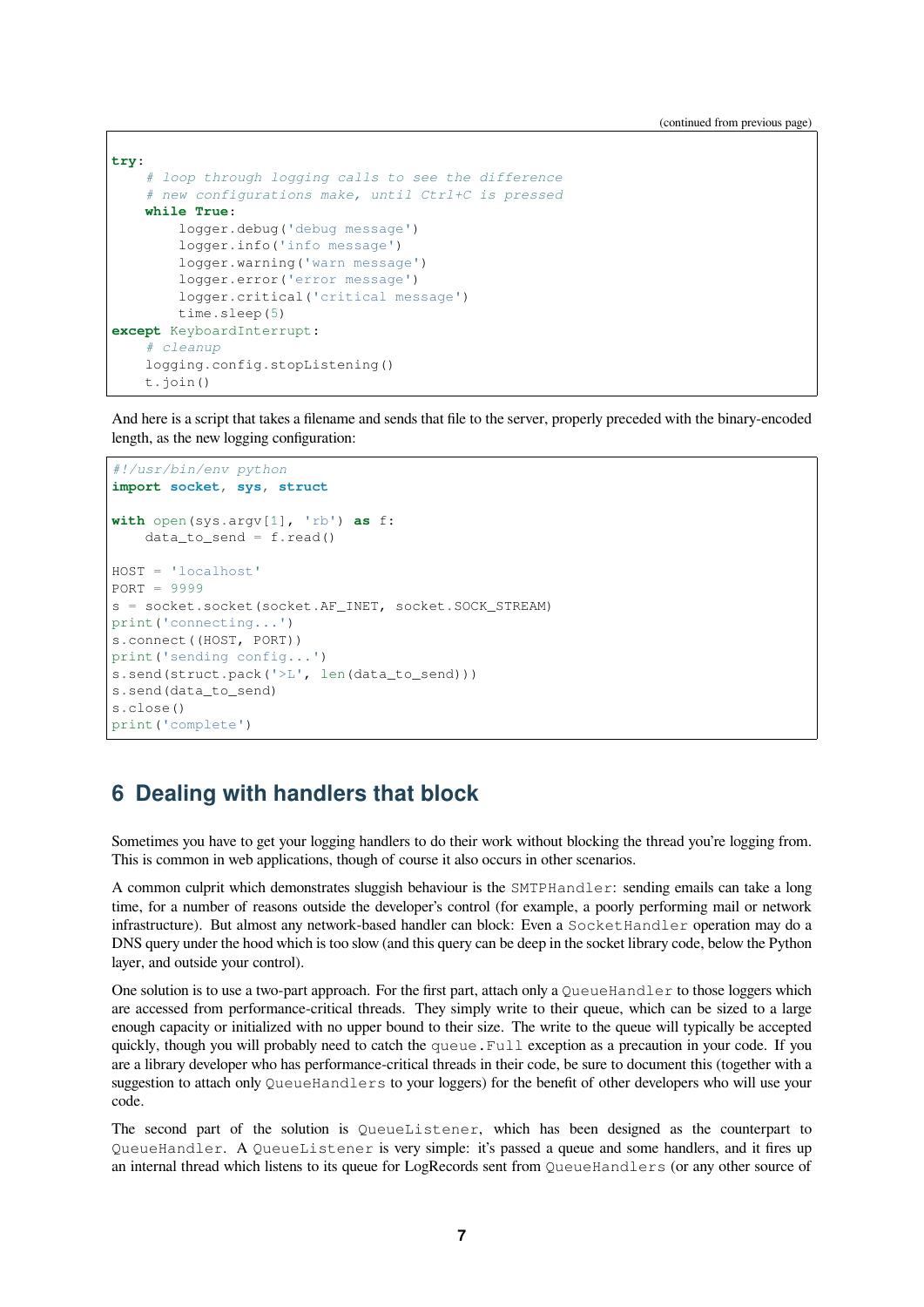(continued from previous page)

```
try:
    # loop through logging calls to see the difference
    # new configurations make, until Ctrl+C is pressed
    while True:
        logger.debug('debug message')
        logger.info('info message')
        logger.warning('warn message')
        logger.error('error message')
        logger.critical('critical message')
        time.sleep(5)
except KeyboardInterrupt:
    # cleanup
    logging.config.stopListening()
    t.join()
```

And here is a script that takes a filename and sends that file to the server, properly preceded with the binary-encoded length, as the new logging configuration:

```
#!/usr/bin/env python
import socket, sys, struct

with open(sys.argv[1], 'rb') as f:
    data_to_send = f.read()

HOST = 'localhost'
PORT = 9999
s = socket.socket(socket.AF_INET, socket.SOCK_STREAM)
print('connecting...')
s.connect((HOST, PORT))
print('sending config...')
s.send(struct.pack('>L', len(data_to_send)))
s.send(data_to_send)
s.close()
print('complete')
```

## 6 Dealing with handlers that block

Sometimes you have to get your logging handlers to do their work without blocking the thread you're logging from. This is common in web applications, though of course it also occurs in other scenarios.

A common culprit which demonstrates sluggish behaviour is the `SMTPHandler`: sending emails can take a long time, for a number of reasons outside the developer's control (for example, a poorly performing mail or network infrastructure). But almost any network-based handler can block: Even a `SocketHandler` operation may do a DNS query under the hood which is too slow (and this query can be deep in the socket library code, below the Python layer, and outside your control).

One solution is to use a two-part approach. For the first part, attach only a `QueueHandler` to those loggers which are accessed from performance-critical threads. They simply write to their queue, which can be sized to a large enough capacity or initialized with no upper bound to their size. The write to the queue will typically be accepted quickly, though you will probably need to catch the `queue.Full` exception as a precaution in your code. If you are a library developer who has performance-critical threads in their code, be sure to document this (together with a suggestion to attach only `QueueHandlers` to your loggers) for the benefit of other developers who will use your code.

The second part of the solution is `QueueListener`, which has been designed as the counterpart to `QueueHandler`. A `QueueListener` is very simple: it's passed a queue and some handlers, and it fires up an internal thread which listens to its queue for LogRecords sent from `QueueHandlers` (or any other source of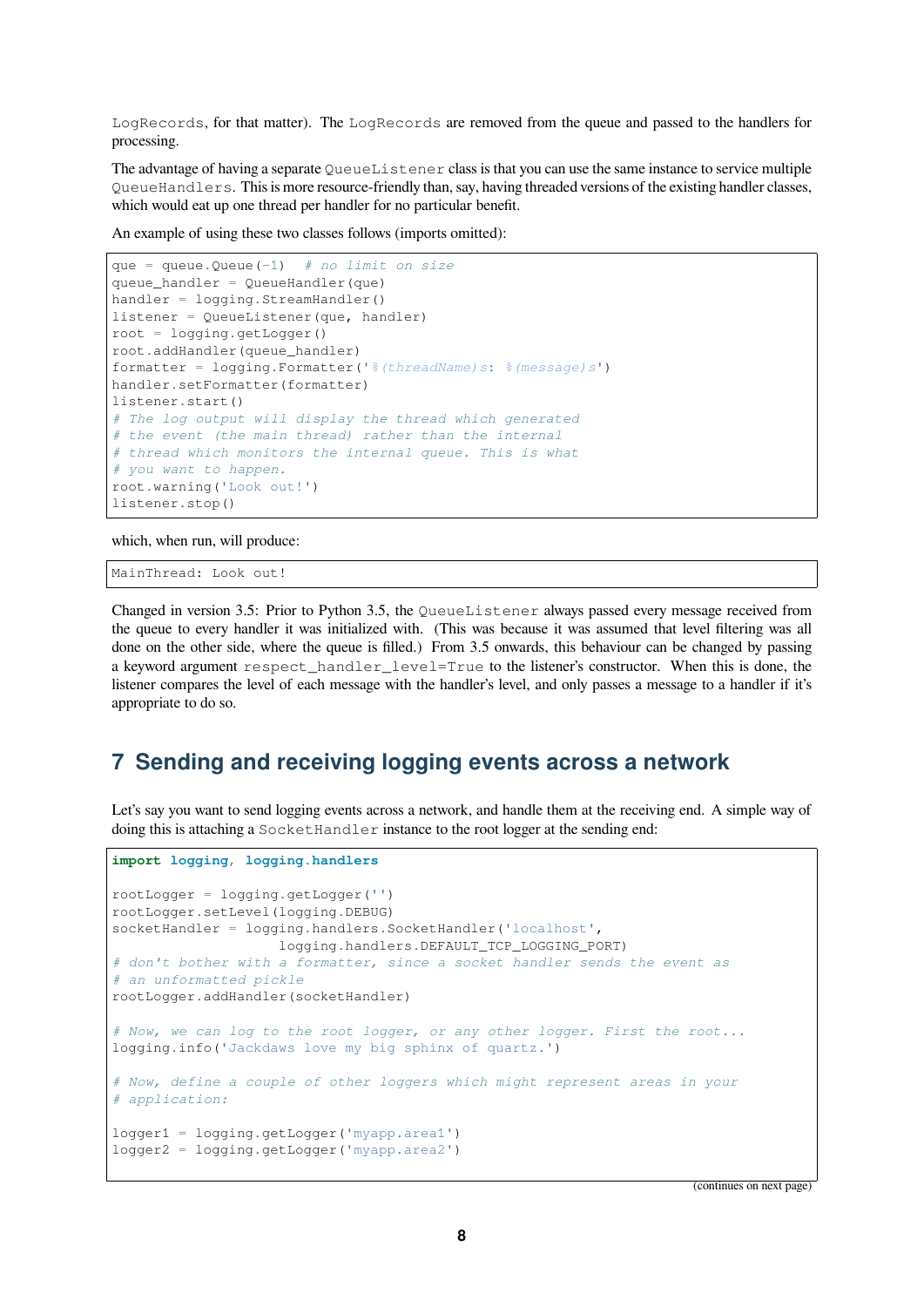LogRecords, for that matter). The LogRecords are removed from the queue and passed to the handlers for processing.

The advantage of having a separate QueueListener class is that you can use the same instance to service multiple QueueHandlers. This is more resource-friendly than, say, having threaded versions of the existing handler classes, which would eat up one thread per handler for no particular benefit.

An example of using these two classes follows (imports omitted):

```
que = queue.Queue(-1)  # no limit on size
queue_handler = QueueHandler(que)
handler = logging.StreamHandler()
listener = QueueListener(que, handler)
root = logging.getLogger()
root.addHandler(queue_handler)
formatter = logging.Formatter('%(threadName)s: %(message)s')
handler.setFormatter(formatter)
listener.start()
# The log output will display the thread which generated
# the event (the main thread) rather than the internal
# thread which monitors the internal queue. This is what
# you want to happen.
root.warning('Look out!')
listener.stop()
```

which, when run, will produce:

```
MainThread: Look out!
```

Changed in version 3.5: Prior to Python 3.5, the QueueListener always passed every message received from the queue to every handler it was initialized with. (This was because it was assumed that level filtering was all done on the other side, where the queue is filled.) From 3.5 onwards, this behaviour can be changed by passing a keyword argument respect_handler_level=True to the listener's constructor. When this is done, the listener compares the level of each message with the handler's level, and only passes a message to a handler if it's appropriate to do so.

# 7 Sending and receiving logging events across a network

Let's say you want to send logging events across a network, and handle them at the receiving end. A simple way of doing this is attaching a SocketHandler instance to the root logger at the sending end:

```
import logging, logging.handlers

rootLogger = logging.getLogger('')
rootLogger.setLevel(logging.DEBUG)
socketHandler = logging.handlers.SocketHandler('localhost',
                    logging.handlers.DEFAULT_TCP_LOGGING_PORT)
# don't bother with a formatter, since a socket handler sends the event as
# an unformatted pickle
rootLogger.addHandler(socketHandler)

# Now, we can log to the root logger, or any other logger. First the root...
logging.info('Jackdaws love my big sphinx of quartz.')

# Now, define a couple of other loggers which might represent areas in your
# application:

logger1 = logging.getLogger('myapp.area1')
logger2 = logging.getLogger('myapp.area2')
```

(continues on next page)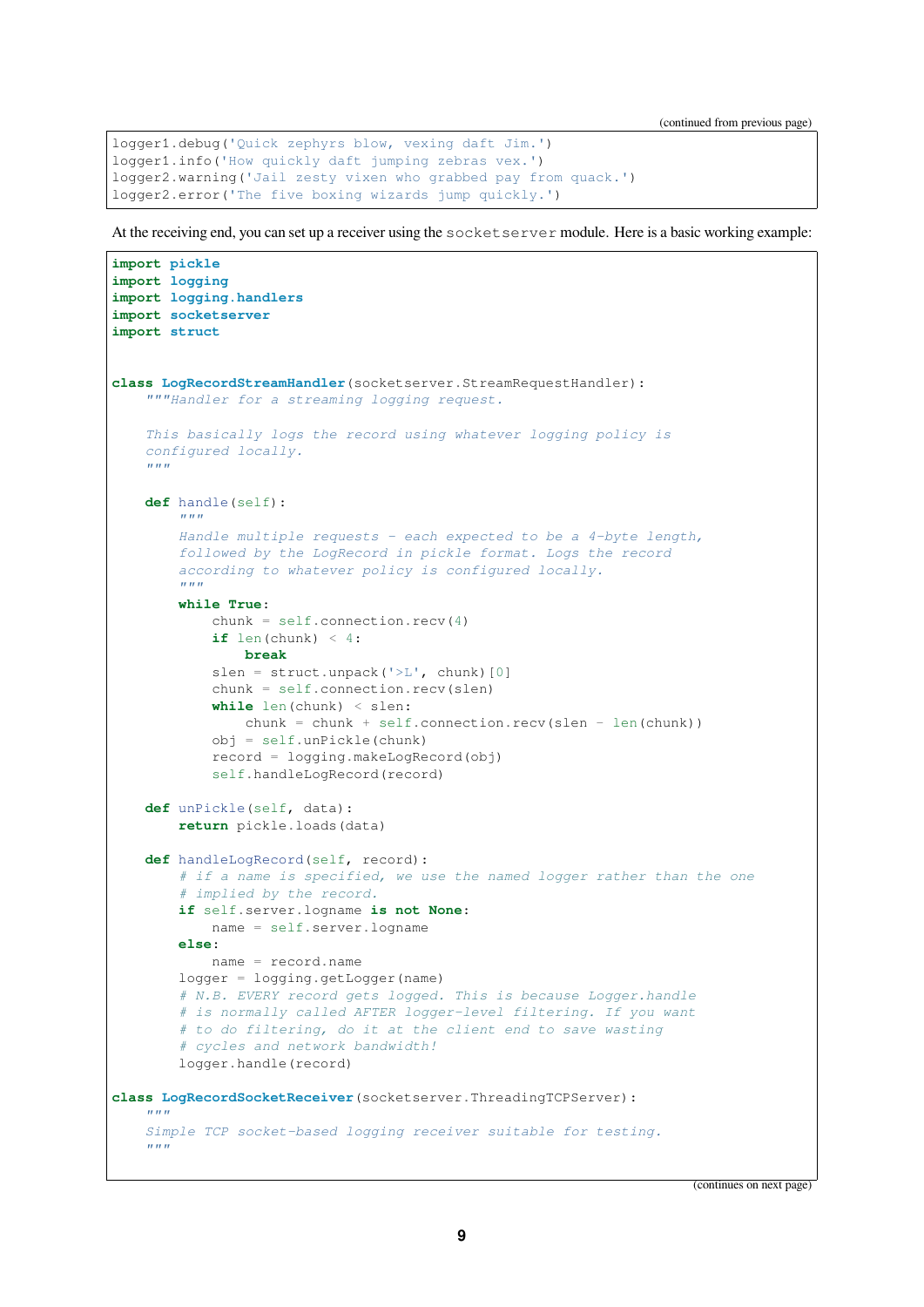```
logger1.debug('Quick zephyrs blow, vexing daft Jim.')
logger1.info('How quickly daft jumping zebras vex.')
logger2.warning('Jail zesty vixen who grabbed pay from quack.')
logger2.error('The five boxing wizards jump quickly.')
```

At the receiving end, you can set up a receiver using the `socketserver` module. Here is a basic working example:

```
import pickle
import logging
import logging.handlers
import socketserver
import struct


class LogRecordStreamHandler(socketserver.StreamRequestHandler):
    """Handler for a streaming logging request.

    This basically logs the record using whatever logging policy is
    configured locally.
    """

    def handle(self):
        """
        Handle multiple requests - each expected to be a 4-byte length,
        followed by the LogRecord in pickle format. Logs the record
        according to whatever policy is configured locally.
        """
        while True:
            chunk = self.connection.recv(4)
            if len(chunk) < 4:
                break
            slen = struct.unpack('>L', chunk)[0]
            chunk = self.connection.recv(slen)
            while len(chunk) < slen:
                chunk = chunk + self.connection.recv(slen - len(chunk))
            obj = self.unPickle(chunk)
            record = logging.makeLogRecord(obj)
            self.handleLogRecord(record)

    def unPickle(self, data):
        return pickle.loads(data)

    def handleLogRecord(self, record):
        # if a name is specified, we use the named logger rather than the one
        # implied by the record.
        if self.server.logname is not None:
            name = self.server.logname
        else:
            name = record.name
        logger = logging.getLogger(name)
        # N.B. EVERY record gets logged. This is because Logger.handle
        # is normally called AFTER logger-level filtering. If you want
        # to do filtering, do it at the client end to save wasting
        # cycles and network bandwidth!
        logger.handle(record)

class LogRecordSocketReceiver(socketserver.ThreadingTCPServer):
    """
    Simple TCP socket-based logging receiver suitable for testing.
    """
```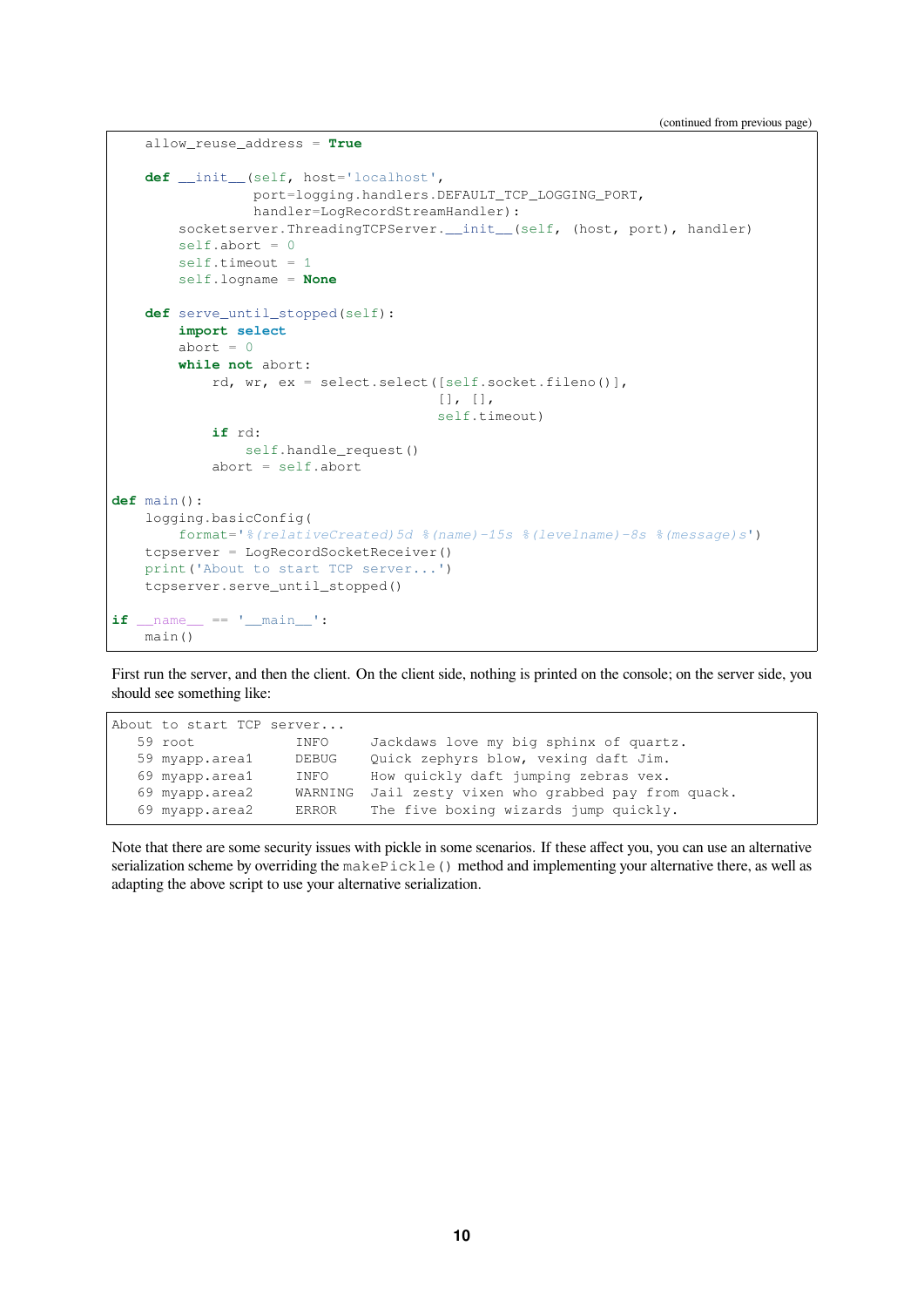```
    allow_reuse_address = True

    def __init__(self, host='localhost',
                 port=logging.handlers.DEFAULT_TCP_LOGGING_PORT,
                 handler=LogRecordStreamHandler):
        socketserver.ThreadingTCPServer.__init__(self, (host, port), handler)
        self.abort = 0
        self.timeout = 1
        self.logname = None

    def serve_until_stopped(self):
        import select
        abort = 0
        while not abort:
            rd, wr, ex = select.select([self.socket.fileno()],
                                       [], [],
                                       self.timeout)
            if rd:
                self.handle_request()
            abort = self.abort

def main():
    logging.basicConfig(
        format='%(relativeCreated)5d %(name)-15s %(levelname)-8s %(message)s')
    tcpserver = LogRecordSocketReceiver()
    print('About to start TCP server...')
    tcpserver.serve_until_stopped()

if __name__ == '__main__':
    main()
```

First run the server, and then the client. On the client side, nothing is printed on the console; on the server side, you should see something like:

```
About to start TCP server...
   59 root            INFO     Jackdaws love my big sphinx of quartz.
   59 myapp.area1     DEBUG    Quick zephyrs blow, vexing daft Jim.
   69 myapp.area1     INFO     How quickly daft jumping zebras vex.
   69 myapp.area2     WARNING  Jail zesty vixen who grabbed pay from quack.
   69 myapp.area2     ERROR    The five boxing wizards jump quickly.
```

Note that there are some security issues with pickle in some scenarios. If these affect you, you can use an alternative serialization scheme by overriding the `makePickle()` method and implementing your alternative there, as well as adapting the above script to use your alternative serialization.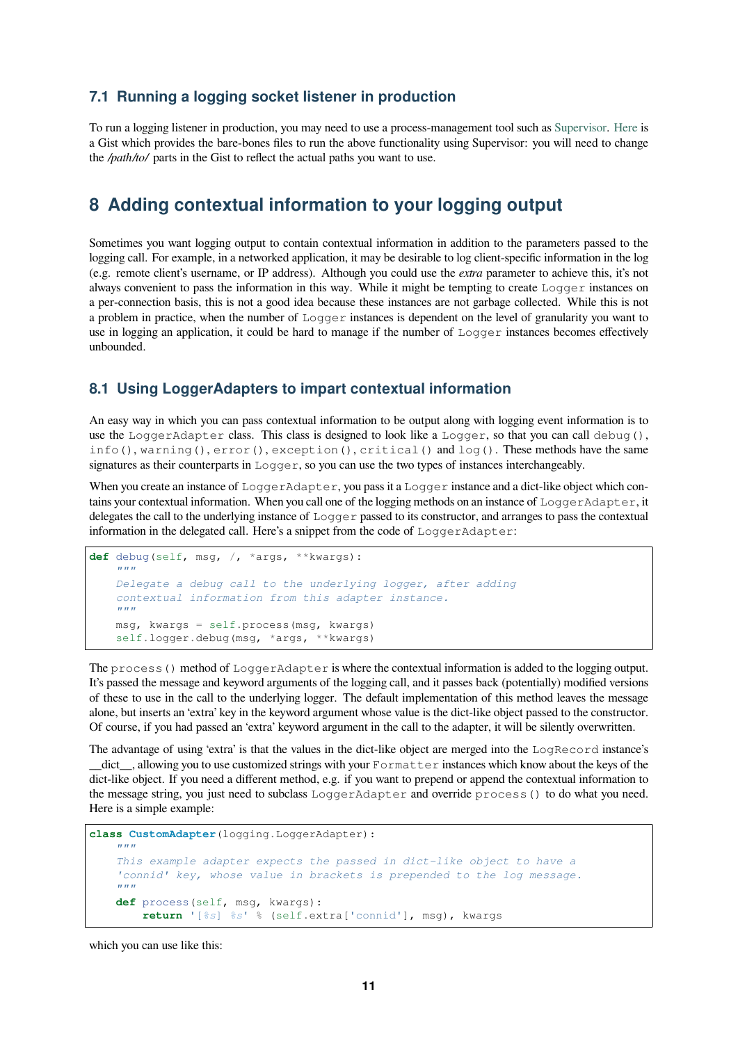### 7.1 Running a logging socket listener in production

To run a logging listener in production, you may need to use a process-management tool such as Supervisor. Here is a Gist which provides the bare-bones files to run the above functionality using Supervisor: you will need to change the */path/to/* parts in the Gist to reflect the actual paths you want to use.

## 8 Adding contextual information to your logging output

Sometimes you want logging output to contain contextual information in addition to the parameters passed to the logging call. For example, in a networked application, it may be desirable to log client-specific information in the log (e.g. remote client's username, or IP address). Although you could use the *extra* parameter to achieve this, it's not always convenient to pass the information in this way. While it might be tempting to create `Logger` instances on a per-connection basis, this is not a good idea because these instances are not garbage collected. While this is not a problem in practice, when the number of `Logger` instances is dependent on the level of granularity you want to use in logging an application, it could be hard to manage if the number of `Logger` instances becomes effectively unbounded.

### 8.1 Using LoggerAdapters to impart contextual information

An easy way in which you can pass contextual information to be output along with logging event information is to use the `LoggerAdapter` class. This class is designed to look like a `Logger`, so that you can call `debug()`, `info()`, `warning()`, `error()`, `exception()`, `critical()` and `log()`. These methods have the same signatures as their counterparts in `Logger`, so you can use the two types of instances interchangeably.

When you create an instance of `LoggerAdapter`, you pass it a `Logger` instance and a dict-like object which contains your contextual information. When you call one of the logging methods on an instance of `LoggerAdapter`, it delegates the call to the underlying instance of `Logger` passed to its constructor, and arranges to pass the contextual information in the delegated call. Here's a snippet from the code of `LoggerAdapter`:

```
def debug(self, msg, /, *args, **kwargs):
    """
    Delegate a debug call to the underlying logger, after adding
    contextual information from this adapter instance.
    """
    msg, kwargs = self.process(msg, kwargs)
    self.logger.debug(msg, *args, **kwargs)
```

The `process()` method of `LoggerAdapter` is where the contextual information is added to the logging output. It's passed the message and keyword arguments of the logging call, and it passes back (potentially) modified versions of these to use in the call to the underlying logger. The default implementation of this method leaves the message alone, but inserts an 'extra' key in the keyword argument whose value is the dict-like object passed to the constructor. Of course, if you had passed an 'extra' keyword argument in the call to the adapter, it will be silently overwritten.

The advantage of using 'extra' is that the values in the dict-like object are merged into the `LogRecord` instance's __dict__, allowing you to use customized strings with your `Formatter` instances which know about the keys of the dict-like object. If you need a different method, e.g. if you want to prepend or append the contextual information to the message string, you just need to subclass `LoggerAdapter` and override `process()` to do what you need. Here is a simple example:

```
class CustomAdapter(logging.LoggerAdapter):
    """
    This example adapter expects the passed in dict-like object to have a
    'connid' key, whose value in brackets is prepended to the log message.
    """
    def process(self, msg, kwargs):
        return '[%s] %s' % (self.extra['connid'], msg), kwargs
```

which you can use like this: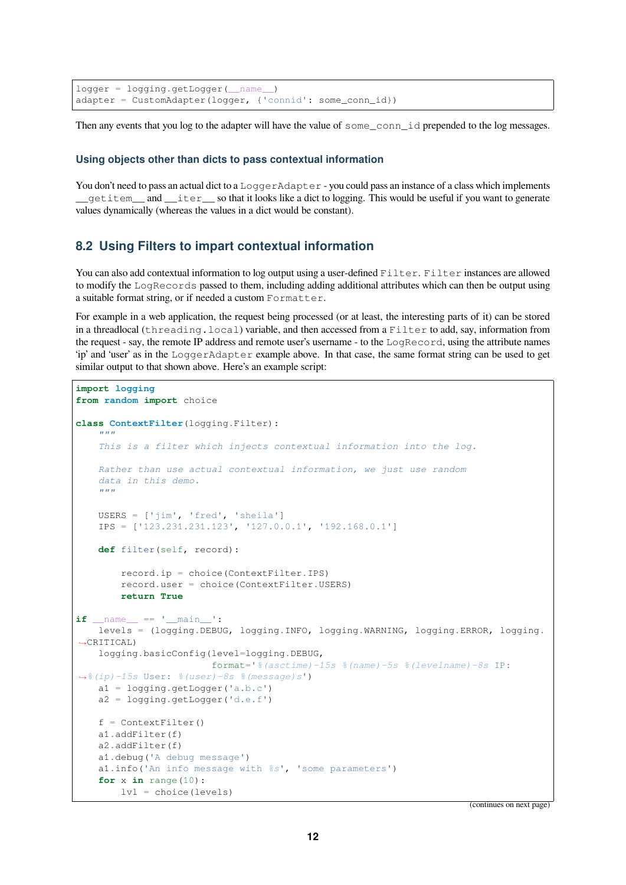```
logger = logging.getLogger(__name__)
adapter = CustomAdapter(logger, {'connid': some_conn_id})
```

Then any events that you log to the adapter will have the value of `some_conn_id` prepended to the log messages.

### Using objects other than dicts to pass contextual information

You don't need to pass an actual dict to a `LoggerAdapter` - you could pass an instance of a class which implements `__getitem__` and `__iter__` so that it looks like a dict to logging. This would be useful if you want to generate values dynamically (whereas the values in a dict would be constant).

## 8.2 Using Filters to impart contextual information

You can also add contextual information to log output using a user-defined `Filter`. `Filter` instances are allowed to modify the `LogRecords` passed to them, including adding additional attributes which can then be output using a suitable format string, or if needed a custom `Formatter`.

For example in a web application, the request being processed (or at least, the interesting parts of it) can be stored in a threadlocal (`threading.local`) variable, and then accessed from a `Filter` to add, say, information from the request - say, the remote IP address and remote user's username - to the `LogRecord`, using the attribute names 'ip' and 'user' as in the `LoggerAdapter` example above. In that case, the same format string can be used to get similar output to that shown above. Here's an example script:

```
import logging
from random import choice

class ContextFilter(logging.Filter):
    """
    This is a filter which injects contextual information into the log.

    Rather than use actual contextual information, we just use random
    data in this demo.
    """

    USERS = ['jim', 'fred', 'sheila']
    IPS = ['123.231.231.123', '127.0.0.1', '192.168.0.1']

    def filter(self, record):

        record.ip = choice(ContextFilter.IPS)
        record.user = choice(ContextFilter.USERS)
        return True

if __name__ == '__main__':
    levels = (logging.DEBUG, logging.INFO, logging.WARNING, logging.ERROR, logging.
↪CRITICAL)
    logging.basicConfig(level=logging.DEBUG,
                        format='%(asctime)-15s %(name)-5s %(levelname)-8s IP:
↪%(ip)-15s User: %(user)-8s %(message)s')
    a1 = logging.getLogger('a.b.c')
    a2 = logging.getLogger('d.e.f')

    f = ContextFilter()
    a1.addFilter(f)
    a2.addFilter(f)
    a1.debug('A debug message')
    a1.info('An info message with %s', 'some parameters')
    for x in range(10):
        lvl = choice(levels)
```

(continues on next page)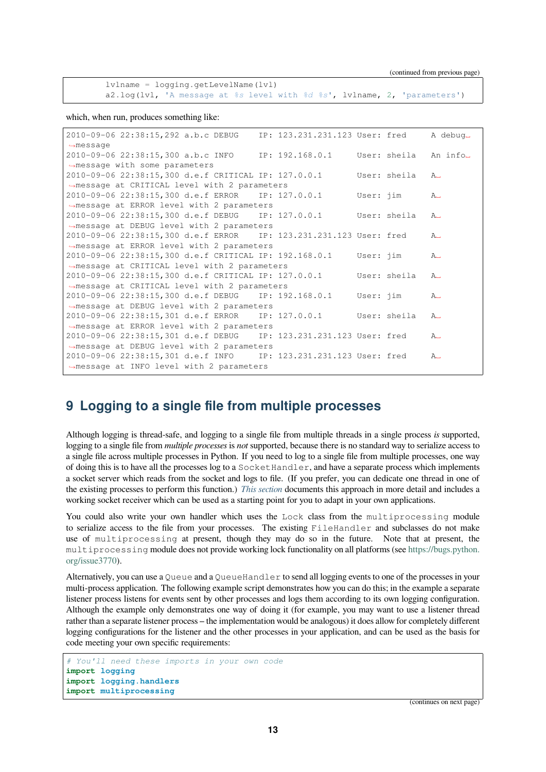```
        lvlname = logging.getLevelName(lvl)
        a2.log(lvl, 'A message at %s level with %d %s', lvlname, 2, 'parameters')
```

which, when run, produces something like:

```
2010-09-06 22:38:15,292 a.b.c DEBUG    IP: 123.231.231.123 User: fred     A debug␣
→message
2010-09-06 22:38:15,300 a.b.c INFO     IP: 192.168.0.1     User: sheila   An info␣
→message with some parameters
2010-09-06 22:38:15,300 d.e.f CRITICAL IP: 127.0.0.1       User: sheila   A␣
→message at CRITICAL level with 2 parameters
2010-09-06 22:38:15,300 d.e.f ERROR    IP: 127.0.0.1       User: jim      A␣
→message at ERROR level with 2 parameters
2010-09-06 22:38:15,300 d.e.f DEBUG    IP: 127.0.0.1       User: sheila   A␣
→message at DEBUG level with 2 parameters
2010-09-06 22:38:15,300 d.e.f ERROR    IP: 123.231.231.123 User: fred     A␣
→message at ERROR level with 2 parameters
2010-09-06 22:38:15,300 d.e.f CRITICAL IP: 192.168.0.1     User: jim      A␣
→message at CRITICAL level with 2 parameters
2010-09-06 22:38:15,300 d.e.f CRITICAL IP: 127.0.0.1       User: sheila   A␣
→message at CRITICAL level with 2 parameters
2010-09-06 22:38:15,300 d.e.f DEBUG    IP: 192.168.0.1     User: jim      A␣
→message at DEBUG level with 2 parameters
2010-09-06 22:38:15,301 d.e.f ERROR    IP: 127.0.0.1       User: sheila   A␣
→message at ERROR level with 2 parameters
2010-09-06 22:38:15,301 d.e.f DEBUG    IP: 123.231.231.123 User: fred     A␣
→message at DEBUG level with 2 parameters
2010-09-06 22:38:15,301 d.e.f INFO     IP: 123.231.231.123 User: fred     A␣
→message at INFO level with 2 parameters
```

## 9 Logging to a single file from multiple processes

Although logging is thread-safe, and logging to a single file from multiple threads in a single process *is* supported, logging to a single file from *multiple processes* is *not* supported, because there is no standard way to serialize access to a single file across multiple processes in Python. If you need to log to a single file from multiple processes, one way of doing this is to have all the processes log to a `SocketHandler`, and have a separate process which implements a socket server which reads from the socket and logs to file. (If you prefer, you can dedicate one thread in one of the existing processes to perform this function.) *This section* documents this approach in more detail and includes a working socket receiver which can be used as a starting point for you to adapt in your own applications.

You could also write your own handler which uses the `Lock` class from the `multiprocessing` module to serialize access to the file from your processes. The existing `FileHandler` and subclasses do not make use of `multiprocessing` at present, though they may do so in the future. Note that at present, the `multiprocessing` module does not provide working lock functionality on all platforms (see https://bugs.python.org/issue3770).

Alternatively, you can use a `Queue` and a `QueueHandler` to send all logging events to one of the processes in your multi-process application. The following example script demonstrates how you can do this; in the example a separate listener process listens for events sent by other processes and logs them according to its own logging configuration. Although the example only demonstrates one way of doing it (for example, you may want to use a listener thread rather than a separate listener process – the implementation would be analogous) it does allow for completely different logging configurations for the listener and the other processes in your application, and can be used as the basis for code meeting your own specific requirements:

```
# You'll need these imports in your own code
import logging
import logging.handlers
import multiprocessing
```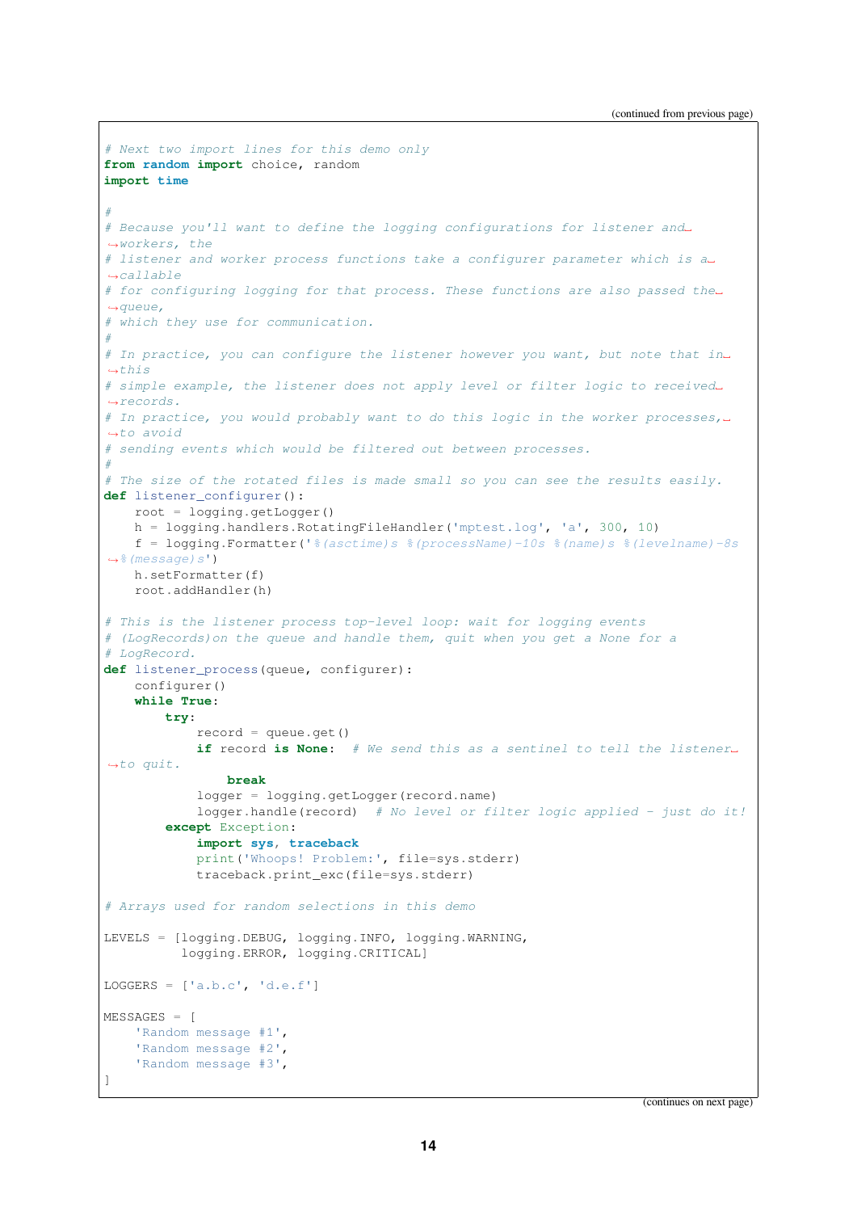(continued from previous page)

```
# Next two import lines for this demo only
from random import choice, random
import time

#
# Because you'll want to define the logging configurations for listener and workers, the
# listener and worker process functions take a configurer parameter which is a callable
# for configuring logging for that process. These functions are also passed the queue,
# which they use for communication.
#
# In practice, you can configure the listener however you want, but note that in this
# simple example, the listener does not apply level or filter logic to received records.
# In practice, you would probably want to do this logic in the worker processes, to avoid
# sending events which would be filtered out between processes.
#
# The size of the rotated files is made small so you can see the results easily.
def listener_configurer():
    root = logging.getLogger()
    h = logging.handlers.RotatingFileHandler('mptest.log', 'a', 300, 10)
    f = logging.Formatter('%(asctime)s %(processName)-10s %(name)s %(levelname)-8s %(message)s')
    h.setFormatter(f)
    root.addHandler(h)

# This is the listener process top-level loop: wait for logging events
# (LogRecords)on the queue and handle them, quit when you get a None for a
# LogRecord.
def listener_process(queue, configurer):
    configurer()
    while True:
        try:
            record = queue.get()
            if record is None:  # We send this as a sentinel to tell the listener to quit.
                break
            logger = logging.getLogger(record.name)
            logger.handle(record)  # No level or filter logic applied - just do it!
        except Exception:
            import sys, traceback
            print('Whoops! Problem:', file=sys.stderr)
            traceback.print_exc(file=sys.stderr)

# Arrays used for random selections in this demo

LEVELS = [logging.DEBUG, logging.INFO, logging.WARNING,
          logging.ERROR, logging.CRITICAL]

LOGGERS = ['a.b.c', 'd.e.f']

MESSAGES = [
    'Random message #1',
    'Random message #2',
    'Random message #3',
]
```

(continues on next page)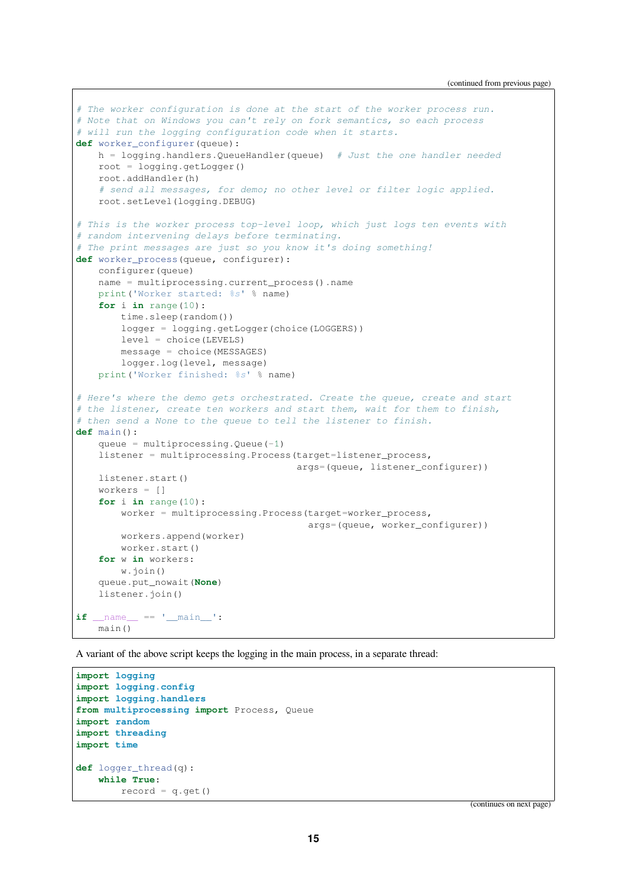(continued from previous page)

```
# The worker configuration is done at the start of the worker process run.
# Note that on Windows you can't rely on fork semantics, so each process
# will run the logging configuration code when it starts.
def worker_configurer(queue):
    h = logging.handlers.QueueHandler(queue)  # Just the one handler needed
    root = logging.getLogger()
    root.addHandler(h)
    # send all messages, for demo; no other level or filter logic applied.
    root.setLevel(logging.DEBUG)

# This is the worker process top-level loop, which just logs ten events with
# random intervening delays before terminating.
# The print messages are just so you know it's doing something!
def worker_process(queue, configurer):
    configurer(queue)
    name = multiprocessing.current_process().name
    print('Worker started: %s' % name)
    for i in range(10):
        time.sleep(random())
        logger = logging.getLogger(choice(LOGGERS))
        level = choice(LEVELS)
        message = choice(MESSAGES)
        logger.log(level, message)
    print('Worker finished: %s' % name)

# Here's where the demo gets orchestrated. Create the queue, create and start
# the listener, create ten workers and start them, wait for them to finish,
# then send a None to the queue to tell the listener to finish.
def main():
    queue = multiprocessing.Queue(-1)
    listener = multiprocessing.Process(target=listener_process,
                                       args=(queue, listener_configurer))
    listener.start()
    workers = []
    for i in range(10):
        worker = multiprocessing.Process(target=worker_process,
                                         args=(queue, worker_configurer))
        workers.append(worker)
        worker.start()
    for w in workers:
        w.join()
    queue.put_nowait(None)
    listener.join()

if __name__ == '__main__':
    main()
```

A variant of the above script keeps the logging in the main process, in a separate thread:

```
import logging
import logging.config
import logging.handlers
from multiprocessing import Process, Queue
import random
import threading
import time

def logger_thread(q):
    while True:
        record = q.get()
```

(continues on next page)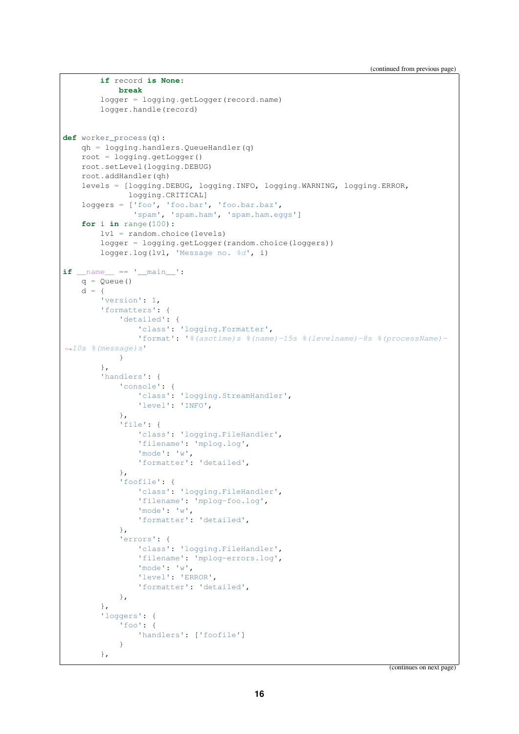```
        if record is None:
            break
        logger = logging.getLogger(record.name)
        logger.handle(record)


def worker_process(q):
    qh = logging.handlers.QueueHandler(q)
    root = logging.getLogger()
    root.setLevel(logging.DEBUG)
    root.addHandler(qh)
    levels = [logging.DEBUG, logging.INFO, logging.WARNING, logging.ERROR,
              logging.CRITICAL]
    loggers = ['foo', 'foo.bar', 'foo.bar.baz',
               'spam', 'spam.ham', 'spam.ham.eggs']
    for i in range(100):
        lvl = random.choice(levels)
        logger = logging.getLogger(random.choice(loggers))
        logger.log(lvl, 'Message no. %d', i)

if __name__ == '__main__':
    q = Queue()
    d = {
        'version': 1,
        'formatters': {
            'detailed': {
                'class': 'logging.Formatter',
                'format': '%(asctime)s %(name)-15s %(levelname)-8s %(processName)-10s %(message)s'
            }
        },
        'handlers': {
            'console': {
                'class': 'logging.StreamHandler',
                'level': 'INFO',
            },
            'file': {
                'class': 'logging.FileHandler',
                'filename': 'mplog.log',
                'mode': 'w',
                'formatter': 'detailed',
            },
            'foofile': {
                'class': 'logging.FileHandler',
                'filename': 'mplog-foo.log',
                'mode': 'w',
                'formatter': 'detailed',
            },
            'errors': {
                'class': 'logging.FileHandler',
                'filename': 'mplog-errors.log',
                'mode': 'w',
                'level': 'ERROR',
                'formatter': 'detailed',
            },
        },
        'loggers': {
            'foo': {
                'handlers': ['foofile']
            }
        },
```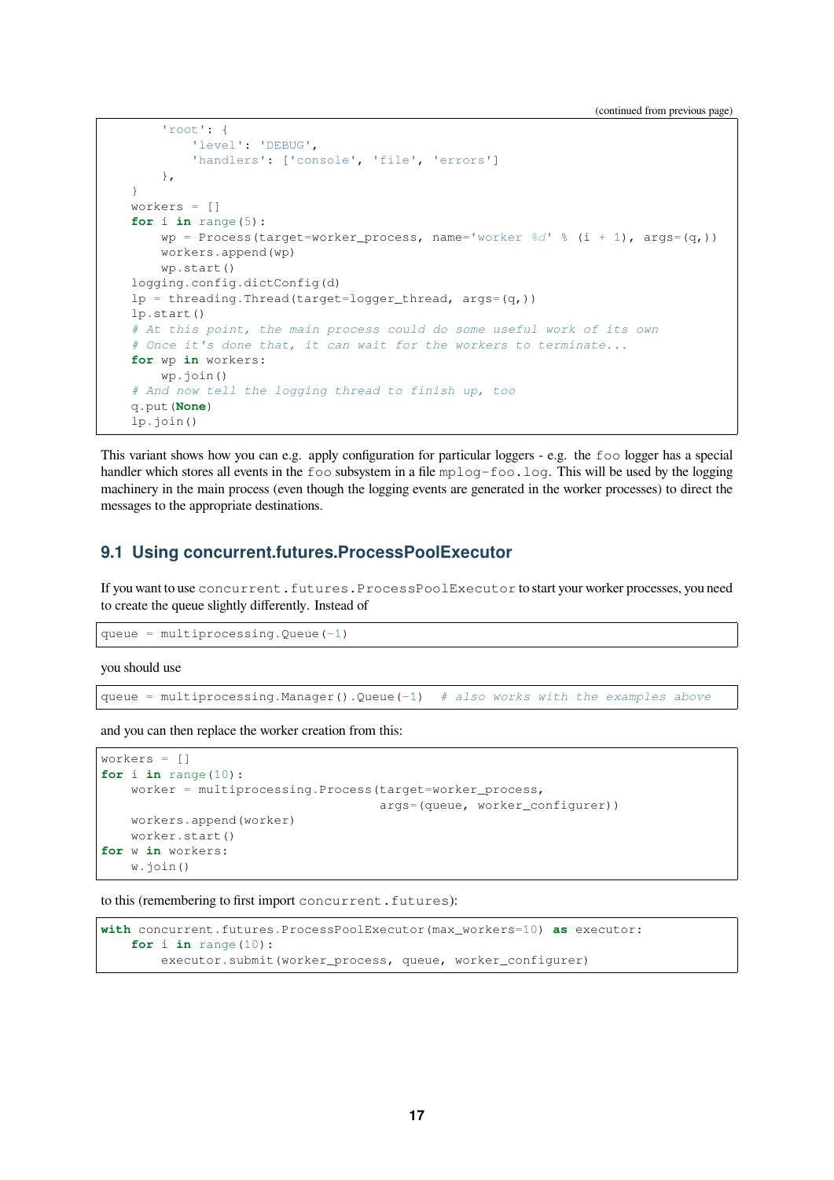```
        'root': {
            'level': 'DEBUG',
            'handlers': ['console', 'file', 'errors']
        },
    }
    workers = []
    for i in range(5):
        wp = Process(target=worker_process, name='worker %d' % (i + 1), args=(q,))
        workers.append(wp)
        wp.start()
    logging.config.dictConfig(d)
    lp = threading.Thread(target=logger_thread, args=(q,))
    lp.start()
    # At this point, the main process could do some useful work of its own
    # Once it's done that, it can wait for the workers to terminate...
    for wp in workers:
        wp.join()
    # And now tell the logging thread to finish up, too
    q.put(None)
    lp.join()
```

This variant shows how you can e.g. apply configuration for particular loggers - e.g. the `foo` logger has a special handler which stores all events in the `foo` subsystem in a file `mplog-foo.log`. This will be used by the logging machinery in the main process (even though the logging events are generated in the worker processes) to direct the messages to the appropriate destinations.

## 9.1 Using concurrent.futures.ProcessPoolExecutor

If you want to use `concurrent.futures.ProcessPoolExecutor` to start your worker processes, you need to create the queue slightly differently. Instead of

```
queue = multiprocessing.Queue(-1)
```

you should use

```
queue = multiprocessing.Manager().Queue(-1)  # also works with the examples above
```

and you can then replace the worker creation from this:

```
workers = []
for i in range(10):
    worker = multiprocessing.Process(target=worker_process,
                                     args=(queue, worker_configurer))
    workers.append(worker)
    worker.start()
for w in workers:
    w.join()
```

to this (remembering to first import `concurrent.futures`):

```
with concurrent.futures.ProcessPoolExecutor(max_workers=10) as executor:
    for i in range(10):
        executor.submit(worker_process, queue, worker_configurer)
```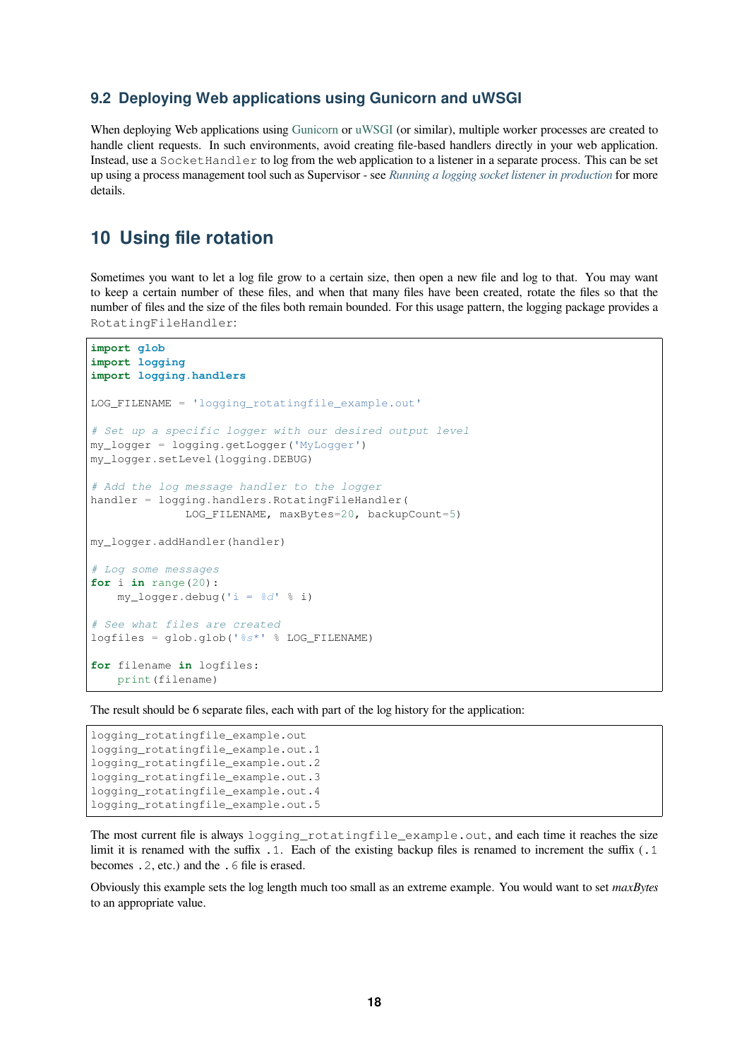## 9.2 Deploying Web applications using Gunicorn and uWSGI

When deploying Web applications using Gunicorn or uWSGI (or similar), multiple worker processes are created to handle client requests. In such environments, avoid creating file-based handlers directly in your web application. Instead, use a `SocketHandler` to log from the web application to a listener in a separate process. This can be set up using a process management tool such as Supervisor - see *Running a logging socket listener in production* for more details.

# 10 Using file rotation

Sometimes you want to let a log file grow to a certain size, then open a new file and log to that. You may want to keep a certain number of these files, and when that many files have been created, rotate the files so that the number of files and the size of the files both remain bounded. For this usage pattern, the logging package provides a `RotatingFileHandler`:

```
import glob
import logging
import logging.handlers

LOG_FILENAME = 'logging_rotatingfile_example.out'

# Set up a specific logger with our desired output level
my_logger = logging.getLogger('MyLogger')
my_logger.setLevel(logging.DEBUG)

# Add the log message handler to the logger
handler = logging.handlers.RotatingFileHandler(
              LOG_FILENAME, maxBytes=20, backupCount=5)

my_logger.addHandler(handler)

# Log some messages
for i in range(20):
    my_logger.debug('i = %d' % i)

# See what files are created
logfiles = glob.glob('%s*' % LOG_FILENAME)

for filename in logfiles:
    print(filename)
```

The result should be 6 separate files, each with part of the log history for the application:

```
logging_rotatingfile_example.out
logging_rotatingfile_example.out.1
logging_rotatingfile_example.out.2
logging_rotatingfile_example.out.3
logging_rotatingfile_example.out.4
logging_rotatingfile_example.out.5
```

The most current file is always `logging_rotatingfile_example.out`, and each time it reaches the size limit it is renamed with the suffix `.1`. Each of the existing backup files is renamed to increment the suffix (`.1` becomes `.2`, etc.) and the `.6` file is erased.

Obviously this example sets the log length much too small as an extreme example. You would want to set *maxBytes* to an appropriate value.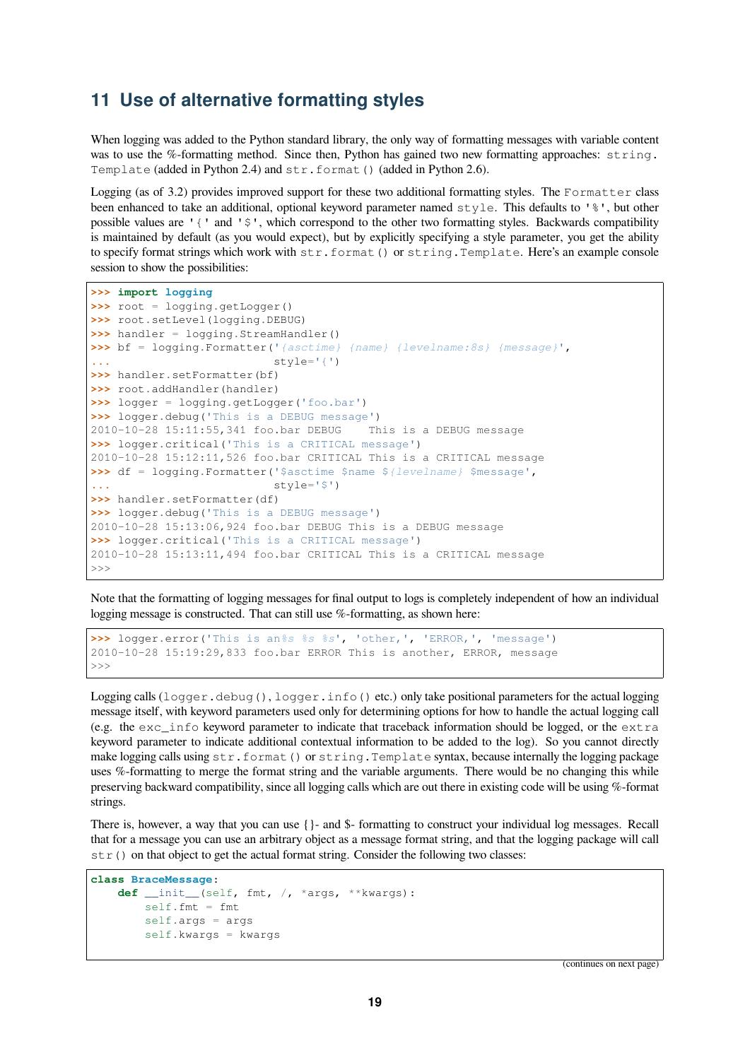## 11 Use of alternative formatting styles

When logging was added to the Python standard library, the only way of formatting messages with variable content was to use the %-formatting method. Since then, Python has gained two new formatting approaches: `string.Template` (added in Python 2.4) and `str.format()` (added in Python 2.6).

Logging (as of 3.2) provides improved support for these two additional formatting styles. The `Formatter` class been enhanced to take an additional, optional keyword parameter named `style`. This defaults to `'%'`, but other possible values are `'{'` and `'$'`, which correspond to the other two formatting styles. Backwards compatibility is maintained by default (as you would expect), but by explicitly specifying a style parameter, you get the ability to specify format strings which work with `str.format()` or `string.Template`. Here's an example console session to show the possibilities:

```
>>> import logging
>>> root = logging.getLogger()
>>> root.setLevel(logging.DEBUG)
>>> handler = logging.StreamHandler()
>>> bf = logging.Formatter('{asctime} {name} {levelname:8s} {message}',
...                        style='{')
>>> handler.setFormatter(bf)
>>> root.addHandler(handler)
>>> logger = logging.getLogger('foo.bar')
>>> logger.debug('This is a DEBUG message')
2010-10-28 15:11:55,341 foo.bar DEBUG    This is a DEBUG message
>>> logger.critical('This is a CRITICAL message')
2010-10-28 15:12:11,526 foo.bar CRITICAL This is a CRITICAL message
>>> df = logging.Formatter('$asctime $name ${levelname} $message',
...                        style='$')
>>> handler.setFormatter(df)
>>> logger.debug('This is a DEBUG message')
2010-10-28 15:13:06,924 foo.bar DEBUG This is a DEBUG message
>>> logger.critical('This is a CRITICAL message')
2010-10-28 15:13:11,494 foo.bar CRITICAL This is a CRITICAL message
>>>
```

Note that the formatting of logging messages for final output to logs is completely independent of how an individual logging message is constructed. That can still use %-formatting, as shown here:

```
>>> logger.error('This is an%s %s %s', 'other,', 'ERROR,', 'message')
2010-10-28 15:19:29,833 foo.bar ERROR This is another, ERROR, message
>>>
```

Logging calls (`logger.debug()`, `logger.info()` etc.) only take positional parameters for the actual logging message itself, with keyword parameters used only for determining options for how to handle the actual logging call (e.g. the `exc_info` keyword parameter to indicate that traceback information should be logged, or the `extra` keyword parameter to indicate additional contextual information to be added to the log). So you cannot directly make logging calls using `str.format()` or `string.Template` syntax, because internally the logging package uses %-formatting to merge the format string and the variable arguments. There would be no changing this while preserving backward compatibility, since all logging calls which are out there in existing code will be using %-format strings.

There is, however, a way that you can use {}- and $- formatting to construct your individual log messages. Recall that for a message you can use an arbitrary object as a message format string, and that the logging package will call `str()` on that object to get the actual format string. Consider the following two classes:

```
class BraceMessage:
    def __init__(self, fmt, /, *args, **kwargs):
        self.fmt = fmt
        self.args = args
        self.kwargs = kwargs
```

(continues on next page)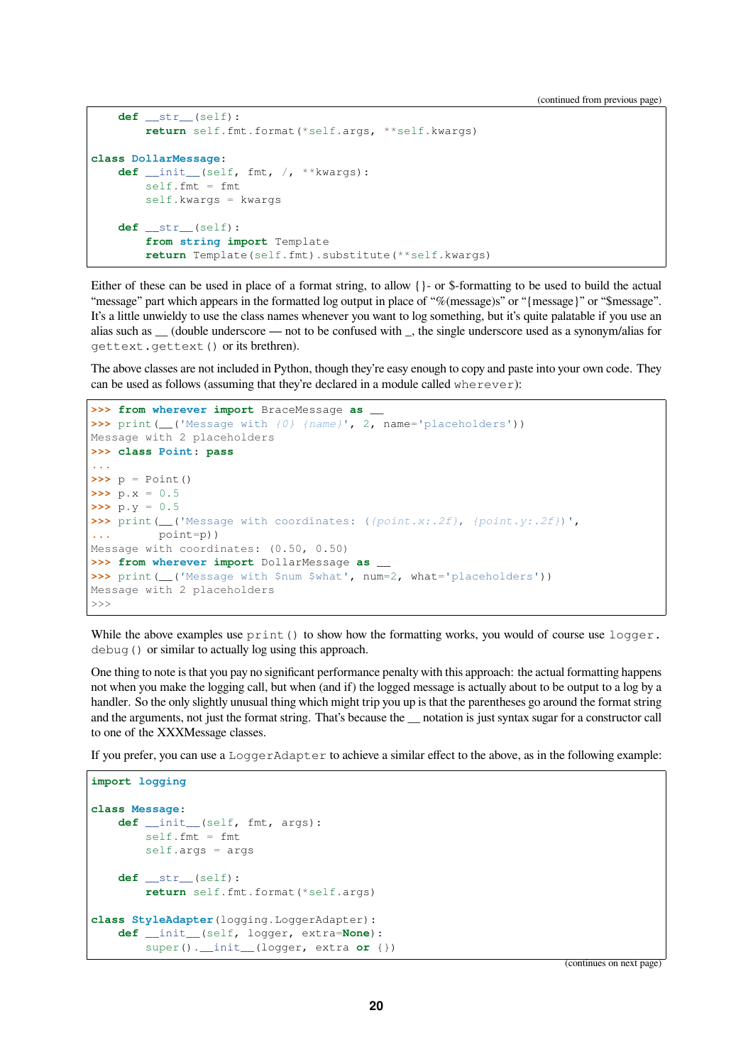(continued from previous page)

```
    def __str__(self):
        return self.fmt.format(*self.args, **self.kwargs)

class DollarMessage:
    def __init__(self, fmt, /, **kwargs):
        self.fmt = fmt
        self.kwargs = kwargs

    def __str__(self):
        from string import Template
        return Template(self.fmt).substitute(**self.kwargs)
```

Either of these can be used in place of a format string, to allow {}- or $-formatting to be used to build the actual "message" part which appears in the formatted log output in place of "%(message)s" or "{message}" or "$message". It's a little unwieldy to use the class names whenever you want to log something, but it's quite palatable if you use an alias such as __ (double underscore — not to be confused with _, the single underscore used as a synonym/alias for `gettext.gettext()` or its brethren).

The above classes are not included in Python, though they're easy enough to copy and paste into your own code. They can be used as follows (assuming that they're declared in a module called `wherever`):

```
>>> from wherever import BraceMessage as __
>>> print(__('Message with {0} {name}', 2, name='placeholders'))
Message with 2 placeholders
>>> class Point: pass
...
>>> p = Point()
>>> p.x = 0.5
>>> p.y = 0.5
>>> print(__('Message with coordinates: ({point.x:.2f}, {point.y:.2f})',
...       point=p))
Message with coordinates: (0.50, 0.50)
>>> from wherever import DollarMessage as __
>>> print(__('Message with $num $what', num=2, what='placeholders'))
Message with 2 placeholders
>>>
```

While the above examples use `print()` to show how the formatting works, you would of course use `logger.debug()` or similar to actually log using this approach.

One thing to note is that you pay no significant performance penalty with this approach: the actual formatting happens not when you make the logging call, but when (and if) the logged message is actually about to be output to a log by a handler. So the only slightly unusual thing which might trip you up is that the parentheses go around the format string and the arguments, not just the format string. That's because the __ notation is just syntax sugar for a constructor call to one of the XXXMessage classes.

If you prefer, you can use a `LoggerAdapter` to achieve a similar effect to the above, as in the following example:

```
import logging

class Message:
    def __init__(self, fmt, args):
        self.fmt = fmt
        self.args = args

    def __str__(self):
        return self.fmt.format(*self.args)

class StyleAdapter(logging.LoggerAdapter):
    def __init__(self, logger, extra=None):
        super().__init__(logger, extra or {})
```

(continues on next page)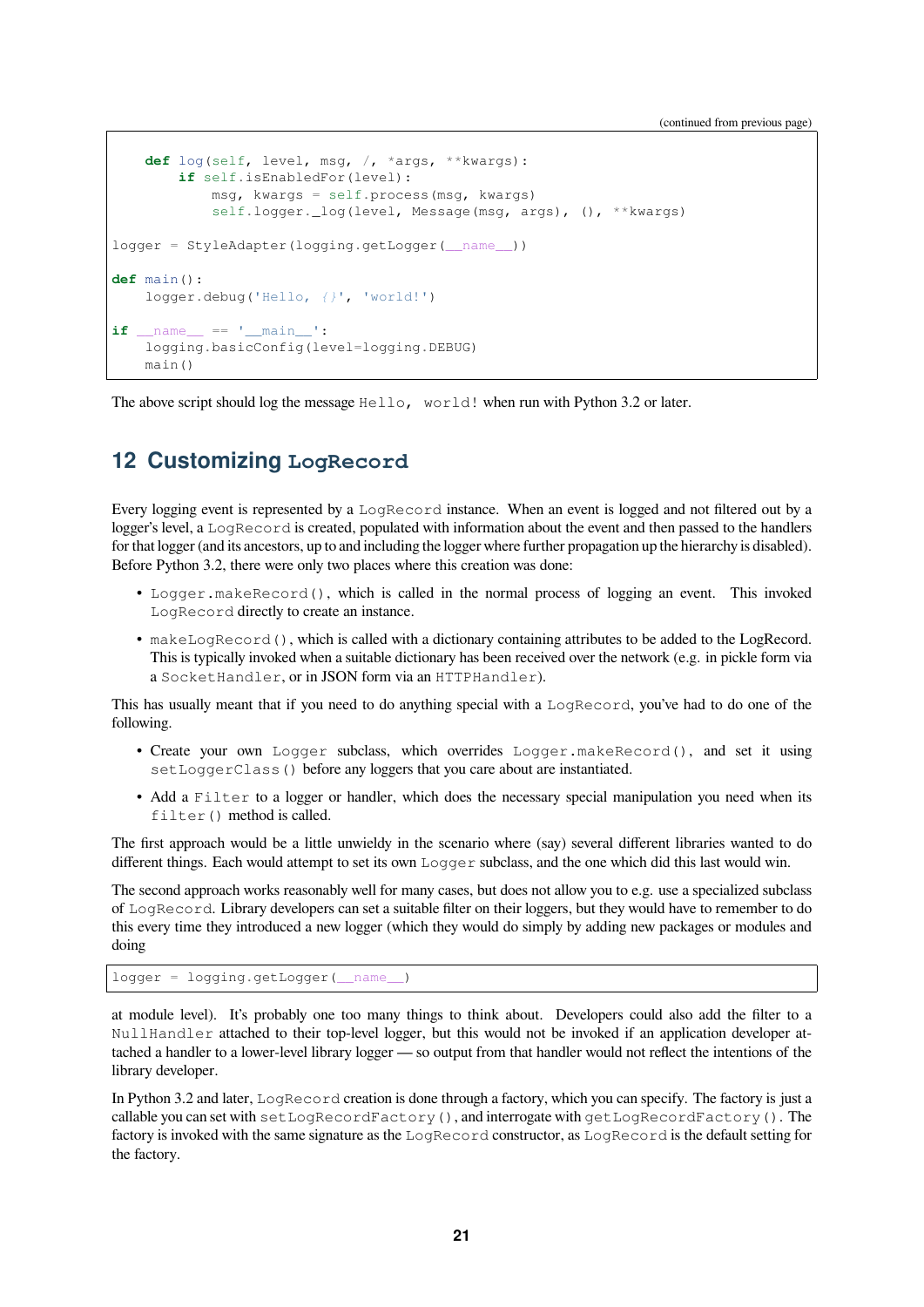(continued from previous page)

```
    def log(self, level, msg, /, *args, **kwargs):
        if self.isEnabledFor(level):
            msg, kwargs = self.process(msg, kwargs)
            self.logger._log(level, Message(msg, args), (), **kwargs)

logger = StyleAdapter(logging.getLogger(__name__))

def main():
    logger.debug('Hello, {}', 'world!')

if __name__ == '__main__':
    logging.basicConfig(level=logging.DEBUG)
    main()
```

The above script should log the message `Hello, world!` when run with Python 3.2 or later.

## 12 Customizing `LogRecord`

Every logging event is represented by a `LogRecord` instance. When an event is logged and not filtered out by a logger's level, a `LogRecord` is created, populated with information about the event and then passed to the handlers for that logger (and its ancestors, up to and including the logger where further propagation up the hierarchy is disabled). Before Python 3.2, there were only two places where this creation was done:

- `Logger.makeRecord()`, which is called in the normal process of logging an event. This invoked `LogRecord` directly to create an instance.
- `makeLogRecord()`, which is called with a dictionary containing attributes to be added to the LogRecord. This is typically invoked when a suitable dictionary has been received over the network (e.g. in pickle form via a `SocketHandler`, or in JSON form via an `HTTPHandler`).

This has usually meant that if you need to do anything special with a `LogRecord`, you've had to do one of the following.

- Create your own `Logger` subclass, which overrides `Logger.makeRecord()`, and set it using `setLoggerClass()` before any loggers that you care about are instantiated.
- Add a `Filter` to a logger or handler, which does the necessary special manipulation you need when its `filter()` method is called.

The first approach would be a little unwieldy in the scenario where (say) several different libraries wanted to do different things. Each would attempt to set its own `Logger` subclass, and the one which did this last would win.

The second approach works reasonably well for many cases, but does not allow you to e.g. use a specialized subclass of `LogRecord`. Library developers can set a suitable filter on their loggers, but they would have to remember to do this every time they introduced a new logger (which they would do simply by adding new packages or modules and doing

```
logger = logging.getLogger(__name__)
```

at module level). It's probably one too many things to think about. Developers could also add the filter to a `NullHandler` attached to their top-level logger, but this would not be invoked if an application developer attached a handler to a lower-level library logger — so output from that handler would not reflect the intentions of the library developer.

In Python 3.2 and later, `LogRecord` creation is done through a factory, which you can specify. The factory is just a callable you can set with `setLogRecordFactory()`, and interrogate with `getLogRecordFactory()`. The factory is invoked with the same signature as the `LogRecord` constructor, as `LogRecord` is the default setting for the factory.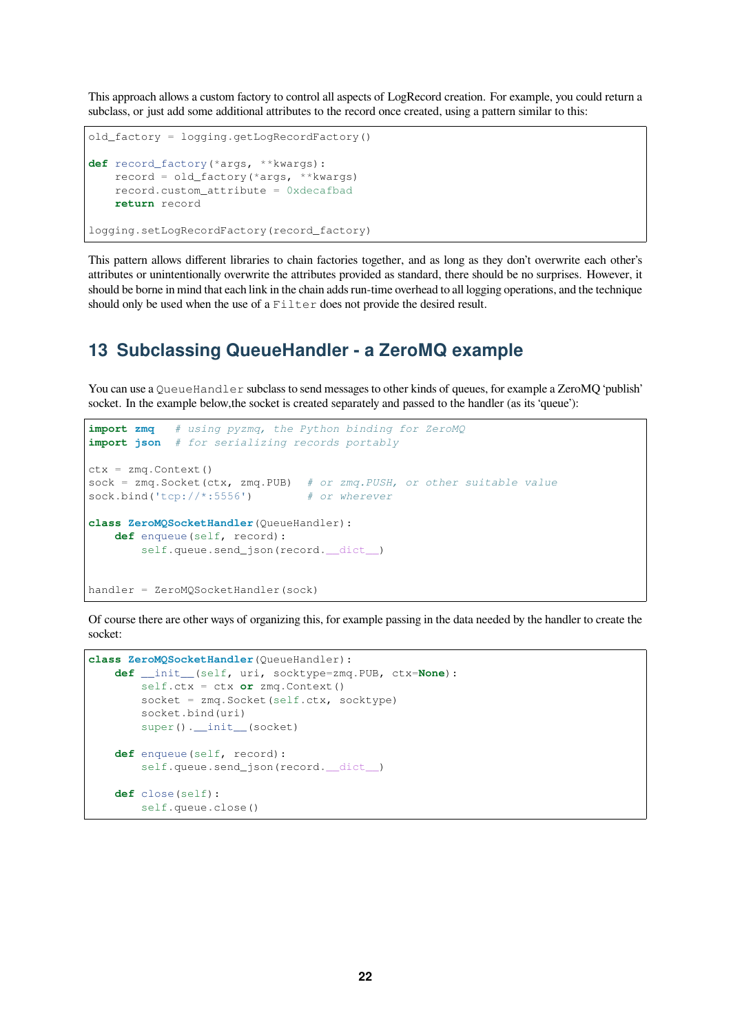This approach allows a custom factory to control all aspects of LogRecord creation. For example, you could return a subclass, or just add some additional attributes to the record once created, using a pattern similar to this:

```
old_factory = logging.getLogRecordFactory()

def record_factory(*args, **kwargs):
    record = old_factory(*args, **kwargs)
    record.custom_attribute = 0xdecafbad
    return record

logging.setLogRecordFactory(record_factory)
```

This pattern allows different libraries to chain factories together, and as long as they don't overwrite each other's attributes or unintentionally overwrite the attributes provided as standard, there should be no surprises. However, it should be borne in mind that each link in the chain adds run-time overhead to all logging operations, and the technique should only be used when the use of a `Filter` does not provide the desired result.

## 13 Subclassing QueueHandler - a ZeroMQ example

You can use a `QueueHandler` subclass to send messages to other kinds of queues, for example a ZeroMQ 'publish' socket. In the example below,the socket is created separately and passed to the handler (as its 'queue'):

```
import zmq   # using pyzmq, the Python binding for ZeroMQ
import json  # for serializing records portably

ctx = zmq.Context()
sock = zmq.Socket(ctx, zmq.PUB)  # or zmq.PUSH, or other suitable value
sock.bind('tcp://*:5556')        # or wherever

class ZeroMQSocketHandler(QueueHandler):
    def enqueue(self, record):
        self.queue.send_json(record.__dict__)


handler = ZeroMQSocketHandler(sock)
```

Of course there are other ways of organizing this, for example passing in the data needed by the handler to create the socket:

```
class ZeroMQSocketHandler(QueueHandler):
    def __init__(self, uri, socktype=zmq.PUB, ctx=None):
        self.ctx = ctx or zmq.Context()
        socket = zmq.Socket(self.ctx, socktype)
        socket.bind(uri)
        super().__init__(socket)

    def enqueue(self, record):
        self.queue.send_json(record.__dict__)

    def close(self):
        self.queue.close()
```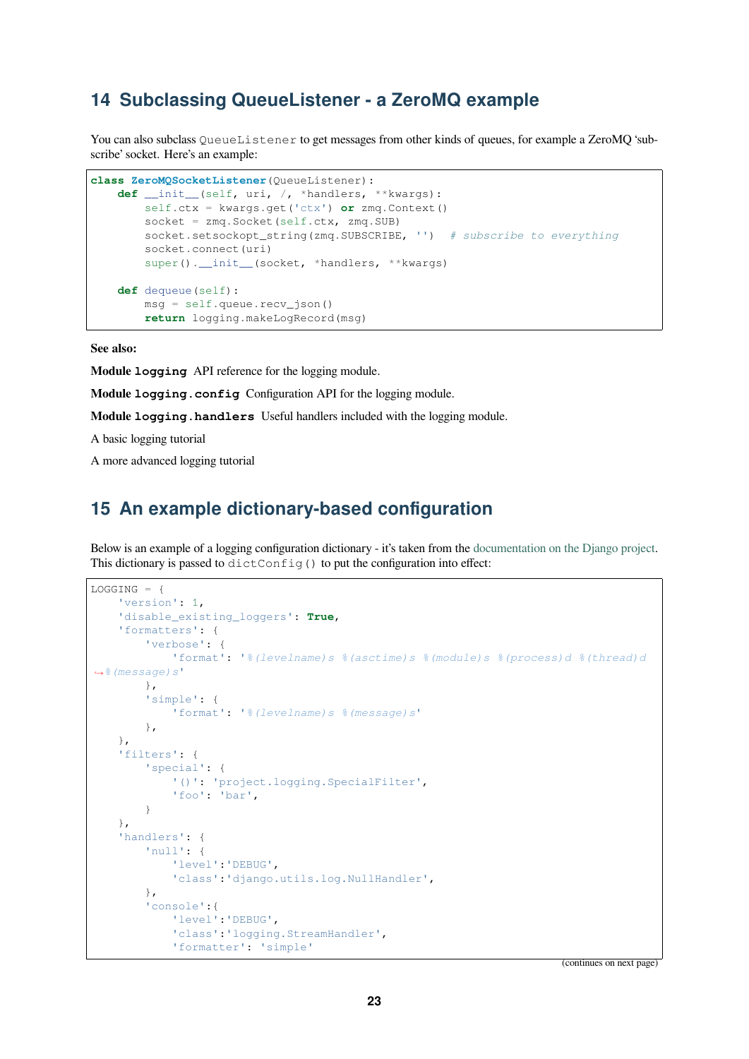## 14 Subclassing QueueListener - a ZeroMQ example

You can also subclass `QueueListener` to get messages from other kinds of queues, for example a ZeroMQ 'subscribe' socket. Here's an example:

```
class ZeroMQSocketListener(QueueListener):
    def __init__(self, uri, /, *handlers, **kwargs):
        self.ctx = kwargs.get('ctx') or zmq.Context()
        socket = zmq.Socket(self.ctx, zmq.SUB)
        socket.setsockopt_string(zmq.SUBSCRIBE, '')  # subscribe to everything
        socket.connect(uri)
        super().__init__(socket, *handlers, **kwargs)

    def dequeue(self):
        msg = self.queue.recv_json()
        return logging.makeLogRecord(msg)
```

**See also:**

**Module `logging`** API reference for the logging module.

**Module `logging.config`** Configuration API for the logging module.

**Module `logging.handlers`** Useful handlers included with the logging module.

A basic logging tutorial

A more advanced logging tutorial

## 15 An example dictionary-based configuration

Below is an example of a logging configuration dictionary - it's taken from the documentation on the Django project. This dictionary is passed to `dictConfig()` to put the configuration into effect:

```
LOGGING = {
    'version': 1,
    'disable_existing_loggers': True,
    'formatters': {
        'verbose': {
            'format': '%(levelname)s %(asctime)s %(module)s %(process)d %(thread)d
↪%(message)s'
        },
        'simple': {
            'format': '%(levelname)s %(message)s'
        },
    },
    'filters': {
        'special': {
            '()': 'project.logging.SpecialFilter',
            'foo': 'bar',
        }
    },
    'handlers': {
        'null': {
            'level':'DEBUG',
            'class':'django.utils.log.NullHandler',
        },
        'console':{
            'level':'DEBUG',
            'class':'logging.StreamHandler',
            'formatter': 'simple'
```

(continues on next page)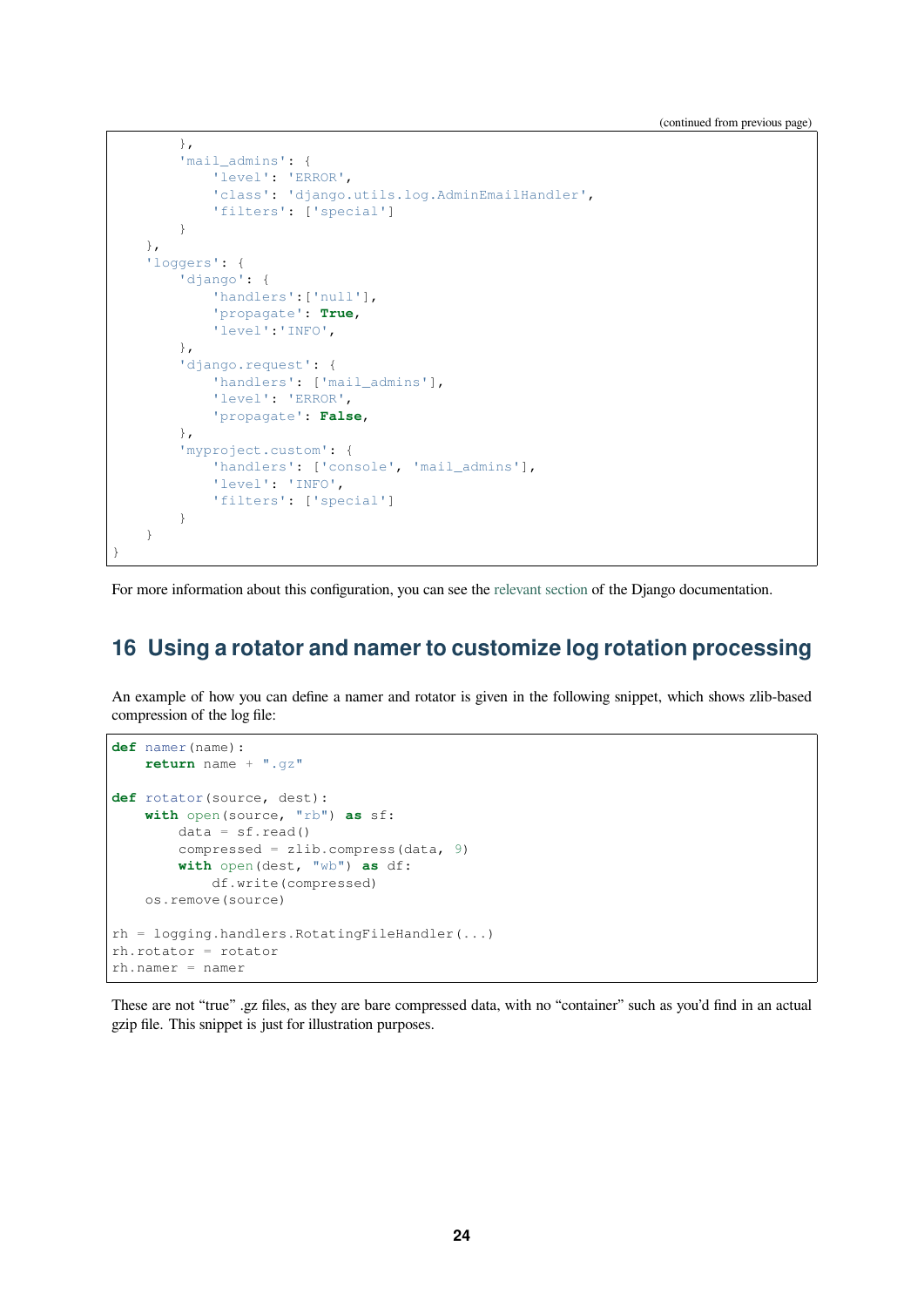```
        },
        'mail_admins': {
            'level': 'ERROR',
            'class': 'django.utils.log.AdminEmailHandler',
            'filters': ['special']
        }
    },
    'loggers': {
        'django': {
            'handlers':['null'],
            'propagate': True,
            'level':'INFO',
        },
        'django.request': {
            'handlers': ['mail_admins'],
            'level': 'ERROR',
            'propagate': False,
        },
        'myproject.custom': {
            'handlers': ['console', 'mail_admins'],
            'level': 'INFO',
            'filters': ['special']
        }
    }
}
```

For more information about this configuration, you can see the relevant section of the Django documentation.

## 16 Using a rotator and namer to customize log rotation processing

An example of how you can define a namer and rotator is given in the following snippet, which shows zlib-based compression of the log file:

```
def namer(name):
    return name + ".gz"

def rotator(source, dest):
    with open(source, "rb") as sf:
        data = sf.read()
        compressed = zlib.compress(data, 9)
        with open(dest, "wb") as df:
            df.write(compressed)
    os.remove(source)

rh = logging.handlers.RotatingFileHandler(...)
rh.rotator = rotator
rh.namer = namer
```

These are not "true" .gz files, as they are bare compressed data, with no "container" such as you'd find in an actual gzip file. This snippet is just for illustration purposes.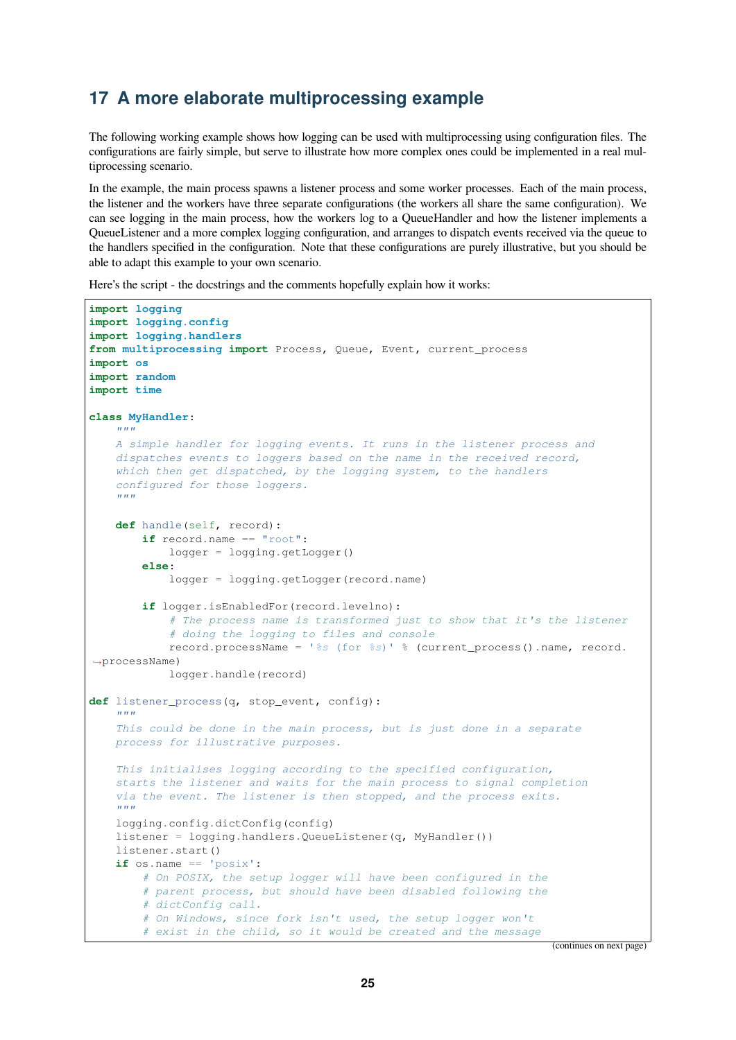## 17 A more elaborate multiprocessing example

The following working example shows how logging can be used with multiprocessing using configuration files. The configurations are fairly simple, but serve to illustrate how more complex ones could be implemented in a real multiprocessing scenario.

In the example, the main process spawns a listener process and some worker processes. Each of the main process, the listener and the workers have three separate configurations (the workers all share the same configuration). We can see logging in the main process, how the workers log to a QueueHandler and how the listener implements a QueueListener and a more complex logging configuration, and arranges to dispatch events received via the queue to the handlers specified in the configuration. Note that these configurations are purely illustrative, but you should be able to adapt this example to your own scenario.

Here's the script - the docstrings and the comments hopefully explain how it works:

```
import logging
import logging.config
import logging.handlers
from multiprocessing import Process, Queue, Event, current_process
import os
import random
import time

class MyHandler:
    """
    A simple handler for logging events. It runs in the listener process and
    dispatches events to loggers based on the name in the received record,
    which then get dispatched, by the logging system, to the handlers
    configured for those loggers.
    """

    def handle(self, record):
        if record.name == "root":
            logger = logging.getLogger()
        else:
            logger = logging.getLogger(record.name)

        if logger.isEnabledFor(record.levelno):
            # The process name is transformed just to show that it's the listener
            # doing the logging to files and console
            record.processName = '%s (for %s)' % (current_process().name, record.
↪processName)
            logger.handle(record)

def listener_process(q, stop_event, config):
    """
    This could be done in the main process, but is just done in a separate
    process for illustrative purposes.

    This initialises logging according to the specified configuration,
    starts the listener and waits for the main process to signal completion
    via the event. The listener is then stopped, and the process exits.
    """
    logging.config.dictConfig(config)
    listener = logging.handlers.QueueListener(q, MyHandler())
    listener.start()
    if os.name == 'posix':
        # On POSIX, the setup logger will have been configured in the
        # parent process, but should have been disabled following the
        # dictConfig call.
        # On Windows, since fork isn't used, the setup logger won't
        # exist in the child, so it would be created and the message
```

(continues on next page)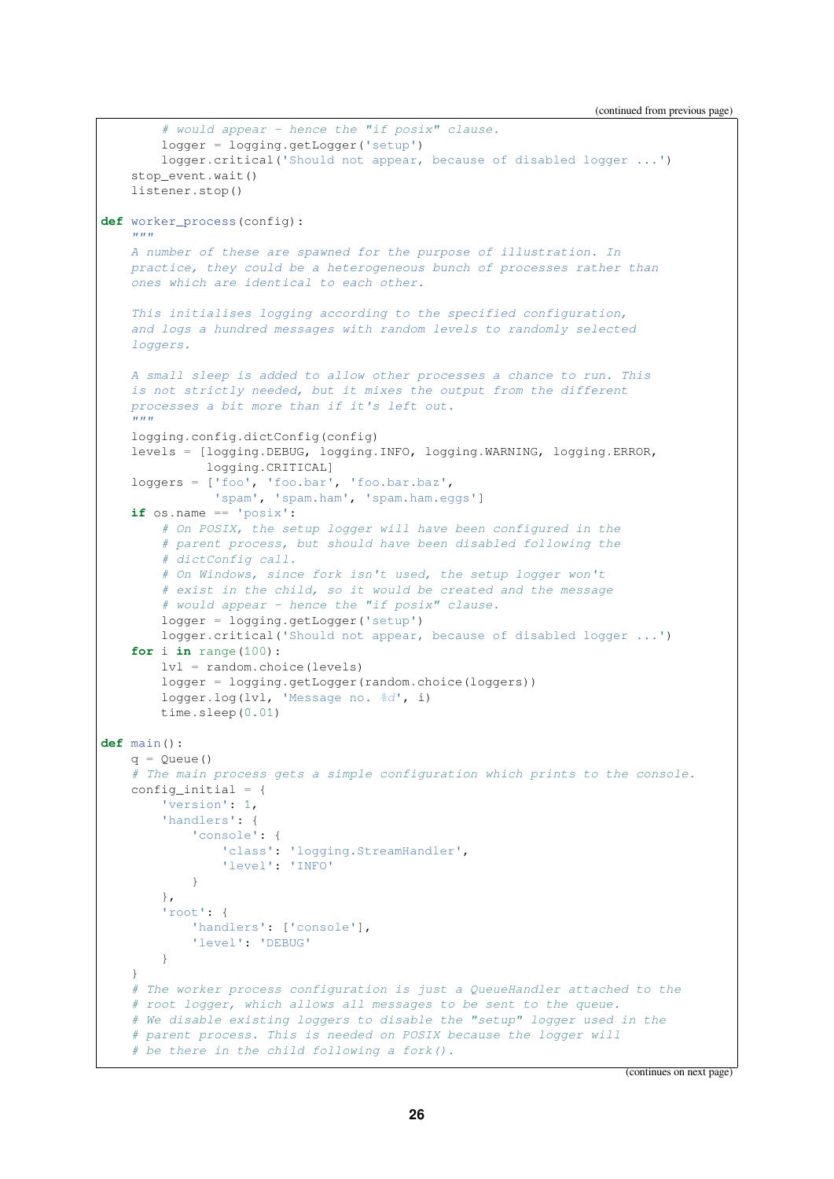(continued from previous page)

```
        # would appear - hence the "if posix" clause.
        logger = logging.getLogger('setup')
        logger.critical('Should not appear, because of disabled logger ...')
    stop_event.wait()
    listener.stop()

def worker_process(config):
    """
    A number of these are spawned for the purpose of illustration. In
    practice, they could be a heterogeneous bunch of processes rather than
    ones which are identical to each other.

    This initialises logging according to the specified configuration,
    and logs a hundred messages with random levels to randomly selected
    loggers.

    A small sleep is added to allow other processes a chance to run. This
    is not strictly needed, but it mixes the output from the different
    processes a bit more than if it's left out.
    """
    logging.config.dictConfig(config)
    levels = [logging.DEBUG, logging.INFO, logging.WARNING, logging.ERROR,
              logging.CRITICAL]
    loggers = ['foo', 'foo.bar', 'foo.bar.baz',
               'spam', 'spam.ham', 'spam.ham.eggs']
    if os.name == 'posix':
        # On POSIX, the setup logger will have been configured in the
        # parent process, but should have been disabled following the
        # dictConfig call.
        # On Windows, since fork isn't used, the setup logger won't
        # exist in the child, so it would be created and the message
        # would appear - hence the "if posix" clause.
        logger = logging.getLogger('setup')
        logger.critical('Should not appear, because of disabled logger ...')
    for i in range(100):
        lvl = random.choice(levels)
        logger = logging.getLogger(random.choice(loggers))
        logger.log(lvl, 'Message no. %d', i)
        time.sleep(0.01)

def main():
    q = Queue()
    # The main process gets a simple configuration which prints to the console.
    config_initial = {
        'version': 1,
        'handlers': {
            'console': {
                'class': 'logging.StreamHandler',
                'level': 'INFO'
            }
        },
        'root': {
            'handlers': ['console'],
            'level': 'DEBUG'
        }
    }
    # The worker process configuration is just a QueueHandler attached to the
    # root logger, which allows all messages to be sent to the queue.
    # We disable existing loggers to disable the "setup" logger used in the
    # parent process. This is needed on POSIX because the logger will
    # be there in the child following a fork().
```

(continues on next page)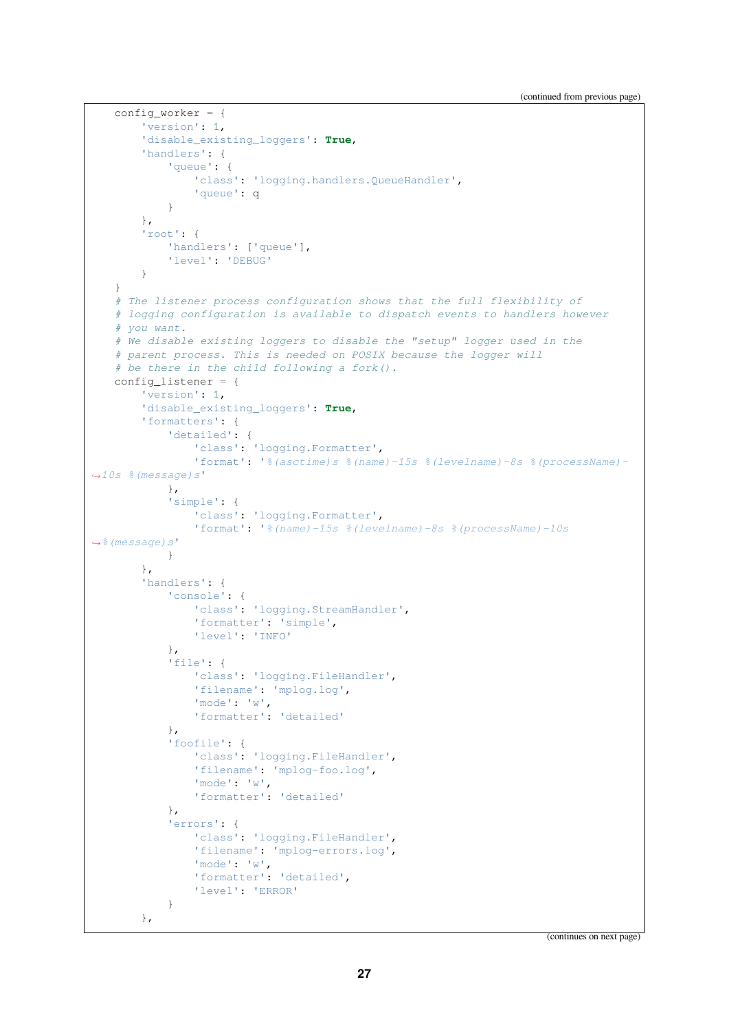```
    config_worker = {
        'version': 1,
        'disable_existing_loggers': True,
        'handlers': {
            'queue': {
                'class': 'logging.handlers.QueueHandler',
                'queue': q
            }
        },
        'root': {
            'handlers': ['queue'],
            'level': 'DEBUG'
        }
    }
    # The listener process configuration shows that the full flexibility of
    # logging configuration is available to dispatch events to handlers however
    # you want.
    # We disable existing loggers to disable the "setup" logger used in the
    # parent process. This is needed on POSIX because the logger will
    # be there in the child following a fork().
    config_listener = {
        'version': 1,
        'disable_existing_loggers': True,
        'formatters': {
            'detailed': {
                'class': 'logging.Formatter',
                'format': '%(asctime)s %(name)-15s %(levelname)-8s %(processName)-10s %(message)s'
            },
            'simple': {
                'class': 'logging.Formatter',
                'format': '%(name)-15s %(levelname)-8s %(processName)-10s %(message)s'
            }
        },
        'handlers': {
            'console': {
                'class': 'logging.StreamHandler',
                'formatter': 'simple',
                'level': 'INFO'
            },
            'file': {
                'class': 'logging.FileHandler',
                'filename': 'mplog.log',
                'mode': 'w',
                'formatter': 'detailed'
            },
            'foofile': {
                'class': 'logging.FileHandler',
                'filename': 'mplog-foo.log',
                'mode': 'w',
                'formatter': 'detailed'
            },
            'errors': {
                'class': 'logging.FileHandler',
                'filename': 'mplog-errors.log',
                'mode': 'w',
                'formatter': 'detailed',
                'level': 'ERROR'
            }
        },
```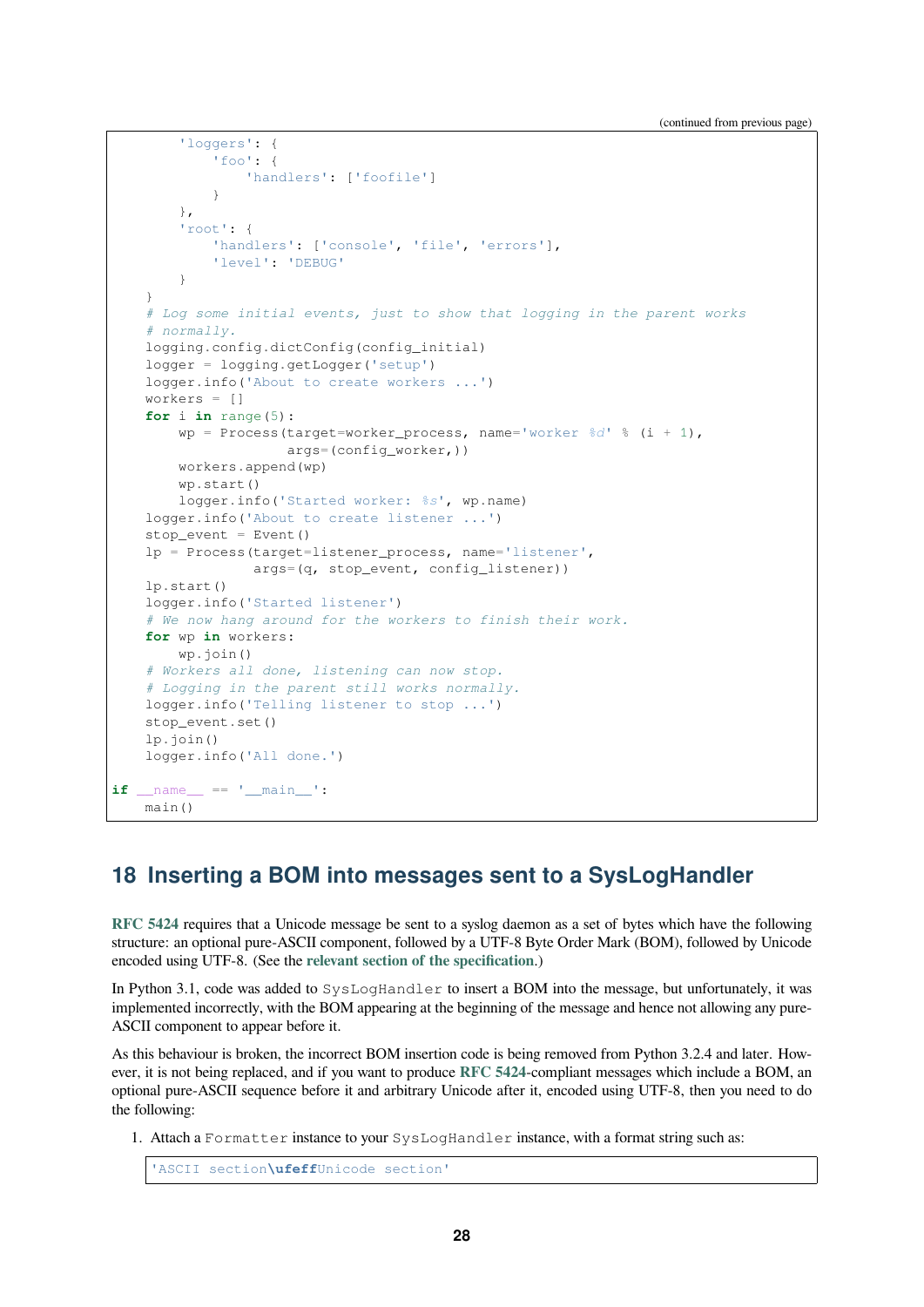(continued from previous page)

```
        'loggers': {
            'foo': {
                'handlers': ['foofile']
            }
        },
        'root': {
            'handlers': ['console', 'file', 'errors'],
            'level': 'DEBUG'
        }
    }
    # Log some initial events, just to show that logging in the parent works
    # normally.
    logging.config.dictConfig(config_initial)
    logger = logging.getLogger('setup')
    logger.info('About to create workers ...')
    workers = []
    for i in range(5):
        wp = Process(target=worker_process, name='worker %d' % (i + 1),
                     args=(config_worker,))
        workers.append(wp)
        wp.start()
        logger.info('Started worker: %s', wp.name)
    logger.info('About to create listener ...')
    stop_event = Event()
    lp = Process(target=listener_process, name='listener',
                 args=(q, stop_event, config_listener))
    lp.start()
    logger.info('Started listener')
    # We now hang around for the workers to finish their work.
    for wp in workers:
        wp.join()
    # Workers all done, listening can now stop.
    # Logging in the parent still works normally.
    logger.info('Telling listener to stop ...')
    stop_event.set()
    lp.join()
    logger.info('All done.')

if __name__ == '__main__':
    main()
```

# 18 Inserting a BOM into messages sent to a SysLogHandler

**RFC 5424** requires that a Unicode message be sent to a syslog daemon as a set of bytes which have the following structure: an optional pure-ASCII component, followed by a UTF-8 Byte Order Mark (BOM), followed by Unicode encoded using UTF-8. (See the **relevant section of the specification**.)

In Python 3.1, code was added to `SysLogHandler` to insert a BOM into the message, but unfortunately, it was implemented incorrectly, with the BOM appearing at the beginning of the message and hence not allowing any pure-ASCII component to appear before it.

As this behaviour is broken, the incorrect BOM insertion code is being removed from Python 3.2.4 and later. However, it is not being replaced, and if you want to produce **RFC 5424**-compliant messages which include a BOM, an optional pure-ASCII sequence before it and arbitrary Unicode after it, encoded using UTF-8, then you need to do the following:

1. Attach a `Formatter` instance to your `SysLogHandler` instance, with a format string such as:

```
'ASCII section\ufeffUnicode section'
```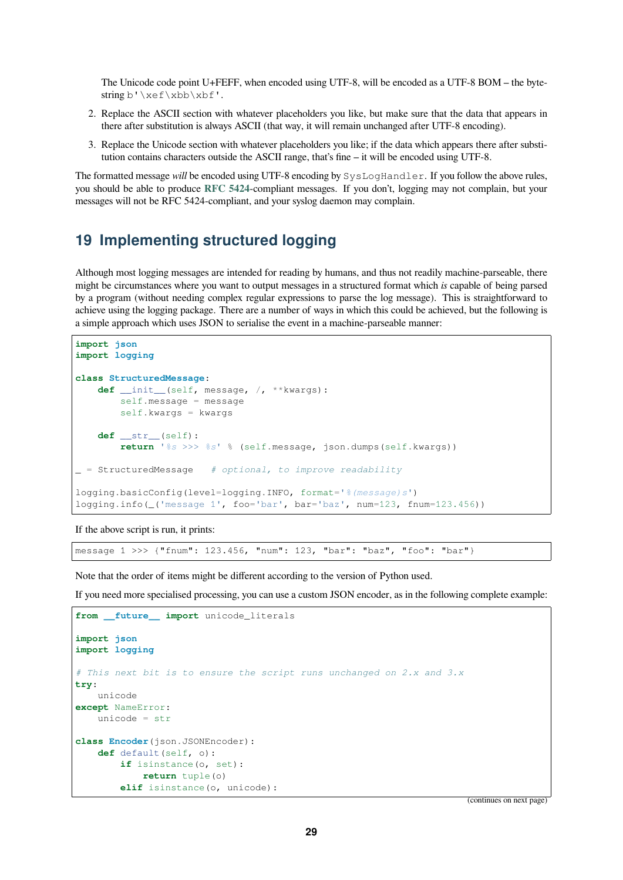The Unicode code point U+FEFF, when encoded using UTF-8, will be encoded as a UTF-8 BOM – the byte-string `b'\xef\xbb\xbf'`.

2. Replace the ASCII section with whatever placeholders you like, but make sure that the data that appears in there after substitution is always ASCII (that way, it will remain unchanged after UTF-8 encoding).

3. Replace the Unicode section with whatever placeholders you like; if the data which appears there after substitution contains characters outside the ASCII range, that's fine – it will be encoded using UTF-8.

The formatted message *will* be encoded using UTF-8 encoding by `SysLogHandler`. If you follow the above rules, you should be able to produce **RFC 5424**-compliant messages. If you don't, logging may not complain, but your messages will not be RFC 5424-compliant, and your syslog daemon may complain.

# 19 Implementing structured logging

Although most logging messages are intended for reading by humans, and thus not readily machine-parseable, there might be circumstances where you want to output messages in a structured format which *is* capable of being parsed by a program (without needing complex regular expressions to parse the log message). This is straightforward to achieve using the logging package. There are a number of ways in which this could be achieved, but the following is a simple approach which uses JSON to serialise the event in a machine-parseable manner:

```
import json
import logging

class StructuredMessage:
    def __init__(self, message, /, **kwargs):
        self.message = message
        self.kwargs = kwargs

    def __str__(self):
        return '%s >>> %s' % (self.message, json.dumps(self.kwargs))

_ = StructuredMessage   # optional, to improve readability

logging.basicConfig(level=logging.INFO, format='%(message)s')
logging.info(_('message 1', foo='bar', bar='baz', num=123, fnum=123.456))
```

If the above script is run, it prints:

```
message 1 >>> {"fnum": 123.456, "num": 123, "bar": "baz", "foo": "bar"}
```

Note that the order of items might be different according to the version of Python used.

If you need more specialised processing, you can use a custom JSON encoder, as in the following complete example:

```
from __future__ import unicode_literals

import json
import logging

# This next bit is to ensure the script runs unchanged on 2.x and 3.x
try:
    unicode
except NameError:
    unicode = str

class Encoder(json.JSONEncoder):
    def default(self, o):
        if isinstance(o, set):
            return tuple(o)
        elif isinstance(o, unicode):
```

(continues on next page)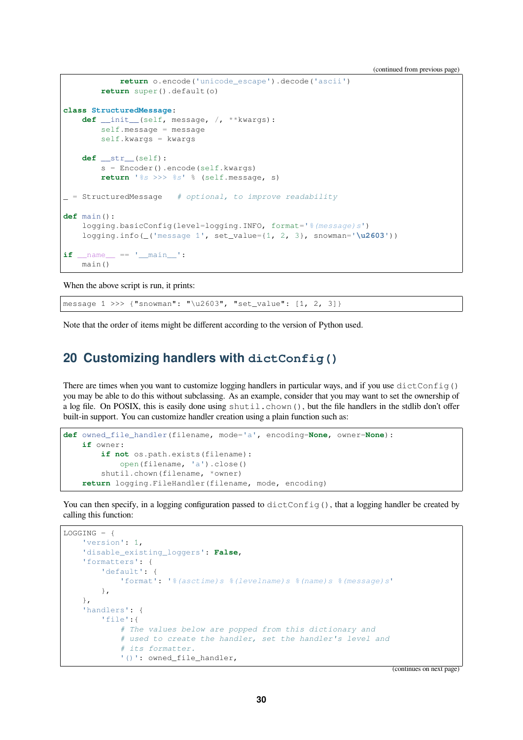```
            return o.encode('unicode_escape').decode('ascii')
        return super().default(o)

class StructuredMessage:
    def __init__(self, message, /, **kwargs):
        self.message = message
        self.kwargs = kwargs

    def __str__(self):
        s = Encoder().encode(self.kwargs)
        return '%s >>> %s' % (self.message, s)

_ = StructuredMessage   # optional, to improve readability

def main():
    logging.basicConfig(level=logging.INFO, format='%(message)s')
    logging.info(_('message 1', set_value={1, 2, 3}, snowman='\u2603'))

if __name__ == '__main__':
    main()
```

When the above script is run, it prints:

```
message 1 >>> {"snowman": "\u2603", "set_value": [1, 2, 3]}
```

Note that the order of items might be different according to the version of Python used.

## 20 Customizing handlers with `dictConfig()`

There are times when you want to customize logging handlers in particular ways, and if you use `dictConfig()` you may be able to do this without subclassing. As an example, consider that you may want to set the ownership of a log file. On POSIX, this is easily done using `shutil.chown()`, but the file handlers in the stdlib don't offer built-in support. You can customize handler creation using a plain function such as:

```
def owned_file_handler(filename, mode='a', encoding=None, owner=None):
    if owner:
        if not os.path.exists(filename):
            open(filename, 'a').close()
        shutil.chown(filename, *owner)
    return logging.FileHandler(filename, mode, encoding)
```

You can then specify, in a logging configuration passed to `dictConfig()`, that a logging handler be created by calling this function:

```
LOGGING = {
    'version': 1,
    'disable_existing_loggers': False,
    'formatters': {
        'default': {
            'format': '%(asctime)s %(levelname)s %(name)s %(message)s'
        },
    },
    'handlers': {
        'file':{
            # The values below are popped from this dictionary and
            # used to create the handler, set the handler's level and
            # its formatter.
            '()': owned_file_handler,
```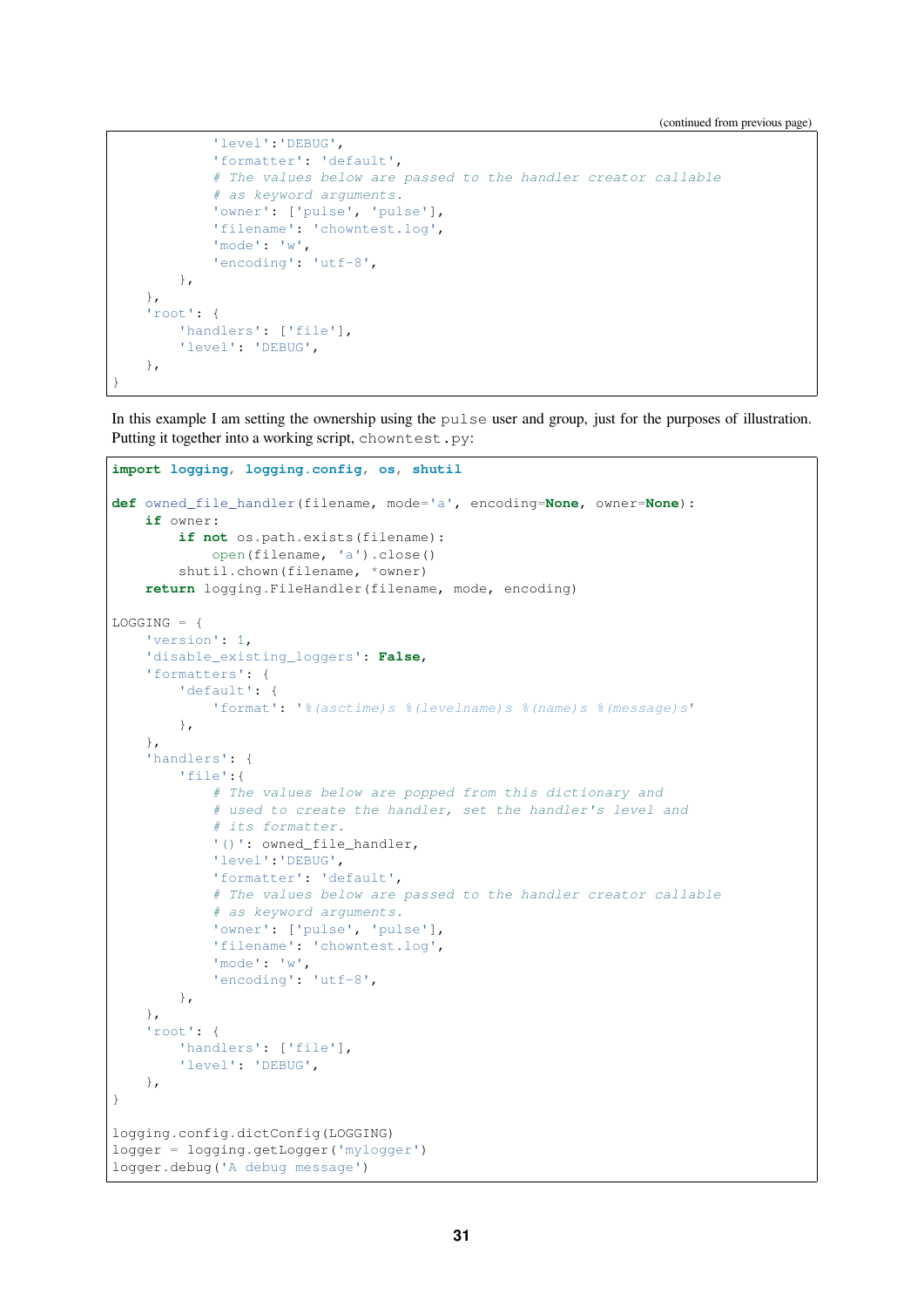```
            'level':'DEBUG',
            'formatter': 'default',
            # The values below are passed to the handler creator callable
            # as keyword arguments.
            'owner': ['pulse', 'pulse'],
            'filename': 'chowntest.log',
            'mode': 'w',
            'encoding': 'utf-8',
        },
    },
    'root': {
        'handlers': ['file'],
        'level': 'DEBUG',
    },
}
```

In this example I am setting the ownership using the `pulse` user and group, just for the purposes of illustration. Putting it together into a working script, `chowntest.py`:

```
import logging, logging.config, os, shutil

def owned_file_handler(filename, mode='a', encoding=None, owner=None):
    if owner:
        if not os.path.exists(filename):
            open(filename, 'a').close()
        shutil.chown(filename, *owner)
    return logging.FileHandler(filename, mode, encoding)

LOGGING = {
    'version': 1,
    'disable_existing_loggers': False,
    'formatters': {
        'default': {
            'format': '%(asctime)s %(levelname)s %(name)s %(message)s'
        },
    },
    'handlers': {
        'file':{
            # The values below are popped from this dictionary and
            # used to create the handler, set the handler's level and
            # its formatter.
            '()': owned_file_handler,
            'level':'DEBUG',
            'formatter': 'default',
            # The values below are passed to the handler creator callable
            # as keyword arguments.
            'owner': ['pulse', 'pulse'],
            'filename': 'chowntest.log',
            'mode': 'w',
            'encoding': 'utf-8',
        },
    },
    'root': {
        'handlers': ['file'],
        'level': 'DEBUG',
    },
}

logging.config.dictConfig(LOGGING)
logger = logging.getLogger('mylogger')
logger.debug('A debug message')
```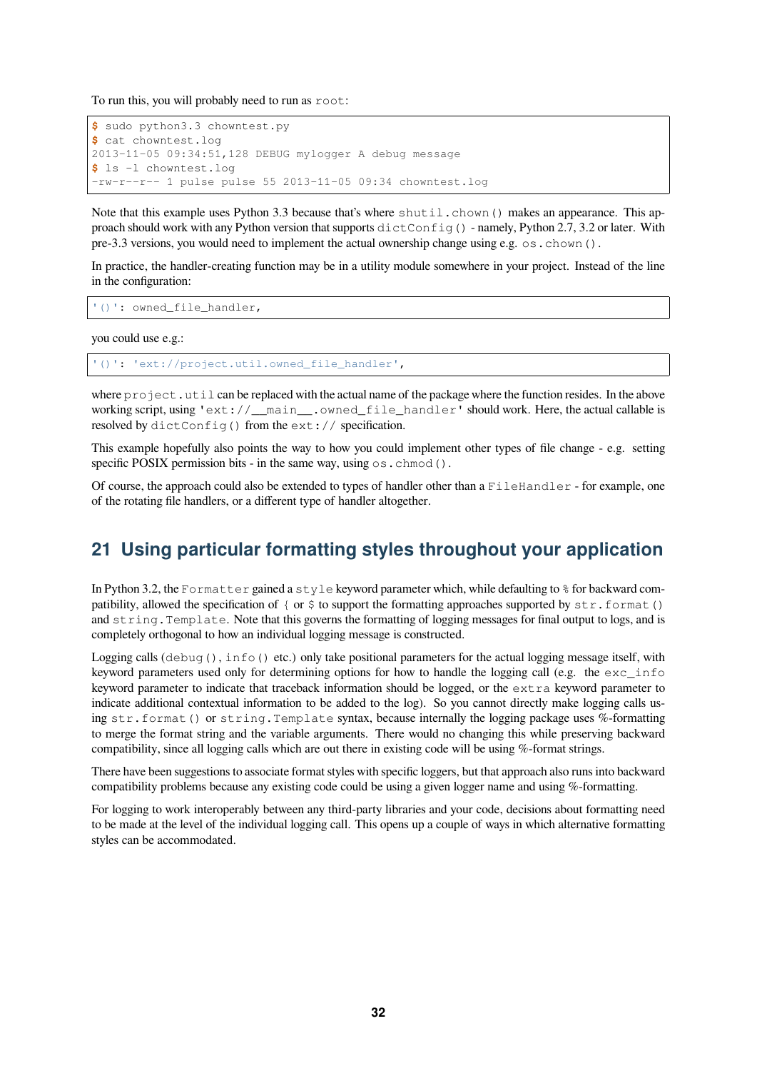To run this, you will probably need to run as `root`:

```
$ sudo python3.3 chowntest.py
$ cat chowntest.log
2013-11-05 09:34:51,128 DEBUG mylogger A debug message
$ ls -l chowntest.log
-rw-r--r-- 1 pulse pulse 55 2013-11-05 09:34 chowntest.log
```

Note that this example uses Python 3.3 because that's where `shutil.chown()` makes an appearance. This approach should work with any Python version that supports `dictConfig()` - namely, Python 2.7, 3.2 or later. With pre-3.3 versions, you would need to implement the actual ownership change using e.g. `os.chown()`.

In practice, the handler-creating function may be in a utility module somewhere in your project. Instead of the line in the configuration:

```
'()': owned_file_handler,
```

you could use e.g.:

```
'()': 'ext://project.util.owned_file_handler',
```

where `project.util` can be replaced with the actual name of the package where the function resides. In the above working script, using `'ext://__main__.owned_file_handler'` should work. Here, the actual callable is resolved by `dictConfig()` from the `ext://` specification.

This example hopefully also points the way to how you could implement other types of file change - e.g. setting specific POSIX permission bits - in the same way, using `os.chmod()`.

Of course, the approach could also be extended to types of handler other than a `FileHandler` - for example, one of the rotating file handlers, or a different type of handler altogether.

## 21 Using particular formatting styles throughout your application

In Python 3.2, the `Formatter` gained a `style` keyword parameter which, while defaulting to `%` for backward compatibility, allowed the specification of `{` or `$` to support the formatting approaches supported by `str.format()` and `string.Template`. Note that this governs the formatting of logging messages for final output to logs, and is completely orthogonal to how an individual logging message is constructed.

Logging calls (`debug()`, `info()` etc.) only take positional parameters for the actual logging message itself, with keyword parameters used only for determining options for how to handle the logging call (e.g. the `exc_info` keyword parameter to indicate that traceback information should be logged, or the `extra` keyword parameter to indicate additional contextual information to be added to the log). So you cannot directly make logging calls using `str.format()` or `string.Template` syntax, because internally the logging package uses %-formatting to merge the format string and the variable arguments. There would no changing this while preserving backward compatibility, since all logging calls which are out there in existing code will be using %-format strings.

There have been suggestions to associate format styles with specific loggers, but that approach also runs into backward compatibility problems because any existing code could be using a given logger name and using %-formatting.

For logging to work interoperably between any third-party libraries and your code, decisions about formatting need to be made at the level of the individual logging call. This opens up a couple of ways in which alternative formatting styles can be accommodated.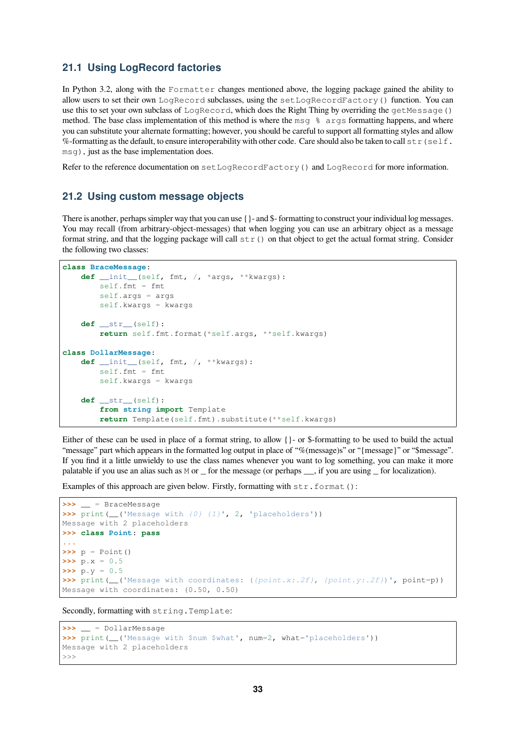## 21.1 Using LogRecord factories

In Python 3.2, along with the `Formatter` changes mentioned above, the logging package gained the ability to allow users to set their own `LogRecord` subclasses, using the `setLogRecordFactory()` function. You can use this to set your own subclass of `LogRecord`, which does the Right Thing by overriding the `getMessage()` method. The base class implementation of this method is where the `msg % args` formatting happens, and where you can substitute your alternate formatting; however, you should be careful to support all formatting styles and allow %-formatting as the default, to ensure interoperability with other code. Care should also be taken to call `str(self.msg)`, just as the base implementation does.

Refer to the reference documentation on `setLogRecordFactory()` and `LogRecord` for more information.

## 21.2 Using custom message objects

There is another, perhaps simpler way that you can use {}- and $- formatting to construct your individual log messages. You may recall (from arbitrary-object-messages) that when logging you can use an arbitrary object as a message format string, and that the logging package will call `str()` on that object to get the actual format string. Consider the following two classes:

```
class BraceMessage:
    def __init__(self, fmt, /, *args, **kwargs):
        self.fmt = fmt
        self.args = args
        self.kwargs = kwargs

    def __str__(self):
        return self.fmt.format(*self.args, **self.kwargs)

class DollarMessage:
    def __init__(self, fmt, /, **kwargs):
        self.fmt = fmt
        self.kwargs = kwargs

    def __str__(self):
        from string import Template
        return Template(self.fmt).substitute(**self.kwargs)
```

Either of these can be used in place of a format string, to allow {}- or $-formatting to be used to build the actual "message" part which appears in the formatted log output in place of "%(message)s" or "{message}" or "$message". If you find it a little unwieldy to use the class names whenever you want to log something, you can make it more palatable if you use an alias such as `M` or _ for the message (or perhaps __, if you are using _ for localization).

Examples of this approach are given below. Firstly, formatting with `str.format()`:

```
>>> __ = BraceMessage
>>> print(__('Message with {0} {1}', 2, 'placeholders'))
Message with 2 placeholders
>>> class Point: pass
...
>>> p = Point()
>>> p.x = 0.5
>>> p.y = 0.5
>>> print(__('Message with coordinates: ({point.x:.2f}, {point.y:.2f})', point=p))
Message with coordinates: (0.50, 0.50)
```

Secondly, formatting with `string.Template`:

```
>>> __ = DollarMessage
>>> print(__('Message with $num $what', num=2, what='placeholders'))
Message with 2 placeholders
>>>
```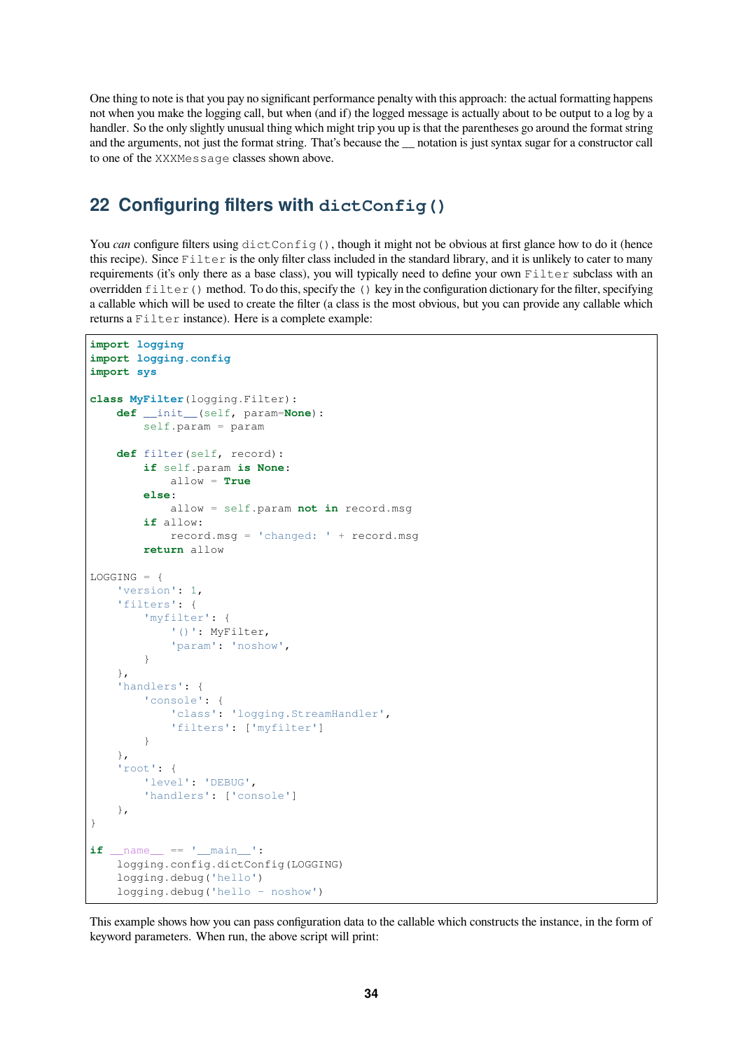One thing to note is that you pay no significant performance penalty with this approach: the actual formatting happens not when you make the logging call, but when (and if) the logged message is actually about to be output to a log by a handler. So the only slightly unusual thing which might trip you up is that the parentheses go around the format string and the arguments, not just the format string. That's because the __ notation is just syntax sugar for a constructor call to one of the `XXXMessage` classes shown above.

## 22 Configuring filters with `dictConfig()`

You *can* configure filters using `dictConfig()`, though it might not be obvious at first glance how to do it (hence this recipe). Since `Filter` is the only filter class included in the standard library, and it is unlikely to cater to many requirements (it's only there as a base class), you will typically need to define your own `Filter` subclass with an overridden `filter()` method. To do this, specify the `()` key in the configuration dictionary for the filter, specifying a callable which will be used to create the filter (a class is the most obvious, but you can provide any callable which returns a `Filter` instance). Here is a complete example:

```
import logging
import logging.config
import sys

class MyFilter(logging.Filter):
    def __init__(self, param=None):
        self.param = param

    def filter(self, record):
        if self.param is None:
            allow = True
        else:
            allow = self.param not in record.msg
        if allow:
            record.msg = 'changed: ' + record.msg
        return allow

LOGGING = {
    'version': 1,
    'filters': {
        'myfilter': {
            '()': MyFilter,
            'param': 'noshow',
        }
    },
    'handlers': {
        'console': {
            'class': 'logging.StreamHandler',
            'filters': ['myfilter']
        }
    },
    'root': {
        'level': 'DEBUG',
        'handlers': ['console']
    },
}

if __name__ == '__main__':
    logging.config.dictConfig(LOGGING)
    logging.debug('hello')
    logging.debug('hello - noshow')
```

This example shows how you can pass configuration data to the callable which constructs the instance, in the form of keyword parameters. When run, the above script will print: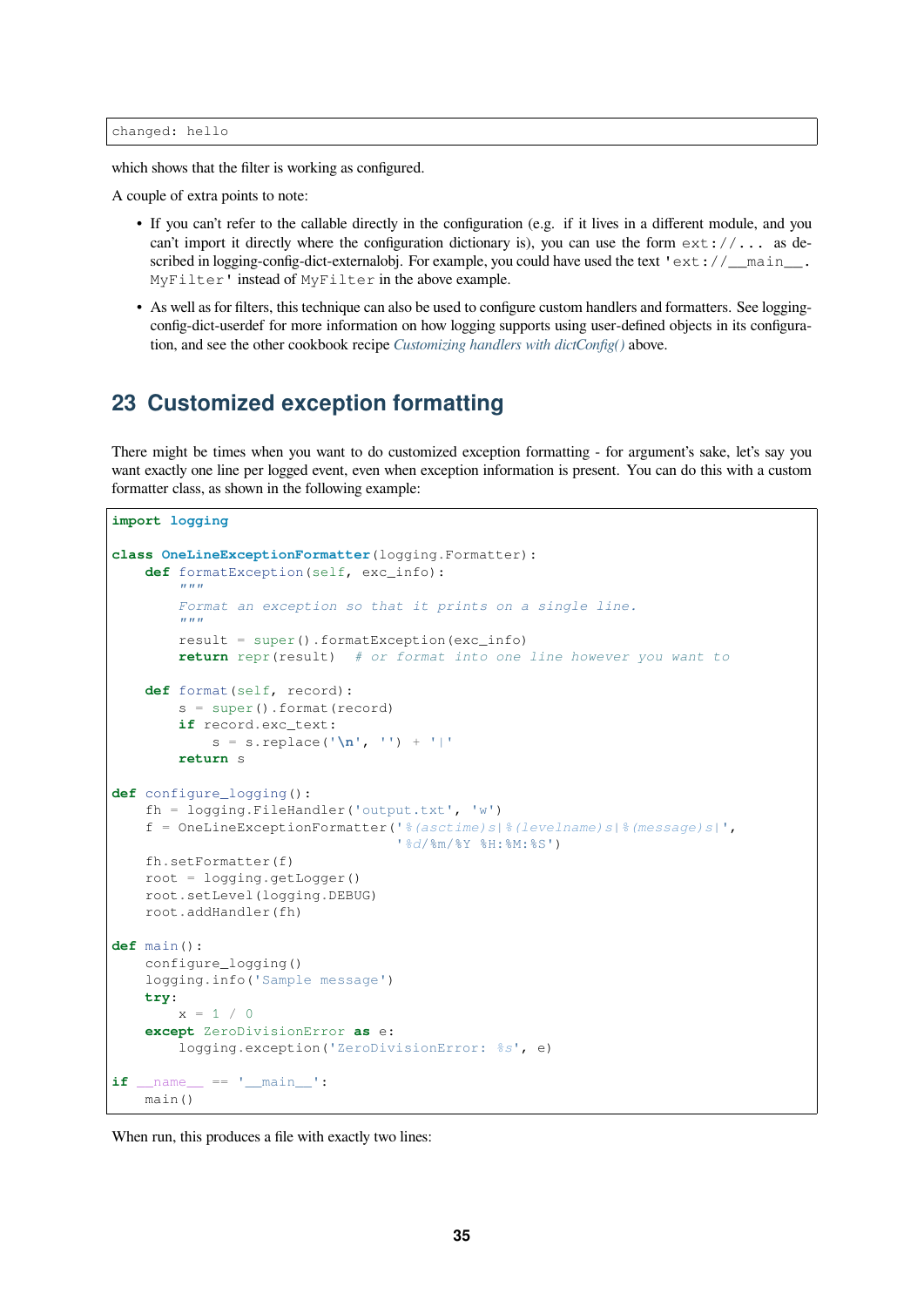```
changed: hello
```

which shows that the filter is working as configured.

A couple of extra points to note:

- If you can't refer to the callable directly in the configuration (e.g. if it lives in a different module, and you can't import it directly where the configuration dictionary is), you can use the form `ext://...` as described in logging-config-dict-externalobj. For example, you could have used the text `'ext://__main__.MyFilter'` instead of `MyFilter` in the above example.
- As well as for filters, this technique can also be used to configure custom handlers and formatters. See logging-config-dict-userdef for more information on how logging supports using user-defined objects in its configuration, and see the other cookbook recipe *Customizing handlers with dictConfig()* above.

## 23 Customized exception formatting

There might be times when you want to do customized exception formatting - for argument's sake, let's say you want exactly one line per logged event, even when exception information is present. You can do this with a custom formatter class, as shown in the following example:

```
import logging

class OneLineExceptionFormatter(logging.Formatter):
    def formatException(self, exc_info):
        """
        Format an exception so that it prints on a single line.
        """
        result = super().formatException(exc_info)
        return repr(result)  # or format into one line however you want to

    def format(self, record):
        s = super().format(record)
        if record.exc_text:
            s = s.replace('\n', '') + '|'
        return s

def configure_logging():
    fh = logging.FileHandler('output.txt', 'w')
    f = OneLineExceptionFormatter('%(asctime)s|%(levelname)s|%(message)s|',
                                  '%d/%m/%Y %H:%M:%S')
    fh.setFormatter(f)
    root = logging.getLogger()
    root.setLevel(logging.DEBUG)
    root.addHandler(fh)

def main():
    configure_logging()
    logging.info('Sample message')
    try:
        x = 1 / 0
    except ZeroDivisionError as e:
        logging.exception('ZeroDivisionError: %s', e)

if __name__ == '__main__':
    main()
```

When run, this produces a file with exactly two lines: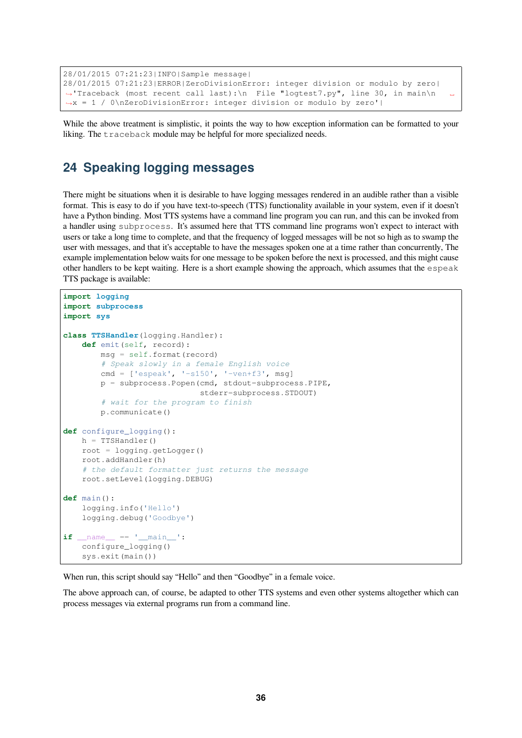```
28/01/2015 07:21:23|INFO|Sample message|
28/01/2015 07:21:23|ERROR|ZeroDivisionError: integer division or modulo by zero|
↪'Traceback (most recent call last):\n  File "logtest7.py", line 30, in main\n    ↪
↪x = 1 / 0\nZeroDivisionError: integer division or modulo by zero'|
```

While the above treatment is simplistic, it points the way to how exception information can be formatted to your liking. The `traceback` module may be helpful for more specialized needs.

## 24 Speaking logging messages

There might be situations when it is desirable to have logging messages rendered in an audible rather than a visible format. This is easy to do if you have text-to-speech (TTS) functionality available in your system, even if it doesn't have a Python binding. Most TTS systems have a command line program you can run, and this can be invoked from a handler using `subprocess`. It's assumed here that TTS command line programs won't expect to interact with users or take a long time to complete, and that the frequency of logged messages will be not so high as to swamp the user with messages, and that it's acceptable to have the messages spoken one at a time rather than concurrently, The example implementation below waits for one message to be spoken before the next is processed, and this might cause other handlers to be kept waiting. Here is a short example showing the approach, which assumes that the `espeak` TTS package is available:

```
import logging
import subprocess
import sys

class TTSHandler(logging.Handler):
    def emit(self, record):
        msg = self.format(record)
        # Speak slowly in a female English voice
        cmd = ['espeak', '-s150', '-ven+f3', msg]
        p = subprocess.Popen(cmd, stdout=subprocess.PIPE,
                             stderr=subprocess.STDOUT)
        # wait for the program to finish
        p.communicate()

def configure_logging():
    h = TTSHandler()
    root = logging.getLogger()
    root.addHandler(h)
    # the default formatter just returns the message
    root.setLevel(logging.DEBUG)

def main():
    logging.info('Hello')
    logging.debug('Goodbye')

if __name__ == '__main__':
    configure_logging()
    sys.exit(main())
```

When run, this script should say "Hello" and then "Goodbye" in a female voice.

The above approach can, of course, be adapted to other TTS systems and even other systems altogether which can process messages via external programs run from a command line.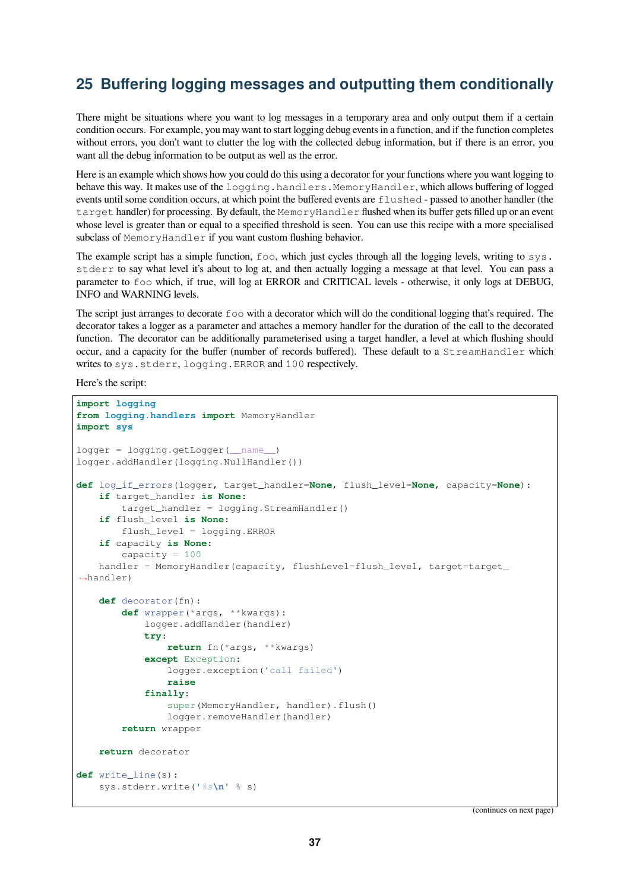## 25 Buffering logging messages and outputting them conditionally

There might be situations where you want to log messages in a temporary area and only output them if a certain condition occurs. For example, you may want to start logging debug events in a function, and if the function completes without errors, you don't want to clutter the log with the collected debug information, but if there is an error, you want all the debug information to be output as well as the error.

Here is an example which shows how you could do this using a decorator for your functions where you want logging to behave this way. It makes use of the `logging.handlers.MemoryHandler`, which allows buffering of logged events until some condition occurs, at which point the buffered events are `flushed` - passed to another handler (the `target` handler) for processing. By default, the `MemoryHandler` flushed when its buffer gets filled up or an event whose level is greater than or equal to a specified threshold is seen. You can use this recipe with a more specialised subclass of `MemoryHandler` if you want custom flushing behavior.

The example script has a simple function, `foo`, which just cycles through all the logging levels, writing to `sys.stderr` to say what level it's about to log at, and then actually logging a message at that level. You can pass a parameter to `foo` which, if true, will log at ERROR and CRITICAL levels - otherwise, it only logs at DEBUG, INFO and WARNING levels.

The script just arranges to decorate `foo` with a decorator which will do the conditional logging that's required. The decorator takes a logger as a parameter and attaches a memory handler for the duration of the call to the decorated function. The decorator can be additionally parameterised using a target handler, a level at which flushing should occur, and a capacity for the buffer (number of records buffered). These default to a `StreamHandler` which writes to `sys.stderr`, `logging.ERROR` and `100` respectively.

Here's the script:

```
import logging
from logging.handlers import MemoryHandler
import sys

logger = logging.getLogger(__name__)
logger.addHandler(logging.NullHandler())

def log_if_errors(logger, target_handler=None, flush_level=None, capacity=None):
    if target_handler is None:
        target_handler = logging.StreamHandler()
    if flush_level is None:
        flush_level = logging.ERROR
    if capacity is None:
        capacity = 100
    handler = MemoryHandler(capacity, flushLevel=flush_level, target=target_handler)

    def decorator(fn):
        def wrapper(*args, **kwargs):
            logger.addHandler(handler)
            try:
                return fn(*args, **kwargs)
            except Exception:
                logger.exception('call failed')
                raise
            finally:
                super(MemoryHandler, handler).flush()
                logger.removeHandler(handler)
        return wrapper

    return decorator

def write_line(s):
    sys.stderr.write('%s\n' % s)
```

(continues on next page)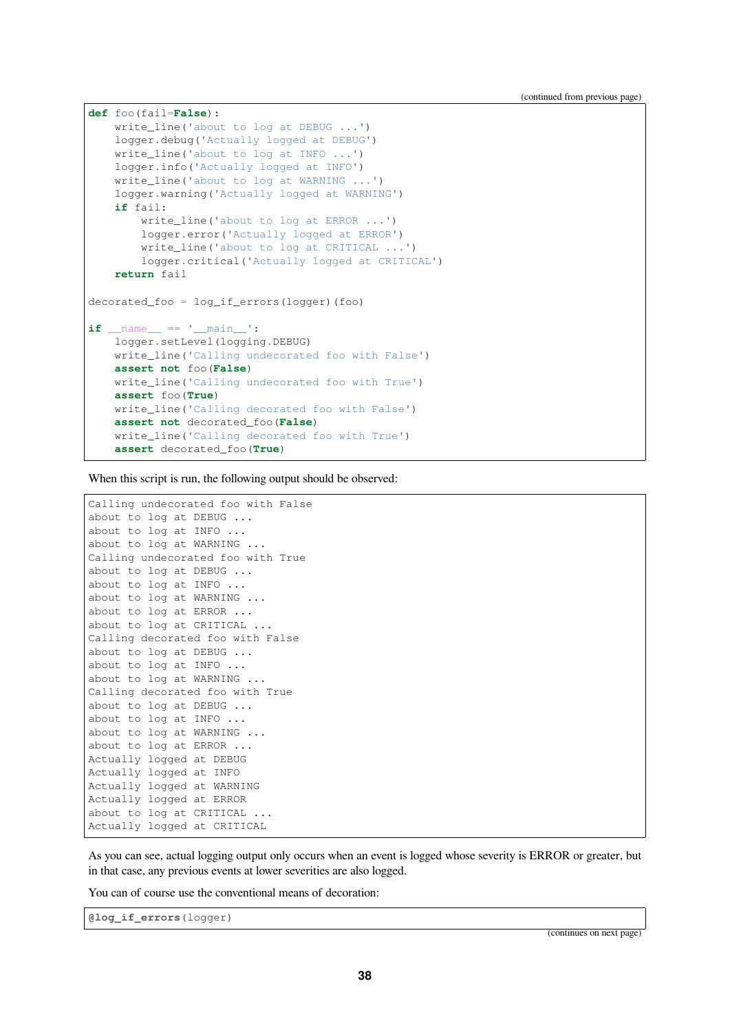(continued from previous page)

```python
def foo(fail=False):
    write_line('about to log at DEBUG ...')
    logger.debug('Actually logged at DEBUG')
    write_line('about to log at INFO ...')
    logger.info('Actually logged at INFO')
    write_line('about to log at WARNING ...')
    logger.warning('Actually logged at WARNING')
    if fail:
        write_line('about to log at ERROR ...')
        logger.error('Actually logged at ERROR')
        write_line('about to log at CRITICAL ...')
        logger.critical('Actually logged at CRITICAL')
    return fail

decorated_foo = log_if_errors(logger)(foo)

if __name__ == '__main__':
    logger.setLevel(logging.DEBUG)
    write_line('Calling undecorated foo with False')
    assert not foo(False)
    write_line('Calling undecorated foo with True')
    assert foo(True)
    write_line('Calling decorated foo with False')
    assert not decorated_foo(False)
    write_line('Calling decorated foo with True')
    assert decorated_foo(True)
```

When this script is run, the following output should be observed:

```
Calling undecorated foo with False
about to log at DEBUG ...
about to log at INFO ...
about to log at WARNING ...
Calling undecorated foo with True
about to log at DEBUG ...
about to log at INFO ...
about to log at WARNING ...
about to log at ERROR ...
about to log at CRITICAL ...
Calling decorated foo with False
about to log at DEBUG ...
about to log at INFO ...
about to log at WARNING ...
Calling decorated foo with True
about to log at DEBUG ...
about to log at INFO ...
about to log at WARNING ...
about to log at ERROR ...
Actually logged at DEBUG
Actually logged at INFO
Actually logged at WARNING
Actually logged at ERROR
about to log at CRITICAL ...
Actually logged at CRITICAL
```

As you can see, actual logging output only occurs when an event is logged whose severity is ERROR or greater, but in that case, any previous events at lower severities are also logged.

You can of course use the conventional means of decoration:

```python
@log_if_errors(logger)
```

(continues on next page)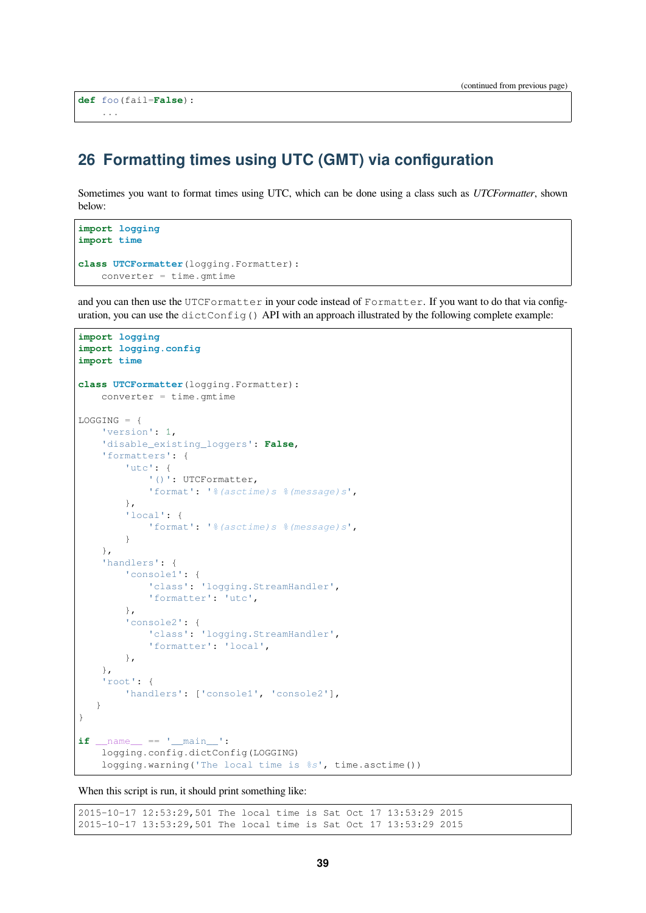```
def foo(fail=False):
    ...
```

## 26 Formatting times using UTC (GMT) via configuration

Sometimes you want to format times using UTC, which can be done using a class such as *UTCFormatter*, shown below:

```
import logging
import time

class UTCFormatter(logging.Formatter):
    converter = time.gmtime
```

and you can then use the `UTCFormatter` in your code instead of `Formatter`. If you want to do that via configuration, you can use the `dictConfig()` API with an approach illustrated by the following complete example:

```
import logging
import logging.config
import time

class UTCFormatter(logging.Formatter):
    converter = time.gmtime

LOGGING = {
    'version': 1,
    'disable_existing_loggers': False,
    'formatters': {
        'utc': {
            '()': UTCFormatter,
            'format': '%(asctime)s %(message)s',
        },
        'local': {
            'format': '%(asctime)s %(message)s',
        }
    },
    'handlers': {
        'console1': {
            'class': 'logging.StreamHandler',
            'formatter': 'utc',
        },
        'console2': {
            'class': 'logging.StreamHandler',
            'formatter': 'local',
        },
    },
    'root': {
        'handlers': ['console1', 'console2'],
    }
}

if __name__ == '__main__':
    logging.config.dictConfig(LOGGING)
    logging.warning('The local time is %s', time.asctime())
```

When this script is run, it should print something like:

```
2015-10-17 12:53:29,501 The local time is Sat Oct 17 13:53:29 2015
2015-10-17 13:53:29,501 The local time is Sat Oct 17 13:53:29 2015
```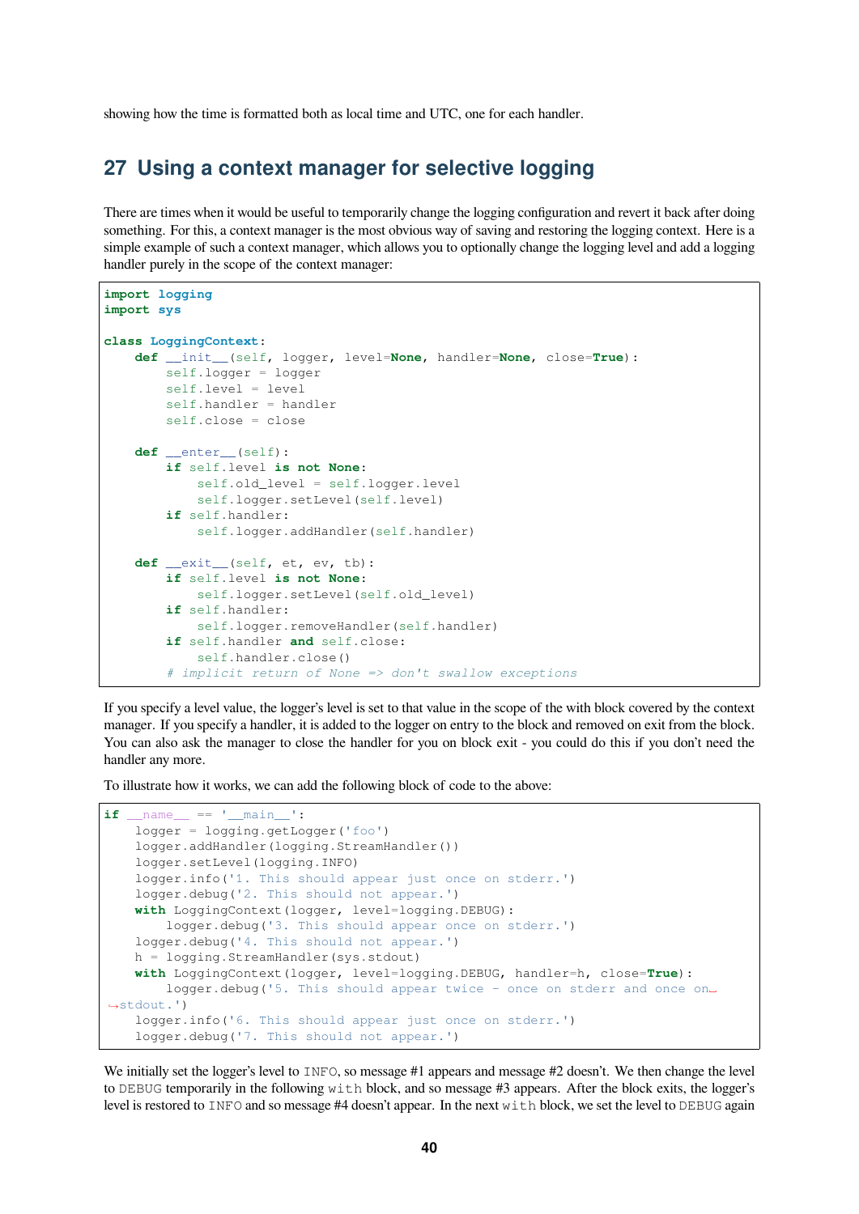showing how the time is formatted both as local time and UTC, one for each handler.

## 27 Using a context manager for selective logging

There are times when it would be useful to temporarily change the logging configuration and revert it back after doing something. For this, a context manager is the most obvious way of saving and restoring the logging context. Here is a simple example of such a context manager, which allows you to optionally change the logging level and add a logging handler purely in the scope of the context manager:

```
import logging
import sys

class LoggingContext:
    def __init__(self, logger, level=None, handler=None, close=True):
        self.logger = logger
        self.level = level
        self.handler = handler
        self.close = close

    def __enter__(self):
        if self.level is not None:
            self.old_level = self.logger.level
            self.logger.setLevel(self.level)
        if self.handler:
            self.logger.addHandler(self.handler)

    def __exit__(self, et, ev, tb):
        if self.level is not None:
            self.logger.setLevel(self.old_level)
        if self.handler:
            self.logger.removeHandler(self.handler)
        if self.handler and self.close:
            self.handler.close()
        # implicit return of None => don't swallow exceptions
```

If you specify a level value, the logger's level is set to that value in the scope of the with block covered by the context manager. If you specify a handler, it is added to the logger on entry to the block and removed on exit from the block. You can also ask the manager to close the handler for you on block exit - you could do this if you don't need the handler any more.

To illustrate how it works, we can add the following block of code to the above:

```
if __name__ == '__main__':
    logger = logging.getLogger('foo')
    logger.addHandler(logging.StreamHandler())
    logger.setLevel(logging.INFO)
    logger.info('1. This should appear just once on stderr.')
    logger.debug('2. This should not appear.')
    with LoggingContext(logger, level=logging.DEBUG):
        logger.debug('3. This should appear once on stderr.')
    logger.debug('4. This should not appear.')
    h = logging.StreamHandler(sys.stdout)
    with LoggingContext(logger, level=logging.DEBUG, handler=h, close=True):
        logger.debug('5. This should appear twice - once on stderr and once on stdout.')
    logger.info('6. This should appear just once on stderr.')
    logger.debug('7. This should not appear.')
```

We initially set the logger's level to `INFO`, so message #1 appears and message #2 doesn't. We then change the level to `DEBUG` temporarily in the following `with` block, and so message #3 appears. After the block exits, the logger's level is restored to `INFO` and so message #4 doesn't appear. In the next `with` block, we set the level to `DEBUG` again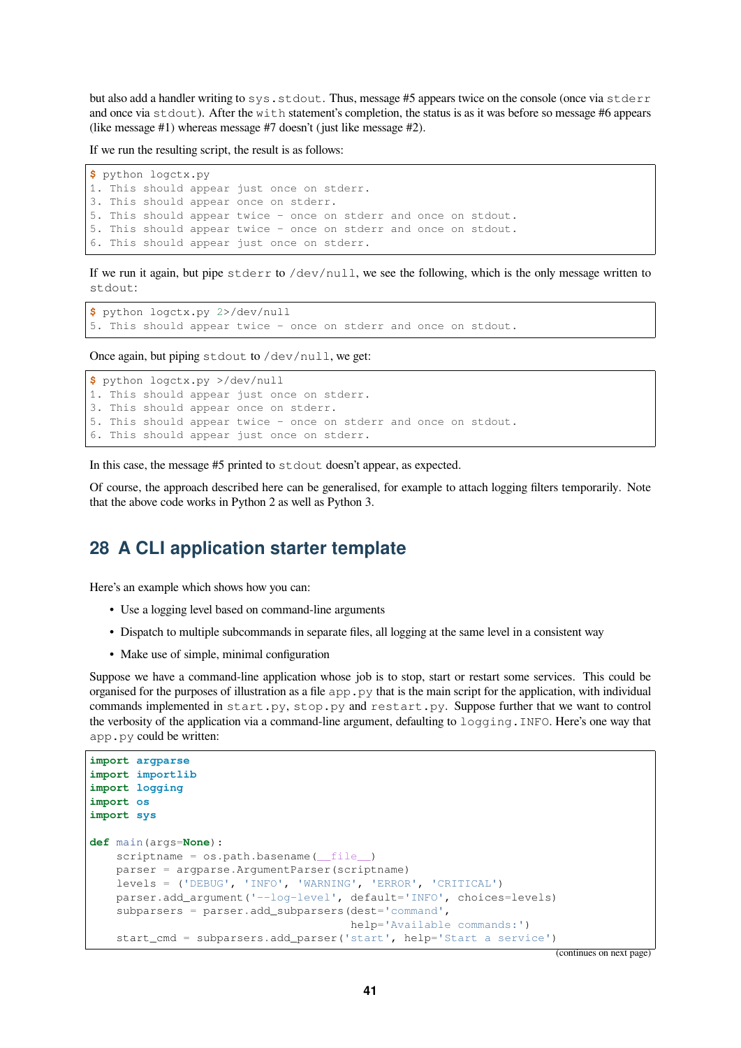but also add a handler writing to `sys.stdout`. Thus, message #5 appears twice on the console (once via `stderr` and once via `stdout`). After the `with` statement's completion, the status is as it was before so message #6 appears (like message #1) whereas message #7 doesn't (just like message #2).

If we run the resulting script, the result is as follows:

```
$ python logctx.py
1. This should appear just once on stderr.
3. This should appear once on stderr.
5. This should appear twice - once on stderr and once on stdout.
5. This should appear twice - once on stderr and once on stdout.
6. This should appear just once on stderr.
```

If we run it again, but pipe `stderr` to `/dev/null`, we see the following, which is the only message written to `stdout`:

```
$ python logctx.py 2>/dev/null
5. This should appear twice - once on stderr and once on stdout.
```

Once again, but piping `stdout` to `/dev/null`, we get:

```
$ python logctx.py >/dev/null
1. This should appear just once on stderr.
3. This should appear once on stderr.
5. This should appear twice - once on stderr and once on stdout.
6. This should appear just once on stderr.
```

In this case, the message #5 printed to `stdout` doesn't appear, as expected.

Of course, the approach described here can be generalised, for example to attach logging filters temporarily. Note that the above code works in Python 2 as well as Python 3.

## 28 A CLI application starter template

Here's an example which shows how you can:

- Use a logging level based on command-line arguments
- Dispatch to multiple subcommands in separate files, all logging at the same level in a consistent way
- Make use of simple, minimal configuration

Suppose we have a command-line application whose job is to stop, start or restart some services. This could be organised for the purposes of illustration as a file `app.py` that is the main script for the application, with individual commands implemented in `start.py`, `stop.py` and `restart.py`. Suppose further that we want to control the verbosity of the application via a command-line argument, defaulting to `logging.INFO`. Here's one way that `app.py` could be written:

```python
import argparse
import importlib
import logging
import os
import sys

def main(args=None):
    scriptname = os.path.basename(__file__)
    parser = argparse.ArgumentParser(scriptname)
    levels = ('DEBUG', 'INFO', 'WARNING', 'ERROR', 'CRITICAL')
    parser.add_argument('--log-level', default='INFO', choices=levels)
    subparsers = parser.add_subparsers(dest='command',
                                       help='Available commands:')
    start_cmd = subparsers.add_parser('start', help='Start a service')
```

(continues on next page)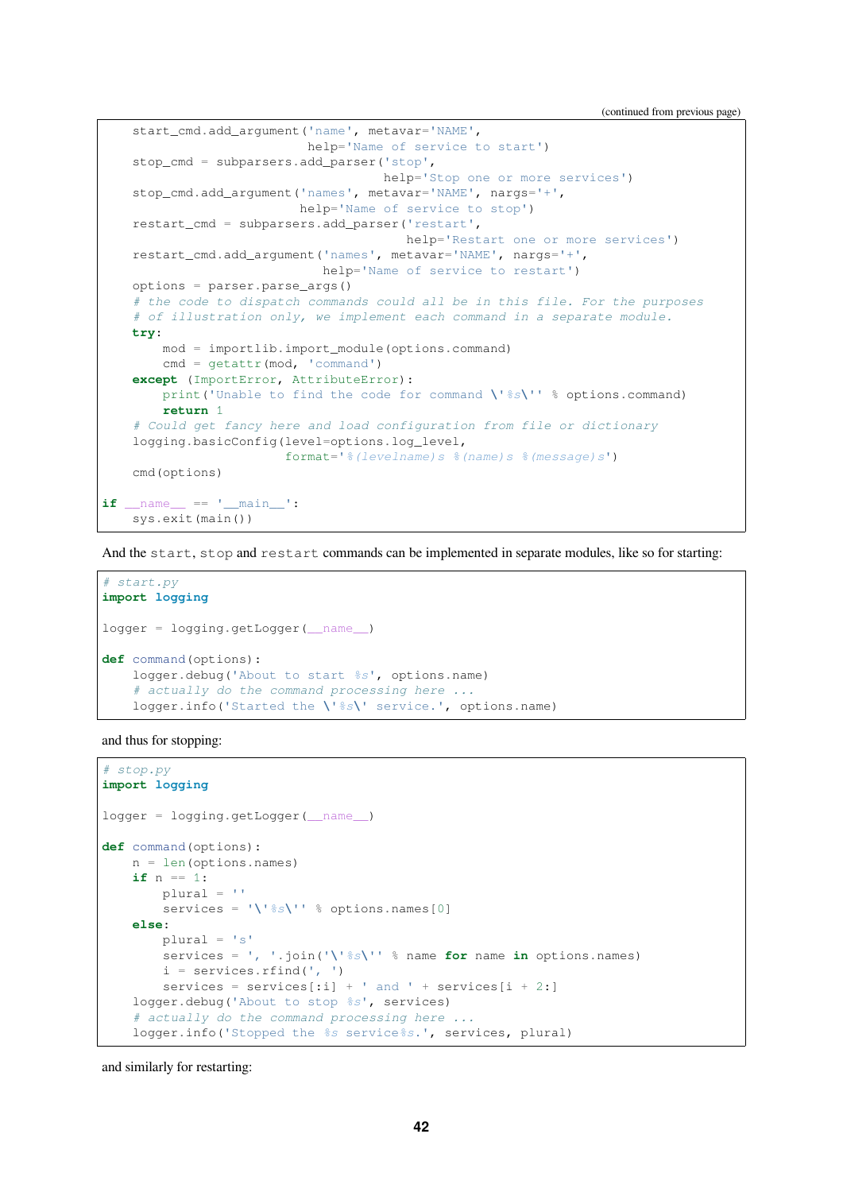(continued from previous page)

```
    start_cmd.add_argument('name', metavar='NAME',
                           help='Name of service to start')
    stop_cmd = subparsers.add_parser('stop',
                                     help='Stop one or more services')
    stop_cmd.add_argument('names', metavar='NAME', nargs='+',
                          help='Name of service to stop')
    restart_cmd = subparsers.add_parser('restart',
                                        help='Restart one or more services')
    restart_cmd.add_argument('names', metavar='NAME', nargs='+',
                             help='Name of service to restart')
    options = parser.parse_args()
    # the code to dispatch commands could all be in this file. For the purposes
    # of illustration only, we implement each command in a separate module.
    try:
        mod = importlib.import_module(options.command)
        cmd = getattr(mod, 'command')
    except (ImportError, AttributeError):
        print('Unable to find the code for command \'%s\'' % options.command)
        return 1
    # Could get fancy here and load configuration from file or dictionary
    logging.basicConfig(level=options.log_level,
                        format='%(levelname)s %(name)s %(message)s')
    cmd(options)

if __name__ == '__main__':
    sys.exit(main())
```

And the start, stop and restart commands can be implemented in separate modules, like so for starting:

```
# start.py
import logging

logger = logging.getLogger(__name__)

def command(options):
    logger.debug('About to start %s', options.name)
    # actually do the command processing here ...
    logger.info('Started the \'%s\' service.', options.name)
```

and thus for stopping:

```
# stop.py
import logging

logger = logging.getLogger(__name__)

def command(options):
    n = len(options.names)
    if n == 1:
        plural = ''
        services = '\'%s\'' % options.names[0]
    else:
        plural = 's'
        services = ', '.join('\'%s\'' % name for name in options.names)
        i = services.rfind(', ')
        services = services[:i] + ' and ' + services[i + 2:]
    logger.debug('About to stop %s', services)
    # actually do the command processing here ...
    logger.info('Stopped the %s service%s.', services, plural)
```

and similarly for restarting: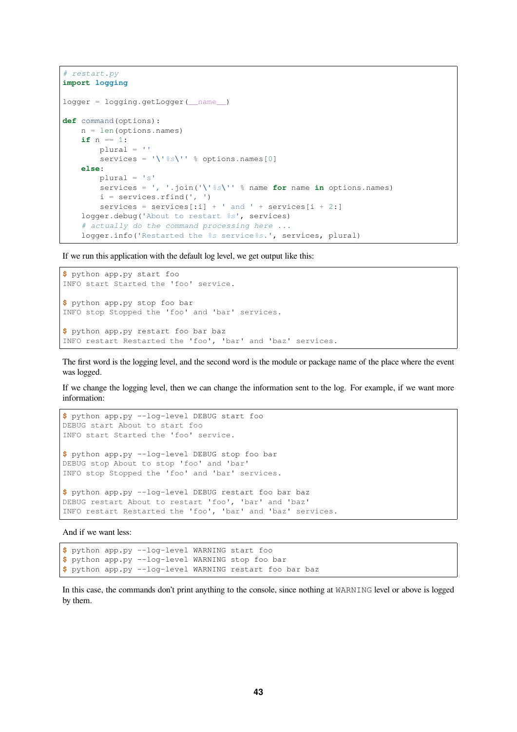```python
# restart.py
import logging

logger = logging.getLogger(__name__)

def command(options):
    n = len(options.names)
    if n == 1:
        plural = ''
        services = '\'%s\'' % options.names[0]
    else:
        plural = 's'
        services = ', '.join('\'%s\'' % name for name in options.names)
        i = services.rfind(', ')
        services = services[:i] + ' and ' + services[i + 2:]
    logger.debug('About to restart %s', services)
    # actually do the command processing here ...
    logger.info('Restarted the %s service%s.', services, plural)
```

If we run this application with the default log level, we get output like this:

```
$ python app.py start foo
INFO start Started the 'foo' service.

$ python app.py stop foo bar
INFO stop Stopped the 'foo' and 'bar' services.

$ python app.py restart foo bar baz
INFO restart Restarted the 'foo', 'bar' and 'baz' services.
```

The first word is the logging level, and the second word is the module or package name of the place where the event was logged.

If we change the logging level, then we can change the information sent to the log. For example, if we want more information:

```
$ python app.py --log-level DEBUG start foo
DEBUG start About to start foo
INFO start Started the 'foo' service.

$ python app.py --log-level DEBUG stop foo bar
DEBUG stop About to stop 'foo' and 'bar'
INFO stop Stopped the 'foo' and 'bar' services.

$ python app.py --log-level DEBUG restart foo bar baz
DEBUG restart About to restart 'foo', 'bar' and 'baz'
INFO restart Restarted the 'foo', 'bar' and 'baz' services.
```

And if we want less:

```
$ python app.py --log-level WARNING start foo
$ python app.py --log-level WARNING stop foo bar
$ python app.py --log-level WARNING restart foo bar baz
```

In this case, the commands don't print anything to the console, since nothing at `WARNING` level or above is logged by them.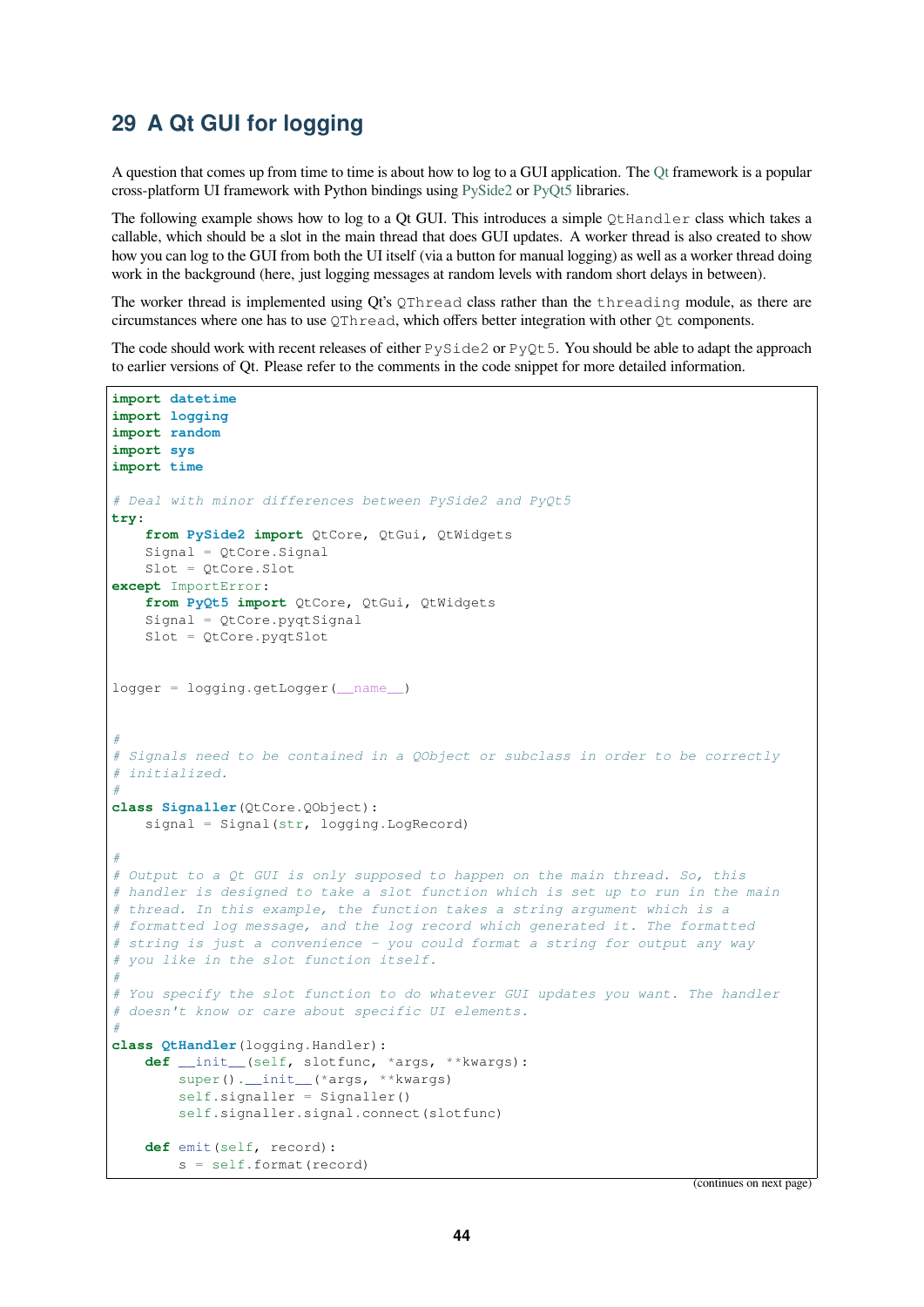## 29 A Qt GUI for logging

A question that comes up from time to time is about how to log to a GUI application. The Qt framework is a popular cross-platform UI framework with Python bindings using PySide2 or PyQt5 libraries.

The following example shows how to log to a Qt GUI. This introduces a simple `QtHandler` class which takes a callable, which should be a slot in the main thread that does GUI updates. A worker thread is also created to show how you can log to the GUI from both the UI itself (via a button for manual logging) as well as a worker thread doing work in the background (here, just logging messages at random levels with random short delays in between).

The worker thread is implemented using Qt's `QThread` class rather than the `threading` module, as there are circumstances where one has to use `QThread`, which offers better integration with other `Qt` components.

The code should work with recent releases of either `PySide2` or `PyQt5`. You should be able to adapt the approach to earlier versions of Qt. Please refer to the comments in the code snippet for more detailed information.

```
import datetime
import logging
import random
import sys
import time

# Deal with minor differences between PySide2 and PyQt5
try:
    from PySide2 import QtCore, QtGui, QtWidgets
    Signal = QtCore.Signal
    Slot = QtCore.Slot
except ImportError:
    from PyQt5 import QtCore, QtGui, QtWidgets
    Signal = QtCore.pyqtSignal
    Slot = QtCore.pyqtSlot


logger = logging.getLogger(__name__)


#
# Signals need to be contained in a QObject or subclass in order to be correctly
# initialized.
#
class Signaller(QtCore.QObject):
    signal = Signal(str, logging.LogRecord)

#
# Output to a Qt GUI is only supposed to happen on the main thread. So, this
# handler is designed to take a slot function which is set up to run in the main
# thread. In this example, the function takes a string argument which is a
# formatted log message, and the log record which generated it. The formatted
# string is just a convenience - you could format a string for output any way
# you like in the slot function itself.
#
# You specify the slot function to do whatever GUI updates you want. The handler
# doesn't know or care about specific UI elements.
#
class QtHandler(logging.Handler):
    def __init__(self, slotfunc, *args, **kwargs):
        super().__init__(*args, **kwargs)
        self.signaller = Signaller()
        self.signaller.signal.connect(slotfunc)

    def emit(self, record):
        s = self.format(record)
```

(continues on next page)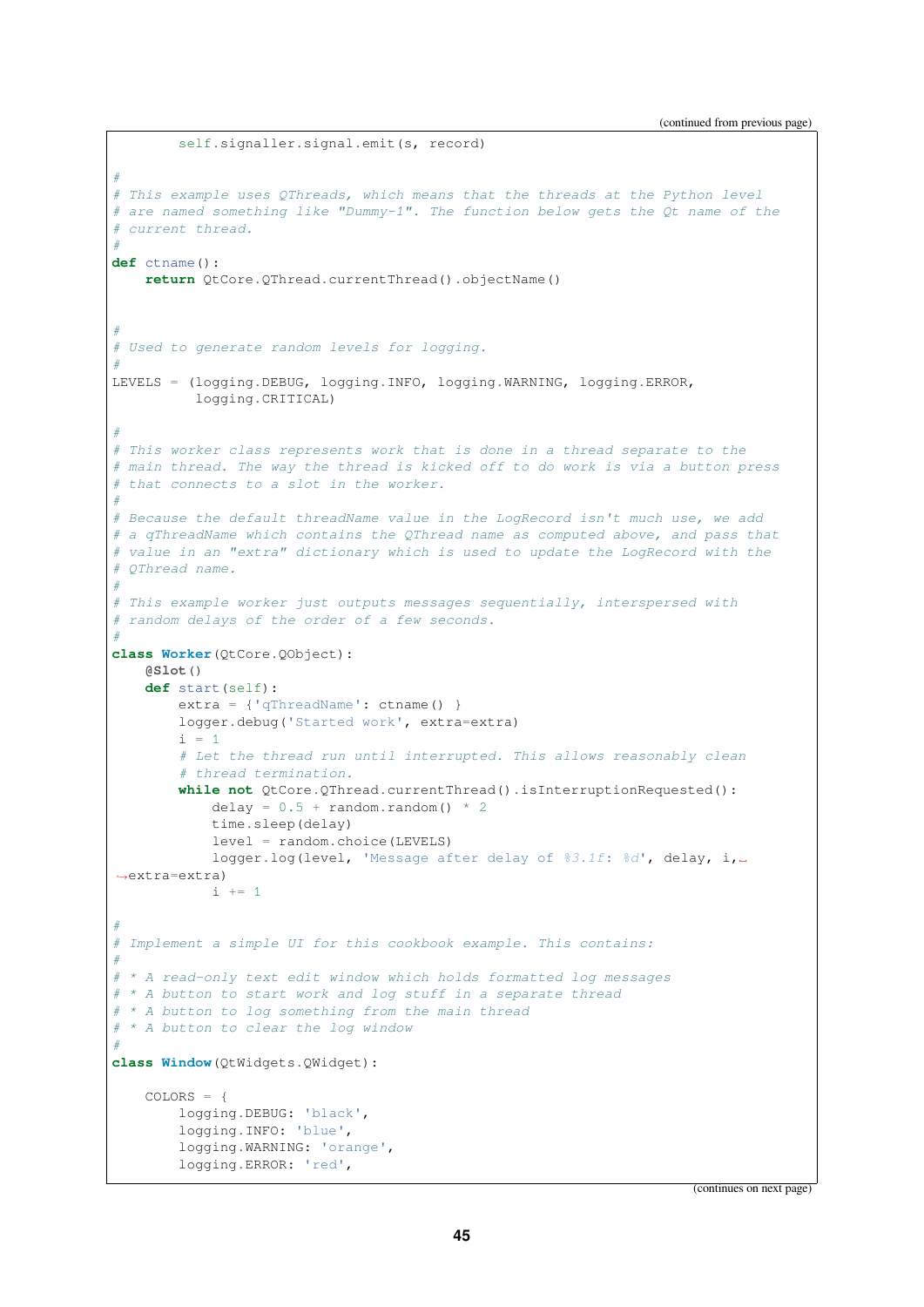(continued from previous page)

```
        self.signaller.signal.emit(s, record)

#
# This example uses QThreads, which means that the threads at the Python level
# are named something like "Dummy-1". The function below gets the Qt name of the
# current thread.
#
def ctname():
    return QtCore.QThread.currentThread().objectName()


#
# Used to generate random levels for logging.
#
LEVELS = (logging.DEBUG, logging.INFO, logging.WARNING, logging.ERROR,
          logging.CRITICAL)

#
# This worker class represents work that is done in a thread separate to the
# main thread. The way the thread is kicked off to do work is via a button press
# that connects to a slot in the worker.
#
# Because the default threadName value in the LogRecord isn't much use, we add
# a qThreadName which contains the QThread name as computed above, and pass that
# value in an "extra" dictionary which is used to update the LogRecord with the
# QThread name.
#
# This example worker just outputs messages sequentially, interspersed with
# random delays of the order of a few seconds.
#
class Worker(QtCore.QObject):
    @Slot()
    def start(self):
        extra = {'qThreadName': ctname() }
        logger.debug('Started work', extra=extra)
        i = 1
        # Let the thread run until interrupted. This allows reasonably clean
        # thread termination.
        while not QtCore.QThread.currentThread().isInterruptionRequested():
            delay = 0.5 + random.random() * 2
            time.sleep(delay)
            level = random.choice(LEVELS)
            logger.log(level, 'Message after delay of %3.1f: %d', delay, i,
↪extra=extra)
            i += 1

#
# Implement a simple UI for this cookbook example. This contains:
#
# * A read-only text edit window which holds formatted log messages
# * A button to start work and log stuff in a separate thread
# * A button to log something from the main thread
# * A button to clear the log window
#
class Window(QtWidgets.QWidget):

    COLORS = {
        logging.DEBUG: 'black',
        logging.INFO: 'blue',
        logging.WARNING: 'orange',
        logging.ERROR: 'red',
```

(continues on next page)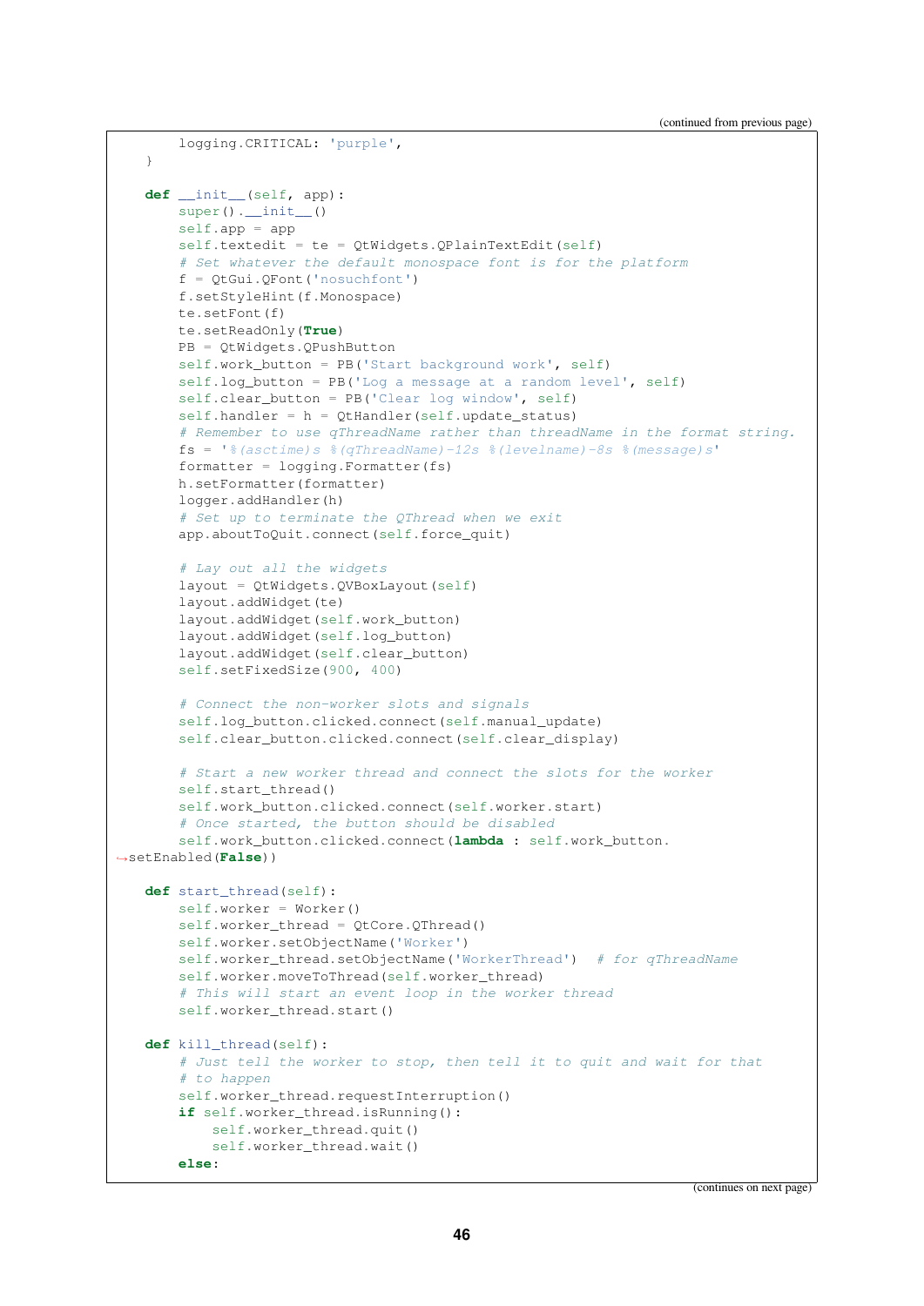(continued from previous page)

```
        logging.CRITICAL: 'purple',
    }

    def __init__(self, app):
        super().__init__()
        self.app = app
        self.textedit = te = QtWidgets.QPlainTextEdit(self)
        # Set whatever the default monospace font is for the platform
        f = QtGui.QFont('nosuchfont')
        f.setStyleHint(f.Monospace)
        te.setFont(f)
        te.setReadOnly(True)
        PB = QtWidgets.QPushButton
        self.work_button = PB('Start background work', self)
        self.log_button = PB('Log a message at a random level', self)
        self.clear_button = PB('Clear log window', self)
        self.handler = h = QtHandler(self.update_status)
        # Remember to use qThreadName rather than threadName in the format string.
        fs = '%(asctime)s %(qThreadName)-12s %(levelname)-8s %(message)s'
        formatter = logging.Formatter(fs)
        h.setFormatter(formatter)
        logger.addHandler(h)
        # Set up to terminate the QThread when we exit
        app.aboutToQuit.connect(self.force_quit)

        # Lay out all the widgets
        layout = QtWidgets.QVBoxLayout(self)
        layout.addWidget(te)
        layout.addWidget(self.work_button)
        layout.addWidget(self.log_button)
        layout.addWidget(self.clear_button)
        self.setFixedSize(900, 400)

        # Connect the non-worker slots and signals
        self.log_button.clicked.connect(self.manual_update)
        self.clear_button.clicked.connect(self.clear_display)

        # Start a new worker thread and connect the slots for the worker
        self.start_thread()
        self.work_button.clicked.connect(self.worker.start)
        # Once started, the button should be disabled
        self.work_button.clicked.connect(lambda : self.work_button.
→setEnabled(False))

    def start_thread(self):
        self.worker = Worker()
        self.worker_thread = QtCore.QThread()
        self.worker.setObjectName('Worker')
        self.worker_thread.setObjectName('WorkerThread')  # for qThreadName
        self.worker.moveToThread(self.worker_thread)
        # This will start an event loop in the worker thread
        self.worker_thread.start()

    def kill_thread(self):
        # Just tell the worker to stop, then tell it to quit and wait for that
        # to happen
        self.worker_thread.requestInterruption()
        if self.worker_thread.isRunning():
            self.worker_thread.quit()
            self.worker_thread.wait()
        else:
```

(continues on next page)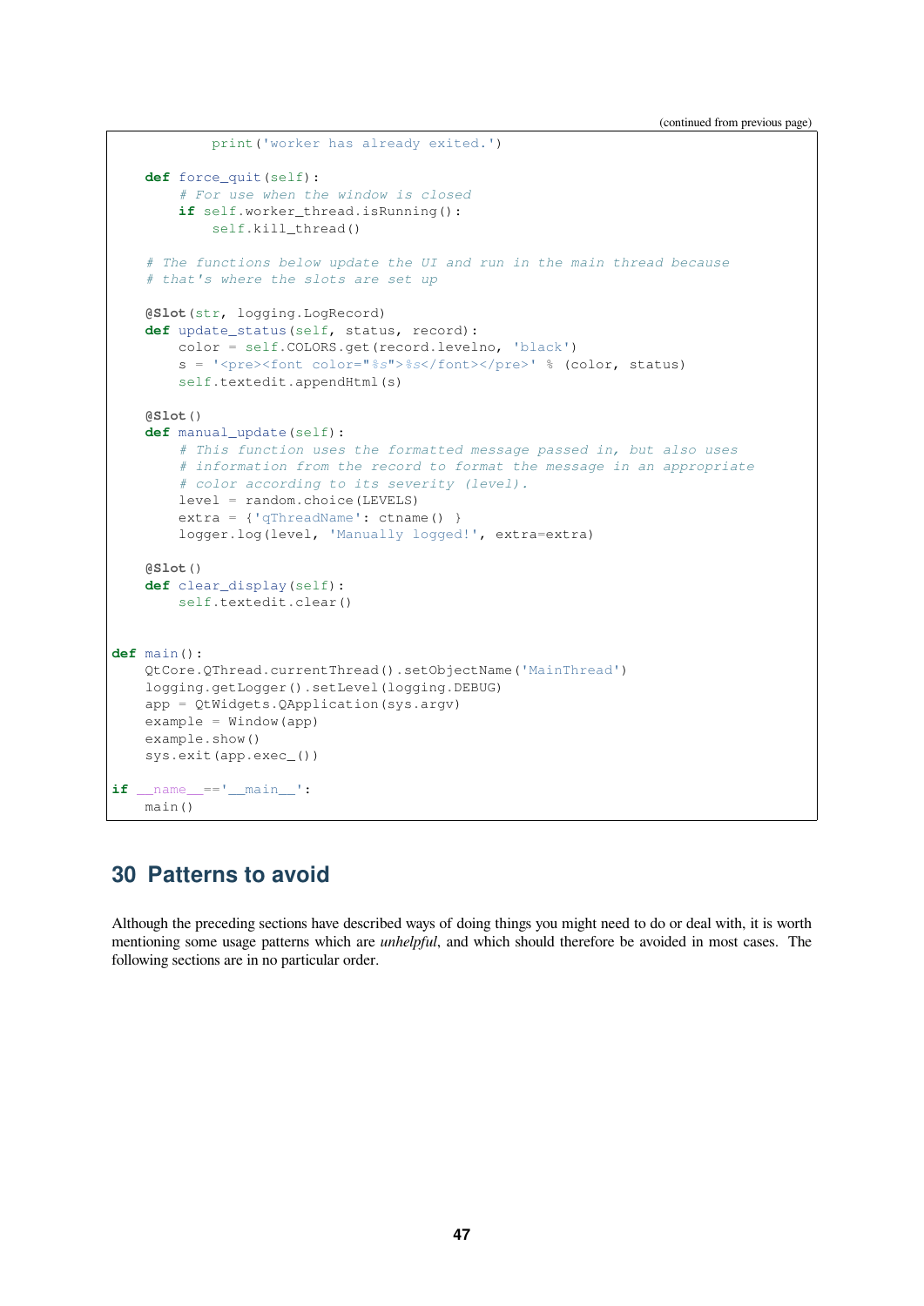(continued from previous page)

```
            print('worker has already exited.')

    def force_quit(self):
        # For use when the window is closed
        if self.worker_thread.isRunning():
            self.kill_thread()

    # The functions below update the UI and run in the main thread because
    # that's where the slots are set up

    @Slot(str, logging.LogRecord)
    def update_status(self, status, record):
        color = self.COLORS.get(record.levelno, 'black')
        s = '<pre><font color="%s">%s</font></pre>' % (color, status)
        self.textedit.appendHtml(s)

    @Slot()
    def manual_update(self):
        # This function uses the formatted message passed in, but also uses
        # information from the record to format the message in an appropriate
        # color according to its severity (level).
        level = random.choice(LEVELS)
        extra = {'qThreadName': ctname() }
        logger.log(level, 'Manually logged!', extra=extra)

    @Slot()
    def clear_display(self):
        self.textedit.clear()


def main():
    QtCore.QThread.currentThread().setObjectName('MainThread')
    logging.getLogger().setLevel(logging.DEBUG)
    app = QtWidgets.QApplication(sys.argv)
    example = Window(app)
    example.show()
    sys.exit(app.exec_())

if __name__=='__main__':
    main()
```

## 30 Patterns to avoid

Although the preceding sections have described ways of doing things you might need to do or deal with, it is worth mentioning some usage patterns which are *unhelpful*, and which should therefore be avoided in most cases. The following sections are in no particular order.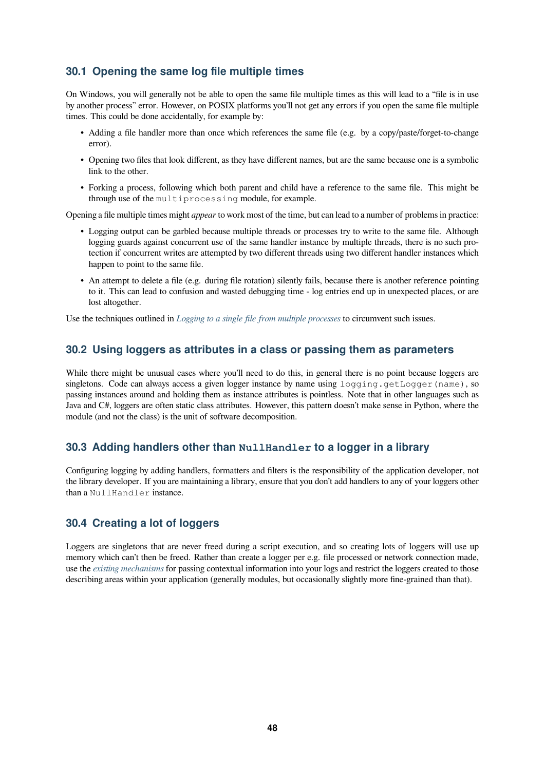## 30.1 Opening the same log file multiple times

On Windows, you will generally not be able to open the same file multiple times as this will lead to a "file is in use by another process" error. However, on POSIX platforms you'll not get any errors if you open the same file multiple times. This could be done accidentally, for example by:

- Adding a file handler more than once which references the same file (e.g. by a copy/paste/forget-to-change error).
- Opening two files that look different, as they have different names, but are the same because one is a symbolic link to the other.
- Forking a process, following which both parent and child have a reference to the same file. This might be through use of the `multiprocessing` module, for example.

Opening a file multiple times might *appear* to work most of the time, but can lead to a number of problems in practice:

- Logging output can be garbled because multiple threads or processes try to write to the same file. Although logging guards against concurrent use of the same handler instance by multiple threads, there is no such protection if concurrent writes are attempted by two different threads using two different handler instances which happen to point to the same file.
- An attempt to delete a file (e.g. during file rotation) silently fails, because there is another reference pointing to it. This can lead to confusion and wasted debugging time - log entries end up in unexpected places, or are lost altogether.

Use the techniques outlined in *Logging to a single file from multiple processes* to circumvent such issues.

## 30.2 Using loggers as attributes in a class or passing them as parameters

While there might be unusual cases where you'll need to do this, in general there is no point because loggers are singletons. Code can always access a given logger instance by name using `logging.getLogger(name)`, so passing instances around and holding them as instance attributes is pointless. Note that in other languages such as Java and C#, loggers are often static class attributes. However, this pattern doesn't make sense in Python, where the module (and not the class) is the unit of software decomposition.

## 30.3 Adding handlers other than `NullHandler` to a logger in a library

Configuring logging by adding handlers, formatters and filters is the responsibility of the application developer, not the library developer. If you are maintaining a library, ensure that you don't add handlers to any of your loggers other than a `NullHandler` instance.

## 30.4 Creating a lot of loggers

Loggers are singletons that are never freed during a script execution, and so creating lots of loggers will use up memory which can't then be freed. Rather than create a logger per e.g. file processed or network connection made, use the *existing mechanisms* for passing contextual information into your logs and restrict the loggers created to those describing areas within your application (generally modules, but occasionally slightly more fine-grained than that).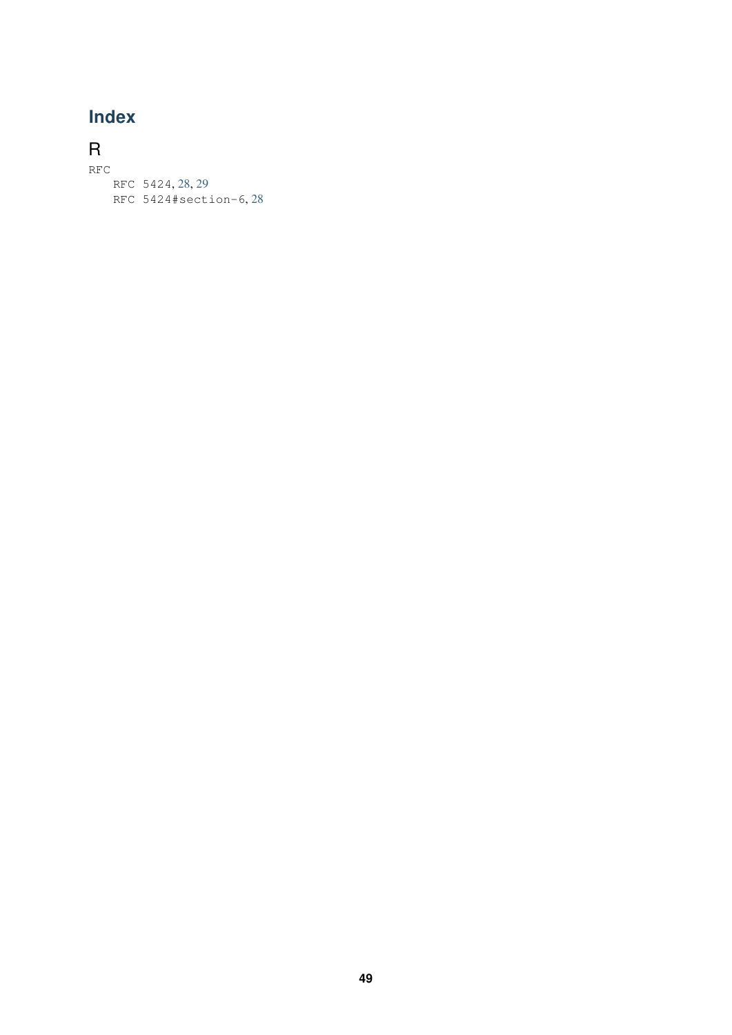# Index

## R

RFC
- RFC 5424, 28, 29
- RFC 5424#section-6, 28